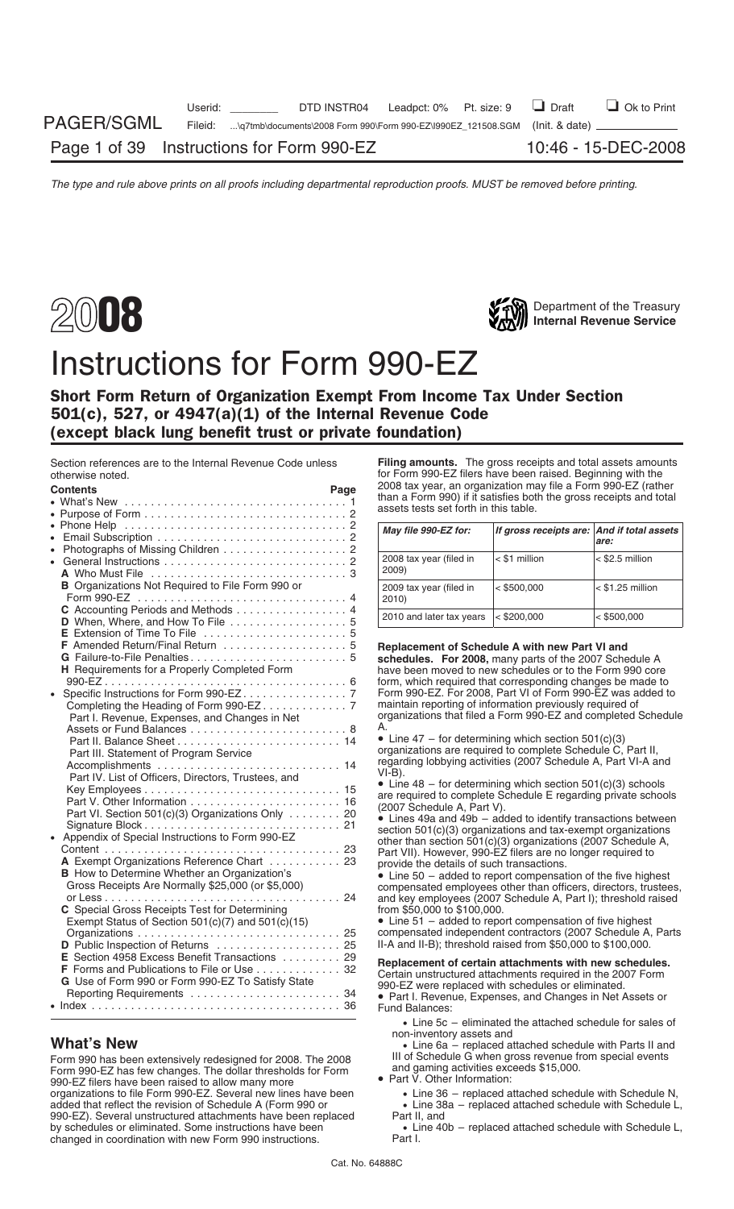# 2008

Department of the Treasury
**Internal Revenue Service**

# Instructions for Form 990-EZ

## Short Form Return of Organization Exempt From Income Tax Under Section 501(c), 527, or 4947(a)(1) of the Internal Revenue Code (except black lung benefit trust or private foundation)

Section references are to the Internal Revenue Code unless otherwise noted.

**Contents** **Page**

- What's New . . . . . 1
- Purpose of Form . . . . . 2
- Phone Help . . . . . 2
- Email Subscription . . . . . 2
- Photographs of Missing Children . . . . . 2
- General Instructions . . . . . 2
  - **A** Who Must File . . . . . 3
  - **B** Organizations Not Required to File Form 990 or Form 990-EZ . . . . . 4
  - **C** Accounting Periods and Methods . . . . . 4
  - **D** When, Where, and How To File . . . . . 5
  - **E** Extension of Time To File . . . . . 5
  - **F** Amended Return/Final Return . . . . . 5
  - **G** Failure-to-File Penalties . . . . . 5
  - **H** Requirements for a Properly Completed Form 990-EZ . . . . . 6
- Specific Instructions for Form 990-EZ . . . . . 7
  - Completing the Heading of Form 990-EZ . . . . . 7
  - Part I. Revenue, Expenses, and Changes in Net Assets or Fund Balances . . . . . 8
  - Part II. Balance Sheet . . . . . 14
  - Part III. Statement of Program Service Accomplishments . . . . . 14
  - Part IV. List of Officers, Directors, Trustees, and Key Employees . . . . . 15
  - Part V. Other Information . . . . . 16
  - Part VI. Section 501(c)(3) Organizations Only . . . . . 20
  - Signature Block . . . . . 21
- Appendix of Special Instructions to Form 990-EZ Content . . . . . 23
  - **A** Exempt Organizations Reference Chart . . . . . 23
  - **B** How to Determine Whether an Organization's Gross Receipts Are Normally $25,000 (or $5,000) or Less . . . . . 24
  - **C** Special Gross Receipts Test for Determining Exempt Status of Section 501(c)(7) and 501(c)(15) Organizations . . . . . 25
  - **D** Public Inspection of Returns . . . . . 25
  - **E** Section 4958 Excess Benefit Transactions . . . . . 29
  - **F** Forms and Publications to File or Use . . . . . 32
  - **G** Use of Form 990 or Form 990-EZ To Satisfy State Reporting Requirements . . . . . 34
- Index . . . . . 36

## What's New

Form 990 has been extensively redesigned for 2008. The 2008 Form 990-EZ has few changes. The dollar thresholds for Form 990-EZ filers have been raised to allow many more organizations to file Form 990-EZ. Several new lines have been added that reflect the revision of Schedule A (Form 990 or 990-EZ). Several unstructured attachments have been replaced by schedules or eliminated. Some instructions have been changed in coordination with new Form 990 instructions.

**Filing amounts.** The gross receipts and total assets amounts for Form 990-EZ filers have been raised. Beginning with the 2008 tax year, an organization may file a Form 990-EZ (rather than a Form 990) if it satisfies both the gross receipts and total assets tests set forth in this table.

| *May file 990-EZ for:* | *If gross receipts are:* | *And if total assets are:* |
| --- | --- | --- |
| 2008 tax year (filed in 2009) | < $1 million | < $2.5 million |
| 2009 tax year (filed in 2010) | < $500,000 | < $1.25 million |
| 2010 and later tax years | < $200,000 | < $500,000 |

**Replacement of Schedule A with new Part VI and schedules. For 2008,** many parts of the 2007 Schedule A have been moved to new schedules or to the Form 990 core form, which required that corresponding changes be made to Form 990-EZ. For 2008, Part VI of Form 990-EZ was added to maintain reporting of information previously required of organizations that filed a Form 990-EZ and completed Schedule A.

- Line 47 – for determining which section 501(c)(3) organizations are required to complete Schedule C, Part II, regarding lobbying activities (2007 Schedule A, Part VI-A and VI-B).
- Line 48 – for determining which section 501(c)(3) schools are required to complete Schedule E regarding private schools (2007 Schedule A, Part V).
- Lines 49a and 49b – added to identify transactions between section 501(c)(3) organizations and tax-exempt organizations other than section 501(c)(3) organizations (2007 Schedule A, Part VII). However, 990-EZ filers are no longer required to provide the details of such transactions.
- Line 50 – added to report compensation of the five highest compensated employees other than officers, directors, trustees, and key employees (2007 Schedule A, Part I); threshold raised from $50,000 to $100,000.
- Line 51 – added to report compensation of five highest compensated independent contractors (2007 Schedule A, Parts II-A and II-B); threshold raised from $50,000 to $100,000.

**Replacement of certain attachments with new schedules.** Certain unstructured attachments required in the 2007 Form 990-EZ were replaced with schedules or eliminated.

- Part I. Revenue, Expenses, and Changes in Net Assets or Fund Balances:
  - Line 5c – eliminated the attached schedule for sales of non-inventory assets and
  - Line 6a – replaced attached schedule with Parts II and III of Schedule G when gross revenue from special events and gaming activities exceeds $15,000.
- Part V. Other Information:
  - Line 36 – replaced attached schedule with Schedule N,
  - Line 38a – replaced attached schedule with Schedule L, Part II, and
  - Line 40b – replaced attached schedule with Schedule L, Part I.

Cat. No. 64888C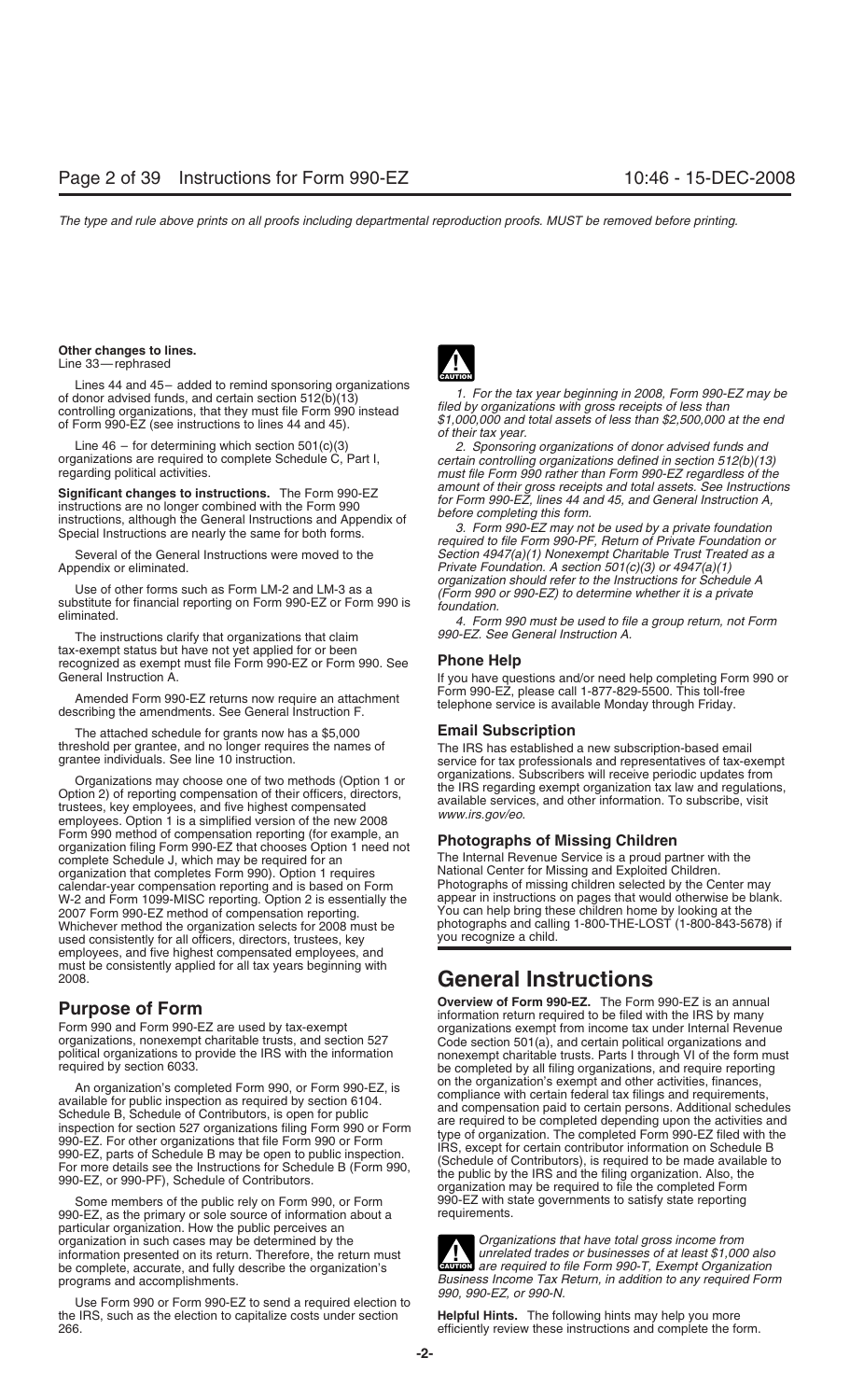**Other changes to lines.**

Line 33—rephrased

Lines 44 and 45– added to remind sponsoring organizations of donor advised funds, and certain section 512(b)(13) controlling organizations, that they must file Form 990 instead of Form 990-EZ (see instructions to lines 44 and 45).

Line 46 – for determining which section 501(c)(3) organizations are required to complete Schedule C, Part I, regarding political activities.

**Significant changes to instructions.** The Form 990-EZ instructions are no longer combined with the Form 990 instructions, although the General Instructions and Appendix of Special Instructions are nearly the same for both forms.

Several of the General Instructions were moved to the Appendix or eliminated.

Use of other forms such as Form LM-2 and LM-3 as a substitute for financial reporting on Form 990-EZ or Form 990 is eliminated.

The instructions clarify that organizations that claim tax-exempt status but have not yet applied for or been recognized as exempt must file Form 990-EZ or Form 990. See General Instruction A.

Amended Form 990-EZ returns now require an attachment describing the amendments. See General Instruction F.

The attached schedule for grants now has a $5,000 threshold per grantee, and no longer requires the names of grantee individuals. See line 10 instruction.

Organizations may choose one of two methods (Option 1 or Option 2) of reporting compensation of their officers, directors, trustees, key employees, and five highest compensated employees. Option 1 is a simplified version of the new 2008 Form 990 method of compensation reporting (for example, an organization filing Form 990-EZ that chooses Option 1 need not complete Schedule J, which may be required for an organization that completes Form 990). Option 1 requires calendar-year compensation reporting and is based on Form W-2 and Form 1099-MISC reporting. Option 2 is essentially the 2007 Form 990-EZ method of compensation reporting. Whichever method the organization selects for 2008 must be used consistently for all officers, directors, trustees, key employees, and five highest compensated employees, and must be consistently applied for all tax years beginning with 2008.

## Purpose of Form

Form 990 and Form 990-EZ are used by tax-exempt organizations, nonexempt charitable trusts, and section 527 political organizations to provide the IRS with the information required by section 6033.

An organization's completed Form 990, or Form 990-EZ, is available for public inspection as required by section 6104. Schedule B, Schedule of Contributors, is open for public inspection for section 527 organizations filing Form 990 or Form 990-EZ. For other organizations that file Form 990 or Form 990-EZ, parts of Schedule B may be open to public inspection. For more details see the Instructions for Schedule B (Form 990, 990-EZ, or 990-PF), Schedule of Contributors.

Some members of the public rely on Form 990, or Form 990-EZ, as the primary or sole source of information about a particular organization. How the public perceives an organization in such cases may be determined by the information presented on its return. Therefore, the return must be complete, accurate, and fully describe the organization's programs and accomplishments.

Use Form 990 or Form 990-EZ to send a required election to the IRS, such as the election to capitalize costs under section 266.

**CAUTION**

*1. For the tax year beginning in 2008, Form 990-EZ may be filed by organizations with gross receipts of less than $1,000,000 and total assets of less than $2,500,000 at the end of their tax year.*

*2. Sponsoring organizations of donor advised funds and certain controlling organizations defined in section 512(b)(13) must file Form 990 rather than Form 990-EZ regardless of the amount of their gross receipts and total assets. See Instructions for Form 990-EZ, lines 44 and 45, and General Instruction A, before completing this form.*

*3. Form 990-EZ may not be used by a private foundation required to file Form 990-PF, Return of Private Foundation or Section 4947(a)(1) Nonexempt Charitable Trust Treated as a Private Foundation. A section 501(c)(3) or 4947(a)(1) organization should refer to the Instructions for Schedule A (Form 990 or 990-EZ) to determine whether it is a private foundation.*

*4. Form 990 must be used to file a group return, not Form 990-EZ. See General Instruction A.*

## Phone Help

If you have questions and/or need help completing Form 990 or Form 990-EZ, please call 1-877-829-5500. This toll-free telephone service is available Monday through Friday.

## Email Subscription

The IRS has established a new subscription-based email service for tax professionals and representatives of tax-exempt organizations. Subscribers will receive periodic updates from the IRS regarding exempt organization tax law and regulations, available services, and other information. To subscribe, visit *www.irs.gov/eo.*

## Photographs of Missing Children

The Internal Revenue Service is a proud partner with the National Center for Missing and Exploited Children. Photographs of missing children selected by the Center may appear in instructions on pages that would otherwise be blank. You can help bring these children home by looking at the photographs and calling 1-800-THE-LOST (1-800-843-5678) if you recognize a child.

# General Instructions

**Overview of Form 990-EZ.** The Form 990-EZ is an annual information return required to be filed with the IRS by many organizations exempt from income tax under Internal Revenue Code section 501(a), and certain political organizations and nonexempt charitable trusts. Parts I through VI of the form must be completed by all filing organizations, and require reporting on the organization's exempt and other activities, finances, compliance with certain federal tax filings and requirements, and compensation paid to certain persons. Additional schedules are required to be completed depending upon the activities and type of organization. The completed Form 990-EZ filed with the IRS, except for certain contributor information on Schedule B (Schedule of Contributors), is required to be made available to the public by the IRS and the filing organization. Also, the organization may be required to file the completed Form 990-EZ with state governments to satisfy state reporting requirements.

**CAUTION** *Organizations that have total gross income from unrelated trades or businesses of at least $1,000 also are required to file Form 990-T, Exempt Organization Business Income Tax Return, in addition to any required Form 990, 990-EZ, or 990-N.*

**Helpful Hints.** The following hints may help you more efficiently review these instructions and complete the form.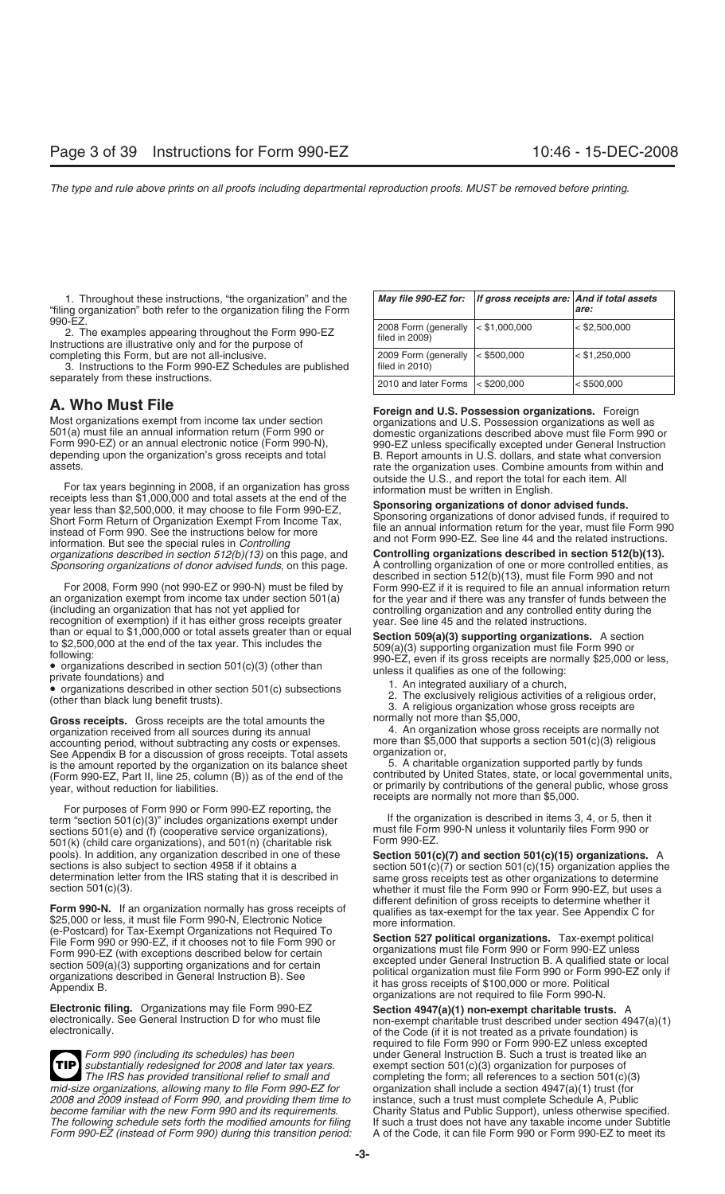1. Throughout these instructions, "the organization" and the "filing organization" both refer to the organization filing the Form 990-EZ.

2. The examples appearing throughout the Form 990-EZ Instructions are illustrative only and for the purpose of completing this Form, but are not all-inclusive.

3. Instructions to the Form 990-EZ Schedules are published separately from these instructions.

## A. Who Must File

Most organizations exempt from income tax under section 501(a) must file an annual information return (Form 990 or Form 990-EZ) or an annual electronic notice (Form 990-N), depending upon the organization's gross receipts and total assets.

For tax years beginning in 2008, if an organization has gross receipts less than $1,000,000 and total assets at the end of the year less than $2,500,000, it may choose to file Form 990-EZ, Short Form Return of Organization Exempt From Income Tax, instead of Form 990. See the instructions below for more information. But see the special rules in *Controlling organizations described in section 512(b)(13)* on this page, and *Sponsoring organizations of donor advised funds*, on this page.

For 2008, Form 990 (not 990-EZ or 990-N) must be filed by an organization exempt from income tax under section 501(a) (including an organization that has not yet applied for recognition of exemption) if it has either gross receipts greater than or equal to $1,000,000 or total assets greater than or equal to $2,500,000 at the end of the tax year. This includes the following:

- organizations described in section 501(c)(3) (other than private foundations) and
- organizations described in other section 501(c) subsections (other than black lung benefit trusts).

**Gross receipts.** Gross receipts are the total amounts the organization received from all sources during its annual accounting period, without subtracting any costs or expenses. See Appendix B for a discussion of gross receipts. Total assets is the amount reported by the organization on its balance sheet (Form 990-EZ, Part II, line 25, column (B)) as of the end of the year, without reduction for liabilities.

For purposes of Form 990 or Form 990-EZ reporting, the term "section 501(c)(3)" includes organizations exempt under sections 501(e) and (f) (cooperative service organizations), 501(k) (child care organizations), and 501(n) (charitable risk pools). In addition, any organization described in one of these sections is also subject to section 4958 if it obtains a determination letter from the IRS stating that it is described in section 501(c)(3).

**Form 990-N.** If an organization normally has gross receipts of $25,000 or less, it must file Form 990-N, Electronic Notice (e-Postcard) for Tax-Exempt Organizations not Required To File Form 990 or 990-EZ, if it chooses not to file Form 990 or Form 990-EZ (with exceptions described below for certain section 509(a)(3) supporting organizations and for certain organizations described in General Instruction B). See Appendix B.

**Electronic filing.** Organizations may file Form 990-EZ electronically. See General Instruction D for who must file electronically.

**TIP** *Form 990 (including its schedules) has been substantially redesigned for 2008 and later tax years. The IRS has provided transitional relief to small and mid-size organizations, allowing many to file Form 990-EZ for 2008 and 2009 instead of Form 990, and providing them time to become familiar with the new Form 990 and its requirements. The following schedule sets forth the modified amounts for filing Form 990-EZ (instead of Form 990) during this transition period:*

| *May file 990-EZ for:* | *If gross receipts are:* | *And if total assets are:* |
|---|---|---|
| 2008 Form (generally filed in 2009) | < $1,000,000 | < $2,500,000 |
| 2009 Form (generally filed in 2010) | < $500,000 | < $1,250,000 |
| 2010 and later Forms | < $200,000 | < $500,000 |

**Foreign and U.S. Possession organizations.** Foreign organizations and U.S. Possession organizations as well as domestic organizations described above must file Form 990 or 990-EZ unless specifically excepted under General Instruction B. Report amounts in U.S. dollars, and state what conversion rate the organization uses. Combine amounts from within and outside the U.S., and report the total for each item. All information must be written in English.

**Sponsoring organizations of donor advised funds.** Sponsoring organizations of donor advised funds, if required to file an annual information return for the year, must file Form 990 and not Form 990-EZ. See line 44 and the related instructions.

**Controlling organizations described in section 512(b)(13).** A controlling organization of one or more controlled entities, as described in section 512(b)(13), must file Form 990 and not Form 990-EZ if it is required to file an annual information return for the year and if there was any transfer of funds between the controlling organization and any controlled entity during the year. See line 45 and the related instructions.

**Section 509(a)(3) supporting organizations.** A section 509(a)(3) supporting organization must file Form 990 or 990-EZ, even if its gross receipts are normally $25,000 or less, unless it qualifies as one of the following:

1. An integrated auxiliary of a church,
2. The exclusively religious activities of a religious order,
3. A religious organization whose gross receipts are normally not more than $5,000,
4. An organization whose gross receipts are normally not more than $5,000 that supports a section 501(c)(3) religious organization or,
5. A charitable organization supported partly by funds contributed by United States, state, or local governmental units, or primarily by contributions of the general public, whose gross receipts are normally not more than $5,000.

If the organization is described in items 3, 4, or 5, then it must file Form 990-N unless it voluntarily files Form 990 or Form 990-EZ.

**Section 501(c)(7) and section 501(c)(15) organizations.** A section 501(c)(7) or section 501(c)(15) organization applies the same gross receipts test as other organizations to determine whether it must file the Form 990 or Form 990-EZ, but uses a different definition of gross receipts to determine whether it qualifies as tax-exempt for the tax year. See Appendix C for more information.

**Section 527 political organizations.** Tax-exempt political organizations must file Form 990 or Form 990-EZ unless excepted under General Instruction B. A qualified state or local political organization must file Form 990 or Form 990-EZ only if it has gross receipts of $100,000 or more. Political organizations are not required to file Form 990-N.

**Section 4947(a)(1) non-exempt charitable trusts.** A non-exempt charitable trust described under section 4947(a)(1) of the Code (if it is not treated as a private foundation) is required to file Form 990 or Form 990-EZ unless excepted under General Instruction B. Such a trust is treated like an exempt section 501(c)(3) organization for purposes of completing the form; all references to a section 501(c)(3) organization shall include a section 4947(a)(1) trust (for instance, such a trust must complete Schedule A, Public Charity Status and Public Support), unless otherwise specified. If such a trust does not have any taxable income under Subtitle A of the Code, it can file Form 990 or Form 990-EZ to meet its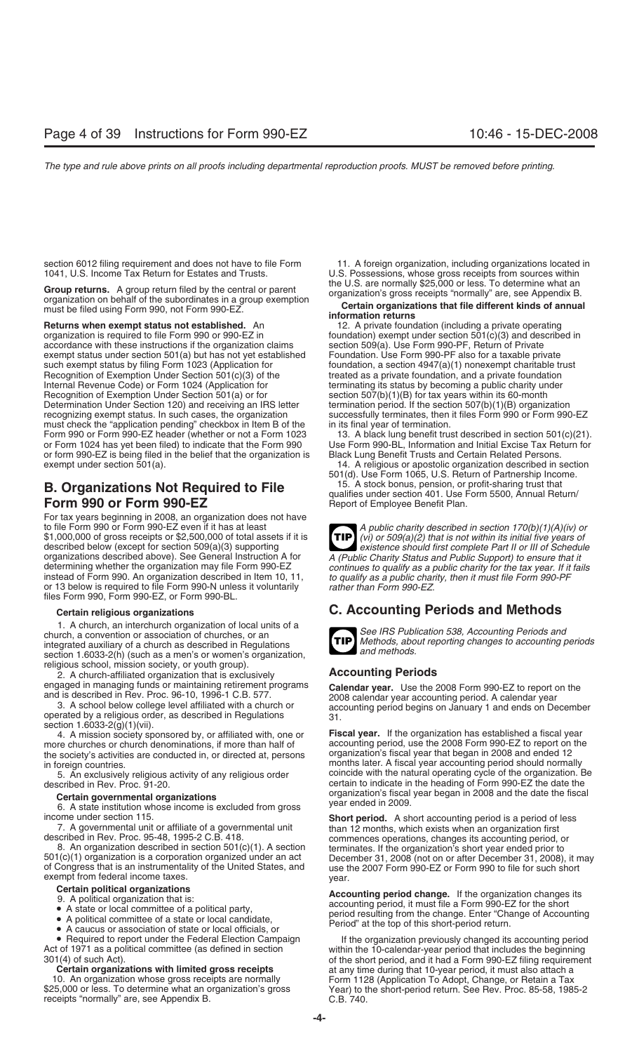section 6012 filing requirement and does not have to file Form 1041, U.S. Income Tax Return for Estates and Trusts.

**Group returns.** A group return filed by the central or parent organization on behalf of the subordinates in a group exemption must be filed using Form 990, not Form 990-EZ.

**Returns when exempt status not established.** An organization is required to file Form 990 or 990-EZ in accordance with these instructions if the organization claims exempt status under section 501(a) but has not yet established such exempt status by filing Form 1023 (Application for Recognition of Exemption Under Section 501(c)(3) of the Internal Revenue Code) or Form 1024 (Application for Recognition of Exemption Under Section 501(a) or for Determination Under Section 120) and receiving an IRS letter recognizing exempt status. In such cases, the organization must check the "application pending" checkbox in Item B of the Form 990 or Form 990-EZ header (whether or not a Form 1023 or Form 1024 has yet been filed) to indicate that the Form 990 or form 990-EZ is being filed in the belief that the organization is exempt under section 501(a).

## B. Organizations Not Required to File Form 990 or Form 990-EZ

For tax years beginning in 2008, an organization does not have to file Form 990 or Form 990-EZ even if it has at least $1,000,000 of gross receipts or $2,500,000 of total assets if it is described below (except for section 509(a)(3) supporting organizations described above). See General Instruction A for determining whether the organization may file Form 990-EZ instead of Form 990. An organization described in Item 10, 11, or 13 below is required to file Form 990-N unless it voluntarily files Form 990, Form 990-EZ, or Form 990-BL.

**Certain religious organizations**

1. A church, an interchurch organization of local units of a church, a convention or association of churches, or an integrated auxiliary of a church as described in Regulations section 1.6033-2(h) (such as a men's or women's organization, religious school, mission society, or youth group).

2. A church-affiliated organization that is exclusively engaged in managing funds or maintaining retirement programs and is described in Rev. Proc. 96-10, 1996-1 C.B. 577.

3. A school below college level affiliated with a church or operated by a religious order, as described in Regulations section 1.6033-2(g)(1)(vii).

4. A mission society sponsored by, or affiliated with, one or more churches or church denominations, if more than half of the society's activities are conducted in, or directed at, persons in foreign countries.

5. An exclusively religious activity of any religious order described in Rev. Proc. 91-20.

**Certain governmental organizations**

6. A state institution whose income is excluded from gross income under section 115.

7. A governmental unit or affiliate of a governmental unit described in Rev. Proc. 95-48, 1995-2 C.B. 418.

8. An organization described in section 501(c)(1). A section 501(c)(1) organization is a corporation organized under an act of Congress that is an instrumentality of the United States, and exempt from federal income taxes.

**Certain political organizations**

9. A political organization that is:

- A state or local committee of a political party,
- A political committee of a state or local candidate,
- A caucus or association of state or local officials, or
- Required to report under the Federal Election Campaign Act of 1971 as a political committee (as defined in section 301(4) of such Act).

**Certain organizations with limited gross receipts**

10. An organization whose gross receipts are normally $25,000 or less. To determine what an organization's gross receipts "normally" are, see Appendix B.

11. A foreign organization, including organizations located in U.S. Possessions, whose gross receipts from sources within the U.S. are normally $25,000 or less. To determine what an organization's gross receipts "normally" are, see Appendix B.

**Certain organizations that file different kinds of annual information returns**

12. A private foundation (including a private operating foundation) exempt under section 501(c)(3) and described in section 509(a). Use Form 990-PF, Return of Private Foundation. Use Form 990-PF also for a taxable private foundation, a section 4947(a)(1) nonexempt charitable trust treated as a private foundation, and a private foundation terminating its status by becoming a public charity under section 507(b)(1)(B) for tax years within its 60-month termination period. If the section 507(b)(1)(B) organization successfully terminates, then it files Form 990 or Form 990-EZ in its final year of termination.

13. A black lung benefit trust described in section 501(c)(21). Use Form 990-BL, Information and Initial Excise Tax Return for Black Lung Benefit Trusts and Certain Related Persons.

14. A religious or apostolic organization described in section 501(d). Use Form 1065, U.S. Return of Partnership Income.

15. A stock bonus, pension, or profit-sharing trust that qualifies under section 401. Use Form 5500, Annual Return/Report of Employee Benefit Plan.

**TIP** *A public charity described in section 170(b)(1)(A)(iv) or (vi) or 509(a)(2) that is not within its initial five years of existence should first complete Part II or III of Schedule A (Public Charity Status and Public Support) to ensure that it continues to qualify as a public charity for the tax year. If it fails to qualify as a public charity, then it must file Form 990-PF rather than Form 990-EZ.*

## C. Accounting Periods and Methods

**TIP** *See IRS Publication 538, Accounting Periods and Methods, about reporting changes to accounting periods and methods.*

### Accounting Periods

**Calendar year.** Use the 2008 Form 990-EZ to report on the 2008 calendar year accounting period. A calendar year accounting period begins on January 1 and ends on December 31.

**Fiscal year.** If the organization has established a fiscal year accounting period, use the 2008 Form 990-EZ to report on the organization's fiscal year that began in 2008 and ended 12 months later. A fiscal year accounting period should normally coincide with the natural operating cycle of the organization. Be certain to indicate in the heading of Form 990-EZ the date the organization's fiscal year began in 2008 and the date the fiscal year ended in 2009.

**Short period.** A short accounting period is a period of less than 12 months, which exists when an organization first commences operations, changes its accounting period, or terminates. If the organization's short year ended prior to December 31, 2008 (not on or after December 31, 2008), it may use the 2007 Form 990-EZ or Form 990 to file for such short year.

**Accounting period change.** If the organization changes its accounting period, it must file a Form 990-EZ for the short period resulting from the change. Enter "Change of Accounting Period" at the top of this short-period return.

If the organization previously changed its accounting period within the 10-calendar-year period that includes the beginning of the short period, and it had a Form 990-EZ filing requirement at any time during that 10-year period, it must also attach a Form 1128 (Application To Adopt, Change, or Retain a Tax Year) to the short-period return. See Rev. Proc. 85-58, 1985-2 C.B. 740.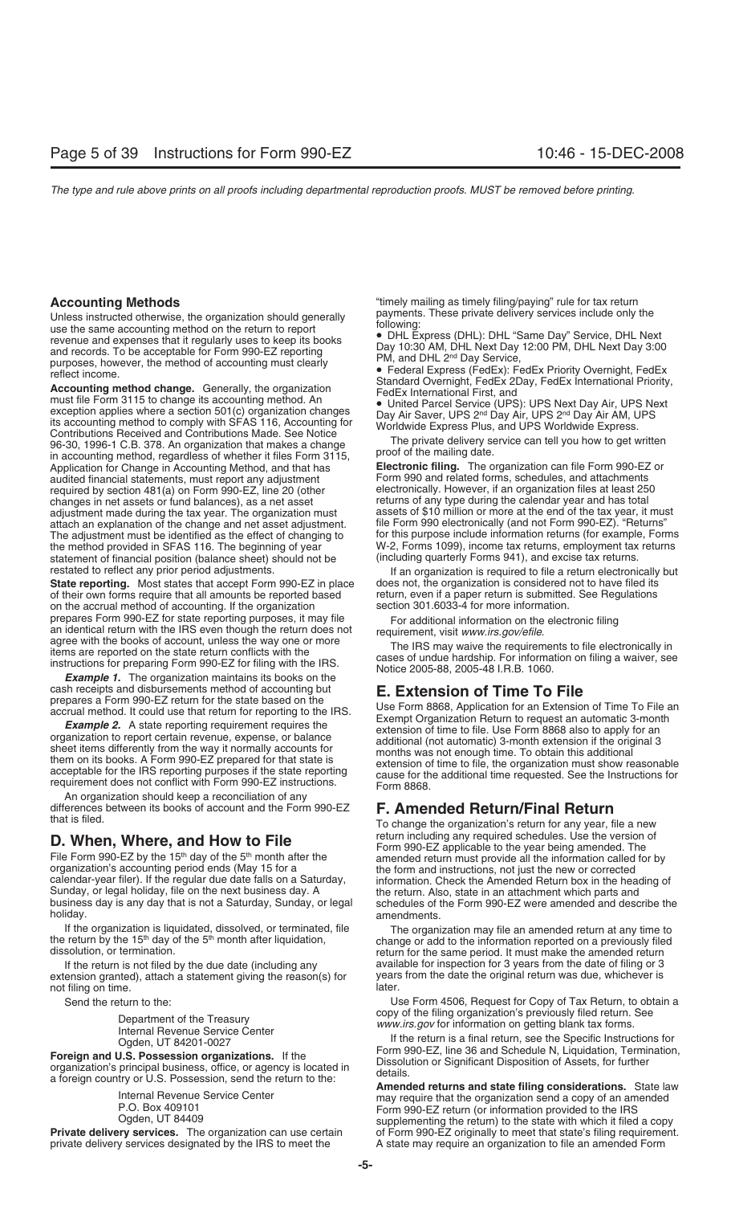### Accounting Methods

Unless instructed otherwise, the organization should generally use the same accounting method on the return to report revenue and expenses that it regularly uses to keep its books and records. To be acceptable for Form 990-EZ reporting purposes, however, the method of accounting must clearly reflect income.

**Accounting method change.** Generally, the organization must file Form 3115 to change its accounting method. An exception applies where a section 501(c) organization changes its accounting method to comply with SFAS 116, Accounting for Contributions Received and Contributions Made. See Notice 96-30, 1996-1 C.B. 378. An organization that makes a change in accounting method, regardless of whether it files Form 3115, Application for Change in Accounting Method, and that has audited financial statements, must report any adjustment required by section 481(a) on Form 990-EZ, line 20 (other changes in net assets or fund balances), as a net asset adjustment made during the tax year. The organization must attach an explanation of the change and net asset adjustment. The adjustment must be identified as the effect of changing to the method provided in SFAS 116. The beginning of year statement of financial position (balance sheet) should not be restated to reflect any prior period adjustments.

**State reporting.** Most states that accept Form 990-EZ in place of their own forms require that all amounts be reported based on the accrual method of accounting. If the organization prepares Form 990-EZ for state reporting purposes, it may file an identical return with the IRS even though the return does not agree with the books of account, unless the way one or more items are reported on the state return conflicts with the instructions for preparing Form 990-EZ for filing with the IRS.

***Example 1.*** The organization maintains its books on the cash receipts and disbursements method of accounting but prepares a Form 990-EZ return for the state based on the accrual method. It could use that return for reporting to the IRS.

***Example 2.*** A state reporting requirement requires the organization to report certain revenue, expense, or balance sheet items differently from the way it normally accounts for them on its books. A Form 990-EZ prepared for that state is acceptable for the IRS reporting purposes if the state reporting requirement does not conflict with Form 990-EZ instructions.

An organization should keep a reconciliation of any differences between its books of account and the Form 990-EZ that is filed.

## D. When, Where, and How to File

File Form 990-EZ by the 15th day of the 5th month after the organization's accounting period ends (May 15 for a calendar-year filer). If the regular due date falls on a Saturday, Sunday, or legal holiday, file on the next business day. A business day is any day that is not a Saturday, Sunday, or legal holiday.

If the organization is liquidated, dissolved, or terminated, file the return by the 15th day of the 5th month after liquidation, dissolution, or termination.

If the return is not filed by the due date (including any extension granted), attach a statement giving the reason(s) for not filing on time.

Send the return to the:

Department of the Treasury
Internal Revenue Service Center
Ogden, UT 84201-0027

**Foreign and U.S. Possession organizations.** If the organization's principal business, office, or agency is located in a foreign country or U.S. Possession, send the return to the:

Internal Revenue Service Center
P.O. Box 409101
Ogden, UT 84409

**Private delivery services.** The organization can use certain private delivery services designated by the IRS to meet the "timely mailing as timely filing/paying" rule for tax return payments. These private delivery services include only the following:

- DHL Express (DHL): DHL "Same Day" Service, DHL Next Day 10:30 AM, DHL Next Day 12:00 PM, DHL Next Day 3:00 PM, and DHL 2nd Day Service,
- Federal Express (FedEx): FedEx Priority Overnight, FedEx Standard Overnight, FedEx 2Day, FedEx International Priority, FedEx International First, and
- United Parcel Service (UPS): UPS Next Day Air, UPS Next Day Air Saver, UPS 2nd Day Air, UPS 2nd Day Air AM, UPS Worldwide Express Plus, and UPS Worldwide Express.

The private delivery service can tell you how to get written proof of the mailing date.

**Electronic filing.** The organization can file Form 990-EZ or Form 990 and related forms, schedules, and attachments electronically. However, if an organization files at least 250 returns of any type during the calendar year and has total assets of $10 million or more at the end of the tax year, it must file Form 990 electronically (and not Form 990-EZ). "Returns" for this purpose include information returns (for example, Forms W-2, Forms 1099), income tax returns, employment tax returns (including quarterly Forms 941), and excise tax returns.

If an organization is required to file a return electronically but does not, the organization is considered not to have filed its return, even if a paper return is submitted. See Regulations section 301.6033-4 for more information.

For additional information on the electronic filing requirement, visit *www.irs.gov/efile.*

The IRS may waive the requirements to file electronically in cases of undue hardship. For information on filing a waiver, see Notice 2005-88, 2005-48 I.R.B. 1060.

## E. Extension of Time To File

Use Form 8868, Application for an Extension of Time To File an Exempt Organization Return to request an automatic 3-month extension of time to file. Use Form 8868 also to apply for an additional (not automatic) 3-month extension if the original 3 months was not enough time. To obtain this additional extension of time to file, the organization must show reasonable cause for the additional time requested. See the Instructions for Form 8868.

## F. Amended Return/Final Return

To change the organization's return for any year, file a new return including any required schedules. Use the version of Form 990-EZ applicable to the year being amended. The amended return must provide all the information called for by the form and instructions, not just the new or corrected information. Check the Amended Return box in the heading of the return. Also, state in an attachment which parts and schedules of the Form 990-EZ were amended and describe the amendments.

The organization may file an amended return at any time to change or add to the information reported on a previously filed return for the same period. It must make the amended return available for inspection for 3 years from the date of filing or 3 years from the date the original return was due, whichever is later.

Use Form 4506, Request for Copy of Tax Return, to obtain a copy of the filing organization's previously filed return. See *www.irs.gov* for information on getting blank tax forms.

If the return is a final return, see the Specific Instructions for Form 990-EZ, line 36 and Schedule N, Liquidation, Termination, Dissolution or Significant Disposition of Assets, for further details.

**Amended returns and state filing considerations.** State law may require that the organization send a copy of an amended Form 990-EZ return (or information provided to the IRS supplementing the return) to the state with which it filed a copy of Form 990-EZ originally to meet that state's filing requirement. A state may require an organization to file an amended Form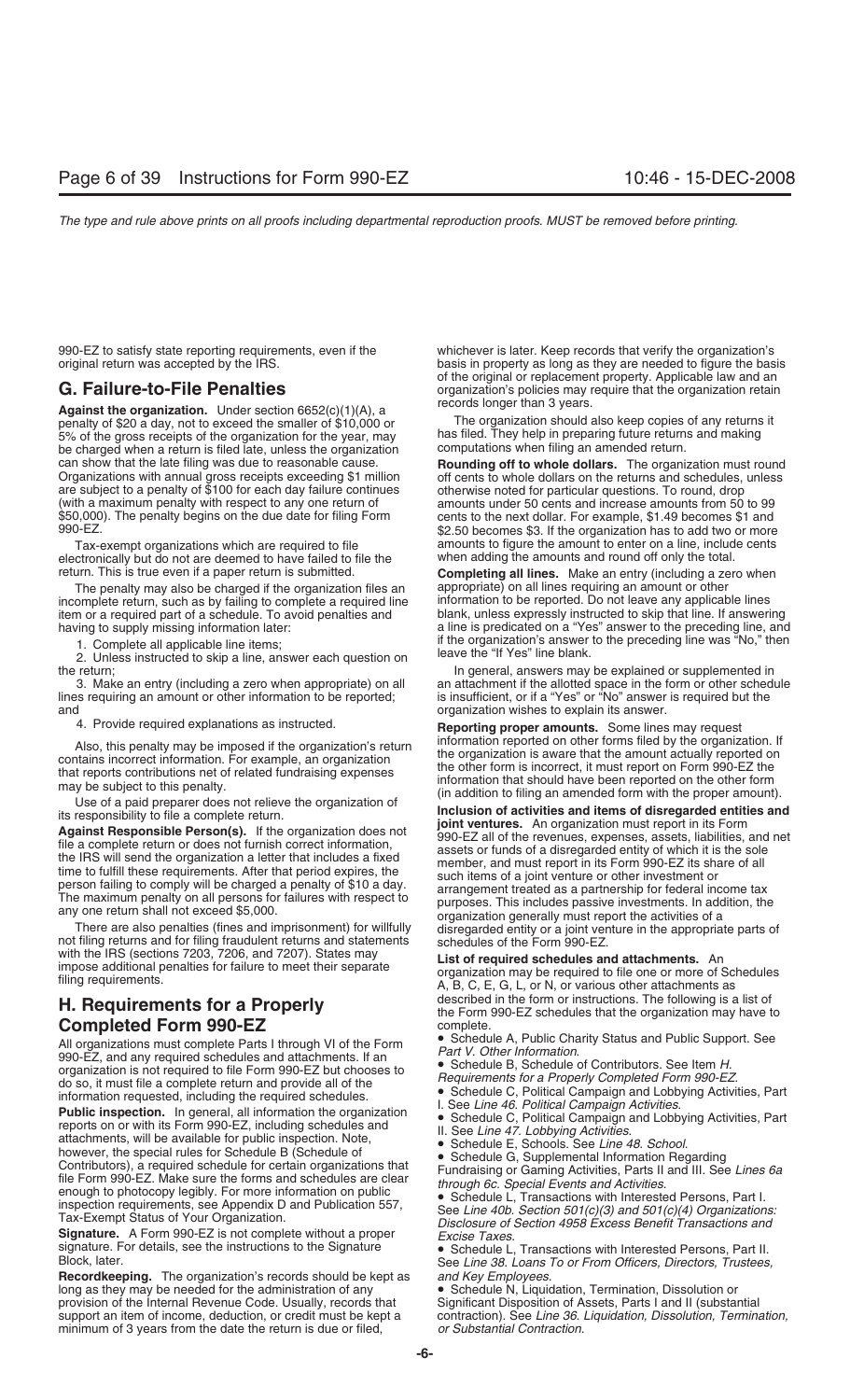990-EZ to satisfy state reporting requirements, even if the original return was accepted by the IRS.

## G. Failure-to-File Penalties

**Against the organization.** Under section 6652(c)(1)(A), a penalty of $20 a day, not to exceed the smaller of $10,000 or 5% of the gross receipts of the organization for the year, may be charged when a return is filed late, unless the organization can show that the late filing was due to reasonable cause. Organizations with annual gross receipts exceeding $1 million are subject to a penalty of $100 for each day failure continues (with a maximum penalty with respect to any one return of $50,000). The penalty begins on the due date for filing Form 990-EZ.

Tax-exempt organizations which are required to file electronically but do not are deemed to have failed to file the return. This is true even if a paper return is submitted.

The penalty may also be charged if the organization files an incomplete return, such as by failing to complete a required line item or a required part of a schedule. To avoid penalties and having to supply missing information later:

1. Complete all applicable line items;
2. Unless instructed to skip a line, answer each question on the return;
3. Make an entry (including a zero when appropriate) on all lines requiring an amount or other information to be reported; and
4. Provide required explanations as instructed.

Also, this penalty may be imposed if the organization's return contains incorrect information. For example, an organization that reports contributions net of related fundraising expenses may be subject to this penalty.

Use of a paid preparer does not relieve the organization of its responsibility to file a complete return.

**Against Responsible Person(s).** If the organization does not file a complete return or does not furnish correct information, the IRS will send the organization a letter that includes a fixed time to fulfill these requirements. After that period expires, the person failing to comply will be charged a penalty of $10 a day. The maximum penalty on all persons for failures with respect to any one return shall not exceed $5,000.

There are also penalties (fines and imprisonment) for willfully not filing returns and for filing fraudulent returns and statements with the IRS (sections 7203, 7206, and 7207). States may impose additional penalties for failure to meet their separate filing requirements.

## H. Requirements for a Properly Completed Form 990-EZ

All organizations must complete Parts I through VI of the Form 990-EZ, and any required schedules and attachments. If an organization is not required to file Form 990-EZ but chooses to do so, it must file a complete return and provide all of the information requested, including the required schedules.

**Public inspection.** In general, all information the organization reports on or with its Form 990-EZ, including schedules and attachments, will be available for public inspection. Note, however, the special rules for Schedule B (Schedule of Contributors), a required schedule for certain organizations that file Form 990-EZ. Make sure the forms and schedules are clear enough to photocopy legibly. For more information on public inspection requirements, see Appendix D and Publication 557, Tax-Exempt Status of Your Organization.

**Signature.** A Form 990-EZ is not complete without a proper signature. For details, see the instructions to the Signature Block, later.

**Recordkeeping.** The organization's records should be kept as long as they may be needed for the administration of any provision of the Internal Revenue Code. Usually, records that support an item of income, deduction, or credit must be kept a minimum of 3 years from the date the return is due or filed, whichever is later. Keep records that verify the organization's basis in property as long as they are needed to figure the basis of the original or replacement property. Applicable law and an organization's policies may require that the organization retain records longer than 3 years.

The organization should also keep copies of any returns it has filed. They help in preparing future returns and making computations when filing an amended return.

**Rounding off to whole dollars.** The organization must round off cents to whole dollars on the returns and schedules, unless otherwise noted for particular questions. To round, drop amounts under 50 cents and increase amounts from 50 to 99 cents to the next dollar. For example, $1.49 becomes $1 and $2.50 becomes $3. If the organization has to add two or more amounts to figure the amount to enter on a line, include cents when adding the amounts and round off only the total.

**Completing all lines.** Make an entry (including a zero when appropriate) on all lines requiring an amount or other information to be reported. Do not leave any applicable lines blank, unless expressly instructed to skip that line. If answering a line is predicated on a "Yes" answer to the preceding line, and if the organization's answer to the preceding line was "No," then leave the "If Yes" line blank.

In general, answers may be explained or supplemented in an attachment if the allotted space in the form or other schedule is insufficient, or if a "Yes" or "No" answer is required but the organization wishes to explain its answer.

**Reporting proper amounts.** Some lines may request information reported on other forms filed by the organization. If the organization is aware that the amount actually reported on the other form is incorrect, it must report on Form 990-EZ the information that should have been reported on the other form (in addition to filing an amended form with the proper amount).

**Inclusion of activities and items of disregarded entities and joint ventures.** An organization must report in its Form 990-EZ all of the revenues, expenses, assets, liabilities, and net assets or funds of a disregarded entity of which it is the sole member, and must report in its Form 990-EZ its share of all such items of a joint venture or other investment or arrangement treated as a partnership for federal income tax purposes. This includes passive investments. In addition, the organization generally must report the activities of a disregarded entity or a joint venture in the appropriate parts of schedules of the Form 990-EZ.

**List of required schedules and attachments.** An organization may be required to file one or more of Schedules A, B, C, E, G, L, or N, or various other attachments as described in the form or instructions. The following is a list of the Form 990-EZ schedules that the organization may have to complete.

- Schedule A, Public Charity Status and Public Support. See *Part V. Other Information.*
- Schedule B, Schedule of Contributors. See Item *H. Requirements for a Properly Completed Form 990-EZ.*
- Schedule C, Political Campaign and Lobbying Activities, Part I. See *Line 46. Political Campaign Activities.*
- Schedule C, Political Campaign and Lobbying Activities, Part II. See *Line 47. Lobbying Activities.*
- Schedule E, Schools. See *Line 48. School.*
- Schedule G, Supplemental Information Regarding Fundraising or Gaming Activities, Parts II and III. See *Lines 6a through 6c. Special Events and Activities.*
- Schedule L, Transactions with Interested Persons, Part I. See *Line 40b. Section 501(c)(3) and 501(c)(4) Organizations: Disclosure of Section 4958 Excess Benefit Transactions and Excise Taxes.*
- Schedule L, Transactions with Interested Persons, Part II. See *Line 38. Loans To or From Officers, Directors, Trustees, and Key Employees.*
- Schedule N, Liquidation, Termination, Dissolution or Significant Disposition of Assets, Parts I and II (substantial contraction). See *Line 36. Liquidation, Dissolution, Termination, or Substantial Contraction.*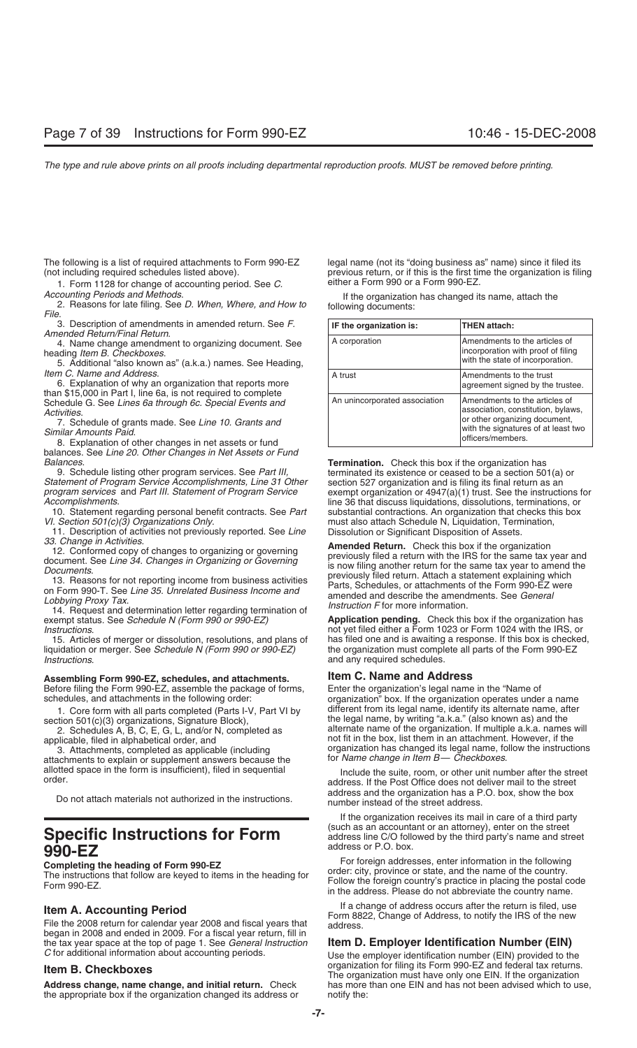The following is a list of required attachments to Form 990-EZ (not including required schedules listed above).

1. Form 1128 for change of accounting period. See *C. Accounting Periods and Methods*.
2. Reasons for late filing. See *D. When, Where, and How to File*.
3. Description of amendments in amended return. See *F. Amended Return/Final Return*.
4. Name change amendment to organizing document. See heading *Item B. Checkboxes*.
5. Additional "also known as" (a.k.a.) names. See Heading, *Item C. Name and Address*.
6. Explanation of why an organization that reports more than $15,000 in Part I, line 6a, is not required to complete Schedule G. See *Lines 6a through 6c. Special Events and Activities*.
7. Schedule of grants made. See *Line 10. Grants and Similar Amounts Paid*.
8. Explanation of other changes in net assets or fund balances. See *Line 20. Other Changes in Net Assets or Fund Balances*.
9. Schedule listing other program services. See *Part III, Statement of Program Service Accomplishments, Line 31 Other program services* and *Part III. Statement of Program Service Accomplishments*.
10. Statement regarding personal benefit contracts. See *Part VI. Section 501(c)(3) Organizations Only*.
11. Description of activities not previously reported. See *Line 33. Change in Activities*.
12. Conformed copy of changes to organizing or governing document. See *Line 34. Changes in Organizing or Governing Documents*.
13. Reasons for not reporting income from business activities on Form 990-T. See *Line 35. Unrelated Business Income and Lobbying Proxy Tax*.
14. Request and determination letter regarding termination of exempt status. See *Schedule N (Form 990 or 990-EZ) Instructions*.
15. Articles of merger or dissolution, resolutions, and plans of liquidation or merger. See *Schedule N (Form 990 or 990-EZ) Instructions*.

**Assembling Form 990-EZ, schedules, and attachments.** Before filing the Form 990-EZ, assemble the package of forms, schedules, and attachments in the following order:

1. Core form with all parts completed (Parts I-V, Part VI by section 501(c)(3) organizations, Signature Block),
2. Schedules A, B, C, E, G, L, and/or N, completed as applicable, filed in alphabetical order, and
3. Attachments, completed as applicable (including attachments to explain or supplement answers because the allotted space in the form is insufficient), filed in sequential order.

Do not attach materials not authorized in the instructions.

# Specific Instructions for Form 990-EZ

**Completing the heading of Form 990-EZ**

The instructions that follow are keyed to items in the heading for Form 990-EZ.

## Item A. Accounting Period

File the 2008 return for calendar year 2008 and fiscal years that began in 2008 and ended in 2009. For a fiscal year return, fill in the tax year space at the top of page 1. See *General Instruction C* for additional information about accounting periods.

## Item B. Checkboxes

**Address change, name change, and initial return.** Check the appropriate box if the organization changed its address or legal name (not its "doing business as" name) since it filed its previous return, or if this is the first time the organization is filing either a Form 990 or a Form 990-EZ.

If the organization has changed its name, attach the following documents:

| IF the organization is: | THEN attach: |
|---|---|
| A corporation | Amendments to the articles of incorporation with proof of filing with the state of incorporation. |
| A trust | Amendments to the trust agreement signed by the trustee. |
| An unincorporated association | Amendments to the articles of association, constitution, bylaws, or other organizing document, with the signatures of at least two officers/members. |

**Termination.** Check this box if the organization has terminated its existence or ceased to be a section 501(a) or section 527 organization and is filing its final return as an exempt organization or 4947(a)(1) trust. See the instructions for line 36 that discuss liquidations, dissolutions, terminations, or substantial contractions. An organization that checks this box must also attach Schedule N, Liquidation, Termination, Dissolution or Significant Disposition of Assets.

**Amended Return.** Check this box if the organization previously filed a return with the IRS for the same tax year and is now filing another return for the same tax year to amend the previously filed return. Attach a statement explaining which Parts, Schedules, or attachments of the Form 990-EZ were amended and describe the amendments. See *General Instruction F* for more information.

**Application pending.** Check this box if the organization has not yet filed either a Form 1023 or Form 1024 with the IRS, or has filed one and is awaiting a response. If this box is checked, the organization must complete all parts of the Form 990-EZ and any required schedules.

## Item C. Name and Address

Enter the organization's legal name in the "Name of organization" box. If the organization operates under a name different from its legal name, identify its alternate name, after the legal name, by writing "a.k.a." (also known as) and the alternate name of the organization. If multiple a.k.a. names will not fit in the box, list them in an attachment. However, if the organization has changed its legal name, follow the instructions for *Name change in Item B— Checkboxes*.

Include the suite, room, or other unit number after the street address. If the Post Office does not deliver mail to the street address and the organization has a P.O. box, show the box number instead of the street address.

If the organization receives its mail in care of a third party (such as an accountant or an attorney), enter on the street address line C/O followed by the third party's name and street address or P.O. box.

For foreign addresses, enter information in the following order: city, province or state, and the name of the country. Follow the foreign country's practice in placing the postal code in the address. Please do not abbreviate the country name.

If a change of address occurs after the return is filed, use Form 8822, Change of Address, to notify the IRS of the new address.

## Item D. Employer Identification Number (EIN)

Use the employer identification number (EIN) provided to the organization for filing its Form 990-EZ and federal tax returns. The organization must have only one EIN. If the organization has more than one EIN and has not been advised which to use, notify the: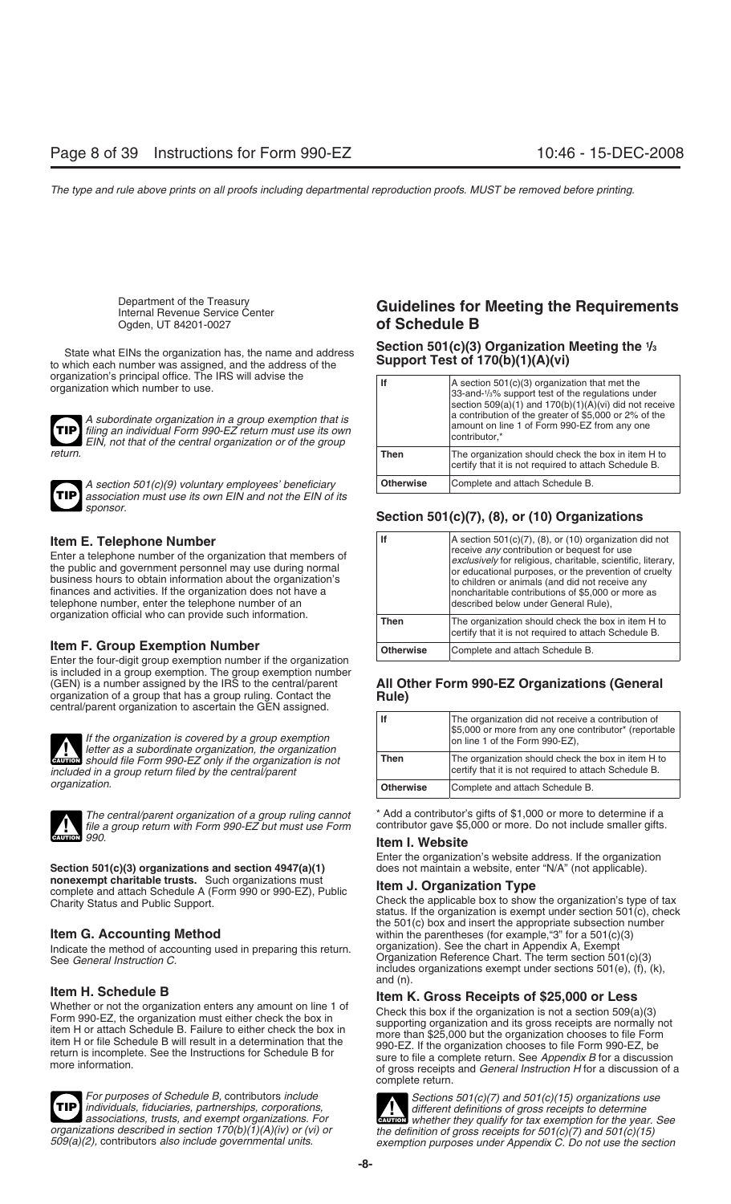Department of the Treasury
Internal Revenue Service Center
Ogden, UT 84201-0027

State what EINs the organization has, the name and address to which each number was assigned, and the address of the organization's principal office. The IRS will advise the organization which number to use.

**TIP** *A subordinate organization in a group exemption that is filing an individual Form 990-EZ return must use its own EIN, not that of the central organization or of the group return.*

**TIP** *A section 501(c)(9) voluntary employees' beneficiary association must use its own EIN and not the EIN of its sponsor.*

### Item E. Telephone Number

Enter a telephone number of the organization that members of the public and government personnel may use during normal business hours to obtain information about the organization's finances and activities. If the organization does not have a telephone number, enter the telephone number of an organization official who can provide such information.

### Item F. Group Exemption Number

Enter the four-digit group exemption number if the organization is included in a group exemption. The group exemption number (GEN) is a number assigned by the IRS to the central/parent organization of a group that has a group ruling. Contact the central/parent organization to ascertain the GEN assigned.

**CAUTION** *If the organization is covered by a group exemption letter as a subordinate organization, the organization should file Form 990-EZ only if the organization is not included in a group return filed by the central/parent organization.*

**CAUTION** *The central/parent organization of a group ruling cannot file a group return with Form 990-EZ but must use Form 990.*

**Section 501(c)(3) organizations and section 4947(a)(1) nonexempt charitable trusts.** Such organizations must complete and attach Schedule A (Form 990 or 990-EZ), Public Charity Status and Public Support.

### Item G. Accounting Method

Indicate the method of accounting used in preparing this return. See *General Instruction C.*

### Item H. Schedule B

Whether or not the organization enters any amount on line 1 of Form 990-EZ, the organization must either check the box in item H or attach Schedule B. Failure to either check the box in item H or file Schedule B will result in a determination that the return is incomplete. See the Instructions for Schedule B for more information.

**TIP** *For purposes of Schedule B, contributors include individuals, fiduciaries, partnerships, corporations, associations, trusts, and exempt organizations. For organizations described in section 170(b)(1)(A)(iv) or (vi) or 509(a)(2), contributors also include governmental units.*

## Guidelines for Meeting the Requirements of Schedule B

### Section 501(c)(3) Organization Meeting the 1/3 Support Test of 170(b)(1)(A)(vi)

| If | A section 501(c)(3) organization that met the 33-and-1/3% support test of the regulations under section 509(a)(1) and 170(b)(1)(A)(vi) did not receive a contribution of the greater of $5,000 or 2% of the amount on line 1 of Form 990-EZ from any one contributor,* |
|---|---|
| Then | The organization should check the box in item H to certify that it is not required to attach Schedule B. |
| Otherwise | Complete and attach Schedule B. |

### Section 501(c)(7), (8), or (10) Organizations

| If | A section 501(c)(7), (8), or (10) organization did not receive *any* contribution or bequest for use *exclusively* for religious, charitable, scientific, literary, or educational purposes, or the prevention of cruelty to children or animals (and did not receive any noncharitable contributions of $5,000 or more as described below under General Rule), |
|---|---|
| Then | The organization should check the box in item H to certify that it is not required to attach Schedule B. |
| Otherwise | Complete and attach Schedule B. |

### All Other Form 990-EZ Organizations (General Rule)

| If | The organization did not receive a contribution of $5,000 or more from any one contributor* (reportable on line 1 of the Form 990-EZ), |
|---|---|
| Then | The organization should check the box in item H to certify that it is not required to attach Schedule B. |
| Otherwise | Complete and attach Schedule B. |

\* Add a contributor's gifts of $1,000 or more to determine if a contributor gave $5,000 or more. Do not include smaller gifts.

### Item I. Website

Enter the organization's website address. If the organization does not maintain a website, enter "N/A" (not applicable).

### Item J. Organization Type

Check the applicable box to show the organization's type of tax status. If the organization is exempt under section 501(c), check the 501(c) box and insert the appropriate subsection number within the parentheses (for example,"3" for a 501(c)(3) organization). See the chart in Appendix A, Exempt Organization Reference Chart. The term section 501(c)(3) includes organizations exempt under sections 501(e), (f), (k), and (n).

### Item K. Gross Receipts of $25,000 or Less

Check this box if the organization is not a section 509(a)(3) supporting organization and its gross receipts are normally not more than $25,000 but the organization chooses to file Form 990-EZ. If the organization chooses to file Form 990-EZ, be sure to file a complete return. See *Appendix B* for a discussion of gross receipts and *General Instruction H* for a discussion of a complete return.

**CAUTION** *Sections 501(c)(7) and 501(c)(15) organizations use different definitions of gross receipts to determine whether they qualify for tax exemption for the year. See the definition of gross receipts for 501(c)(7) and 501(c)(15) exemption purposes under Appendix C. Do not use the section*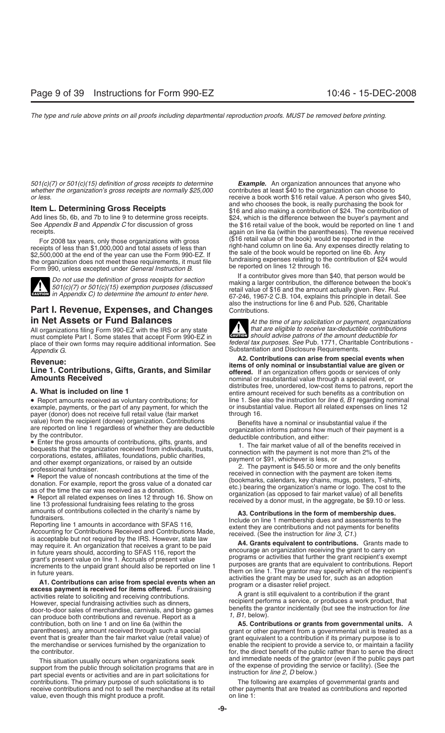*501(c)(7) or 501(c)(15) definition of gross receipts to determine whether the organization's gross receipts are normally $25,000 or less.*

## Item L. Determining Gross Receipts

Add lines 5b, 6b, and 7b to line 9 to determine gross receipts. See *Appendix B* and *Appendix C* for discussion of gross receipts.

For 2008 tax years, only those organizations with gross receipts of less than $1,000,000 and total assets of less than $2,500,000 at the end of the year can use the Form 990-EZ. If the organization does not meet these requirements, it must file Form 990, unless excepted under *General Instruction B*.

> **CAUTION** *Do not use the definition of gross receipts for section 501(c)(7) or 501(c)(15) exemption purposes (discussed in Appendix C) to determine the amount to enter here.*

# Part I. Revenue, Expenses, and Changes in Net Assets or Fund Balances

All organizations filing Form 990-EZ with the IRS or any state must complete Part I. Some states that accept Form 990-EZ in place of their own forms may require additional information. See *Appendix G*.

## Revenue:

## Line 1. Contributions, Gifts, Grants, and Similar Amounts Received

### A. What is included on line 1

- Report amounts received as voluntary contributions; for example, payments, or the part of any payment, for which the payer (donor) does not receive full retail value (fair market value) from the recipient (donee) organization. Contributions are reported on line 1 regardless of whether they are deductible by the contributor.
- Enter the gross amounts of contributions, gifts, grants, and bequests that the organization received from individuals, trusts, corporations, estates, affiliates, foundations, public charities, and other exempt organizations, or raised by an outside professional fundraiser.
- Report the value of noncash contributions at the time of the donation. For example, report the gross value of a donated car as of the time the car was received as a donation.
- Report all related expenses on lines 12 through 16. Show on line 13 professional fundraising fees relating to the gross amounts of contributions collected in the charity's name by fundraisers.

Reporting line 1 amounts in accordance with SFAS 116, Accounting for Contributions Received and Contributions Made, is acceptable but not required by the IRS. However, state law may require it. An organization that receives a grant to be paid in future years should, according to SFAS 116, report the grant's present value on line 1. Accruals of present value increments to the unpaid grant should also be reported on line 1 in future years.

**A1. Contributions can arise from special events when an excess payment is received for items offered.** Fundraising activities relate to soliciting and receiving contributions. However, special fundraising activities such as dinners, door-to-door sales of merchandise, carnivals, and bingo games can produce both contributions and revenue. Report as a contribution, both on line 1 and on line 6a (within the parentheses), any amount received through such a special event that is greater than the fair market value (retail value) of the merchandise or services furnished by the organization to the contributor.

This situation usually occurs when organizations seek support from the public through solicitation programs that are in part special events or activities and are in part solicitations for contributions. The primary purpose of such solicitations is to receive contributions and not to sell the merchandise at its retail value, even though this might produce a profit.

***Example.*** An organization announces that anyone who contributes at least $40 to the organization can choose to receive a book worth $16 retail value. A person who gives $40, and who chooses the book, is really purchasing the book for $16 and also making a contribution of $24. The contribution of $24, which is the difference between the buyer's payment and the $16 retail value of the book, would be reported on line 1 and again on line 6a (within the parentheses). The revenue received ($16 retail value of the book) would be reported in the right-hand column on line 6a. Any expenses directly relating to the sale of the book would be reported on line 6b. Any fundraising expenses relating to the contribution of $24 would be reported on lines 12 through 16.

If a contributor gives more than $40, that person would be making a larger contribution, the difference between the book's retail value of $16 and the amount actually given. Rev. Rul. 67-246, 1967-2 C.B. 104, explains this principle in detail. See also the instructions for line 6 and Pub. 526, Charitable Contributions.

> **CAUTION** *At the time of any solicitation or payment, organizations that are eligible to receive tax-deductible contributions should advise patrons of the amount deductible for federal tax purposes. See* Pub. 1771, Charitable Contributions - Substantiation and Disclosure Requirements.

**A2. Contributions can arise from special events when items of only nominal or insubstantial value are given or offered.** If an organization offers goods or services of only nominal or insubstantial value through a special event, or distributes free, unordered, low-cost items to patrons, report the entire amount received for such benefits as a contribution on line 1. See also the instruction for *line 6, B1* regarding nominal or insubstantial value. Report all related expenses on lines 12 through 16.

Benefits have a nominal or insubstantial value if the organization informs patrons how much of their payment is a deductible contribution, and either:

1. The fair market value of all of the benefits received in connection with the payment is not more than 2% of the payment or $91, whichever is less, or
2. The payment is $45.50 or more and the only benefits received in connection with the payment are token items (bookmarks, calendars, key chains, mugs, posters, T-shirts, etc.) bearing the organization's name or logo. The cost to the organization (as opposed to fair market value) of all benefits received by a donor must, in the aggregate, be $9.10 or less.

**A3. Contributions in the form of membership dues.** Include on line 1 membership dues and assessments to the extent they are contributions and not payments for benefits received. (See the instruction for *line 3, C1*.)

**A4. Grants equivalent to contributions.** Grants made to encourage an organization receiving the grant to carry on programs or activities that further the grant recipient's exempt purposes are grants that are equivalent to contributions. Report them on line 1. The grantor may specify which of the recipient's activities the grant may be used for, such as an adoption program or a disaster relief project.

A grant is still equivalent to a contribution if the grant recipient performs a service, or produces a work product, that benefits the grantor incidentally (but see the instruction for *line 1, B1,* below).

**A5. Contributions or grants from governmental units.** A grant or other payment from a governmental unit is treated as a grant equivalent to a contribution if its primary purpose is to enable the recipient to provide a service to, or maintain a facility for, the direct benefit of the public rather than to serve the direct and immediate needs of the grantor (even if the public pays part of the expense of providing the service or facility). (See the instruction for *line 2, D* below.)

The following are examples of governmental grants and other payments that are treated as contributions and reported on line 1: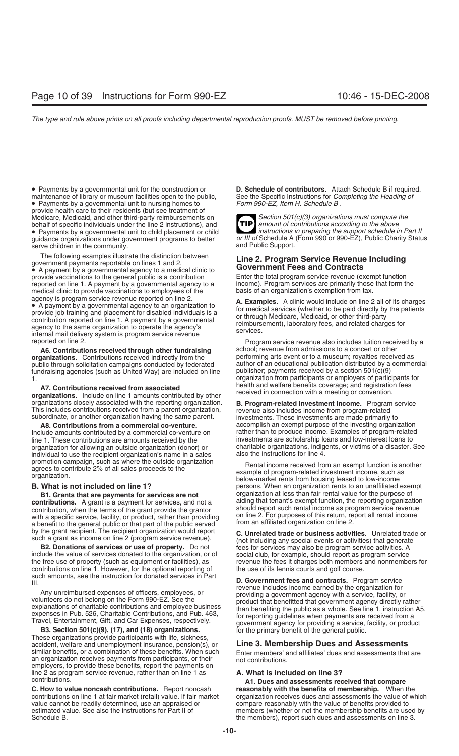- Payments by a governmental unit for the construction or maintenance of library or museum facilities open to the public,
- Payments by a governmental unit to nursing homes to provide health care to their residents (but see treatment of Medicare, Medicaid, and other third-party reimbursements on behalf of specific individuals under the line 2 instructions), and
- Payments by a governmental unit to child placement or child guidance organizations under government programs to better serve children in the community.

The following examples illustrate the distinction between government payments reportable on lines 1 and 2.

- A payment by a governmental agency to a medical clinic to provide vaccinations to the general public is a contribution reported on line 1. A payment by a governmental agency to a medical clinic to provide vaccinations to employees of the agency is program service revenue reported on line 2.
- A payment by a governmental agency to an organization to provide job training and placement for disabled individuals is a contribution reported on line 1. A payment by a governmental agency to the same organization to operate the agency's internal mail delivery system is program service revenue reported on line 2.

**A6. Contributions received through other fundraising organizations.** Contributions received indirectly from the public through solicitation campaigns conducted by federated fundraising agencies (such as United Way) are included on line 1.

**A7. Contributions received from associated organizations.** Include on line 1 amounts contributed by other organizations closely associated with the reporting organization. This includes contributions received from a parent organization, subordinate, or another organization having the same parent.

**A8. Contributions from a commercial co-venture.** Include amounts contributed by a commercial co-venture on line 1. These contributions are amounts received by the organization for allowing an outside organization (donor) or individual to use the recipient organization's name in a sales promotion campaign, such as where the outside organization agrees to contribute 2% of all sales proceeds to the organization.

**B. What is not included on line 1?**

**B1. Grants that are payments for services are not contributions.** A grant is a payment for services, and not a contribution, when the terms of the grant provide the grantor with a specific service, facility, or product, rather than providing a benefit to the general public or that part of the public served by the grant recipient. The recipient organization would report such a grant as income on line 2 (program service revenue).

**B2. Donations of services or use of property.** Do not include the value of services donated to the organization, or of the free use of property (such as equipment or facilities), as contributions on line 1. However, for the optional reporting of such amounts, see the instruction for donated services in Part III.

Any unreimbursed expenses of officers, employees, or volunteers do not belong on the Form 990-EZ. See the explanations of charitable contributions and employee business expenses in Pub. 526, Charitable Contributions, and Pub. 463, Travel, Entertainment, Gift, and Car Expenses, respectively.

**B3. Section 501(c)(9), (17), and (18) organizations.** These organizations provide participants with life, sickness, accident, welfare and unemployment insurance, pension(s), or similar benefits, or a combination of these benefits. When such an organization receives payments from participants, or their employers, to provide these benefits, report the payments on line 2 as program service revenue, rather than on line 1 as contributions.

**C. How to value noncash contributions.** Report noncash contributions on line 1 at fair market (retail) value. If fair market value cannot be readily determined, use an appraised or estimated value. See also the instructions for Part II of Schedule B.

**D. Schedule of contributors.** Attach Schedule B if required. See the Specific Instructions for *Completing the Heading of Form 990-EZ, Item H. Schedule B* .

**TIP** *Section 501(c)(3) organizations must compute the amount of contributions according to the above instructions in preparing the support schedule in Part II or III of* Schedule A (Form 990 or 990-EZ), Public Charity Status and Public Support.

## Line 2. Program Service Revenue Including Government Fees and Contracts

Enter the total program service revenue (exempt function income). Program services are primarily those that form the basis of an organization's exemption from tax.

**A. Examples.** A clinic would include on line 2 all of its charges for medical services (whether to be paid directly by the patients or through Medicare, Medicaid, or other third-party reimbursement), laboratory fees, and related charges for services.

Program service revenue also includes tuition received by a school; revenue from admissions to a concert or other performing arts event or to a museum; royalties received as author of an educational publication distributed by a commercial publisher; payments received by a section 501(c)(9) organization from participants or employers of participants for health and welfare benefits coverage; and registration fees received in connection with a meeting or convention.

**B. Program-related investment income.** Program service revenue also includes income from program-related investments. These investments are made primarily to accomplish an exempt purpose of the investing organization rather than to produce income. Examples of program-related investments are scholarship loans and low-interest loans to charitable organizations, indigents, or victims of a disaster. See also the instructions for line 4.

Rental income received from an exempt function is another example of program-related investment income, such as below-market rents from housing leased to low-income persons. When an organization rents to an unaffiliated exempt organization at less than fair rental value for the purpose of aiding that tenant's exempt function, the reporting organization should report such rental income as program service revenue on line 2. For purposes of this return, report all rental income from an affiliated organization on line 2.

**C. Unrelated trade or business activities.** Unrelated trade or (not including any special events or activities) that generate fees for services may also be program service activities. A social club, for example, should report as program service revenue the fees it charges both members and nonmembers for the use of its tennis courts and golf course.

**D. Government fees and contracts.** Program service revenue includes income earned by the organization for providing a government agency with a service, facility, or product that benefitted that government agency directly rather than benefiting the public as a whole. See line 1, instruction A5, for reporting guidelines when payments are received from a government agency for providing a service, facility, or product for the primary benefit of the general public.

## Line 3. Membership Dues and Assessments

Enter members' and affiliates' dues and assessments that are not contributions.

**A. What is included on line 3?**

**A1. Dues and assessments received that compare reasonably with the benefits of membership.** When the organization receives dues and assessments the value of which compare reasonably with the value of benefits provided to members (whether or not the membership benefits are used by the members), report such dues and assessments on line 3.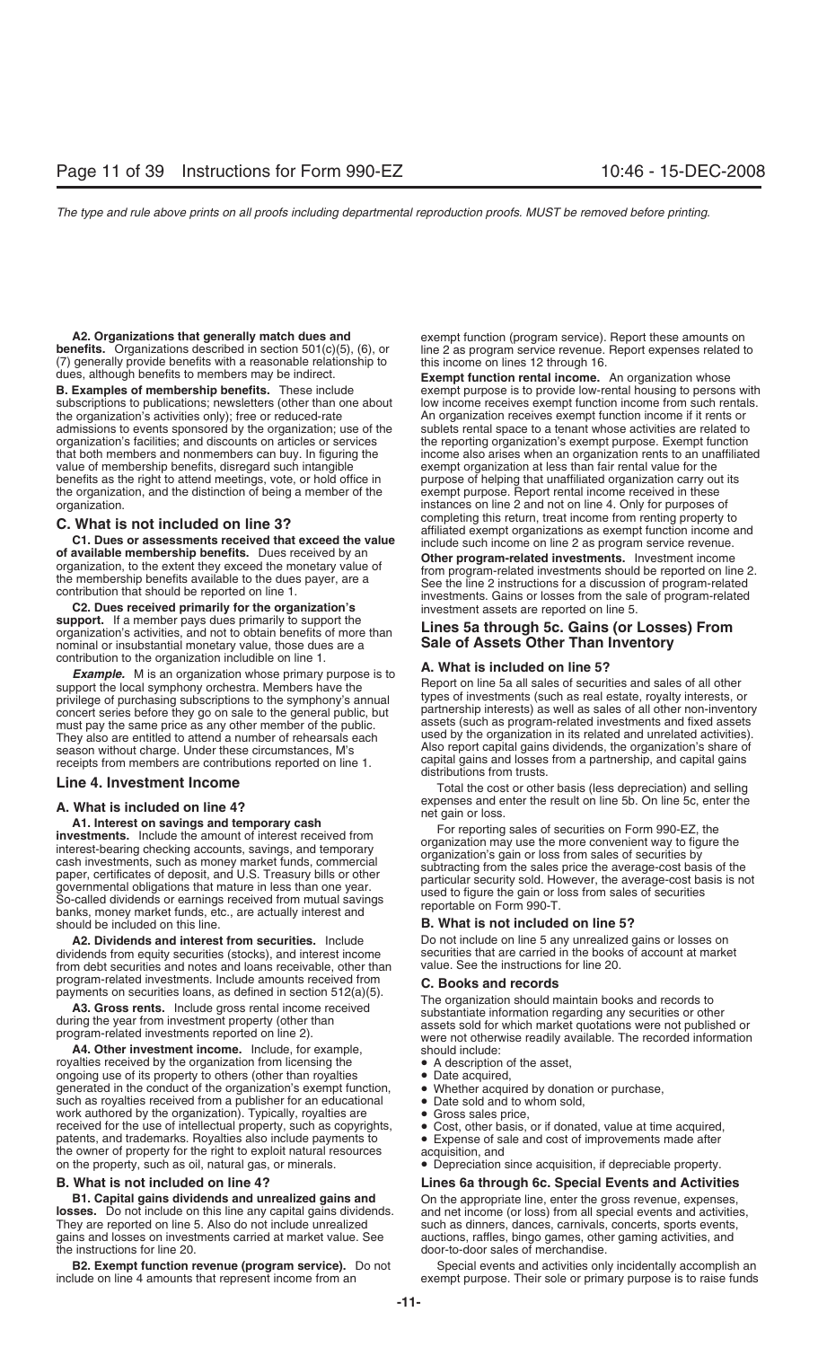**A2. Organizations that generally match dues and benefits.** Organizations described in section 501(c)(5), (6), or (7) generally provide benefits with a reasonable relationship to dues, although benefits to members may be indirect.

**B. Examples of membership benefits.** These include subscriptions to publications; newsletters (other than one about the organization's activities only); free or reduced-rate admissions to events sponsored by the organization; use of the organization's facilities; and discounts on articles or services that both members and nonmembers can buy. In figuring the value of membership benefits, disregard such intangible benefits as the right to attend meetings, vote, or hold office in the organization, and the distinction of being a member of the organization.

## C. What is not included on line 3?

**C1. Dues or assessments received that exceed the value of available membership benefits.** Dues received by an organization, to the extent they exceed the monetary value of the membership benefits available to the dues payer, are a contribution that should be reported on line 1.

**C2. Dues received primarily for the organization's support.** If a member pays dues primarily to support the organization's activities, and not to obtain benefits of more than nominal or insubstantial monetary value, those dues are a contribution to the organization includible on line 1.

***Example.*** M is an organization whose primary purpose is to support the local symphony orchestra. Members have the privilege of purchasing subscriptions to the symphony's annual concert series before they go on sale to the general public, but must pay the same price as any other member of the public. They also are entitled to attend a number of rehearsals each season without charge. Under these circumstances, M's receipts from members are contributions reported on line 1.

## Line 4. Investment Income

## A. What is included on line 4?

**A1. Interest on savings and temporary cash investments.** Include the amount of interest received from interest-bearing checking accounts, savings, and temporary cash investments, such as money market funds, commercial paper, certificates of deposit, and U.S. Treasury bills or other governmental obligations that mature in less than one year. So-called dividends or earnings received from mutual savings banks, money market funds, etc., are actually interest and should be included on this line.

**A2. Dividends and interest from securities.** Include dividends from equity securities (stocks), and interest income from debt securities and notes and loans receivable, other than program-related investments. Include amounts received from payments on securities loans, as defined in section 512(a)(5).

**A3. Gross rents.** Include gross rental income received during the year from investment property (other than program-related investments reported on line 2).

**A4. Other investment income.** Include, for example, royalties received by the organization from licensing the ongoing use of its property to others (other than royalties generated in the conduct of the organization's exempt function, such as royalties received from a publisher for an educational work authored by the organization). Typically, royalties are received for the use of intellectual property, such as copyrights, patents, and trademarks. Royalties also include payments to the owner of property for the right to exploit natural resources on the property, such as oil, natural gas, or minerals.

## B. What is not included on line 4?

**B1. Capital gains dividends and unrealized gains and losses.** Do not include on this line any capital gains dividends. They are reported on line 5. Also do not include unrealized gains and losses on investments carried at market value. See the instructions for line 20.

**B2. Exempt function revenue (program service).** Do not include on line 4 amounts that represent income from an exempt function (program service). Report these amounts on line 2 as program service revenue. Report expenses related to this income on lines 12 through 16.

**Exempt function rental income.** An organization whose exempt purpose is to provide low-rental housing to persons with low income receives exempt function income from such rentals. An organization receives exempt function income if it rents or sublets rental space to a tenant whose activities are related to the reporting organization's exempt purpose. Exempt function income also arises when an organization rents to an unaffiliated exempt organization at less than fair rental value for the purpose of helping that unaffiliated organization carry out its exempt purpose. Report rental income received in these instances on line 2 and not on line 4. Only for purposes of completing this return, treat income from renting property to affiliated exempt organizations as exempt function income and include such income on line 2 as program service revenue.

**Other program-related investments.** Investment income from program-related investments should be reported on line 2. See the line 2 instructions for a discussion of program-related investments. Gains or losses from the sale of program-related investment assets are reported on line 5.

## Lines 5a through 5c. Gains (or Losses) From Sale of Assets Other Than Inventory

## A. What is included on line 5?

Report on line 5a all sales of securities and sales of all other types of investments (such as real estate, royalty interests, or partnership interests) as well as sales of all other non-inventory assets (such as program-related investments and fixed assets used by the organization in its related and unrelated activities). Also report capital gains dividends, the organization's share of capital gains and losses from a partnership, and capital gains distributions from trusts.

Total the cost or other basis (less depreciation) and selling expenses and enter the result on line 5b. On line 5c, enter the net gain or loss.

For reporting sales of securities on Form 990-EZ, the organization may use the more convenient way to figure the organization's gain or loss from sales of securities by subtracting from the sales price the average-cost basis of the particular security sold. However, the average-cost basis is not used to figure the gain or loss from sales of securities reportable on Form 990-T.

## B. What is not included on line 5?

Do not include on line 5 any unrealized gains or losses on securities that are carried in the books of account at market value. See the instructions for line 20.

## C. Books and records

The organization should maintain books and records to substantiate information regarding any securities or other assets sold for which market quotations were not published or were not otherwise readily available. The recorded information should include:

- A description of the asset,
- Date acquired,
- Whether acquired by donation or purchase,
- Date sold and to whom sold,
- Gross sales price,
- Cost, other basis, or if donated, value at time acquired,
- Expense of sale and cost of improvements made after acquisition, and
- Depreciation since acquisition, if depreciable property.

## Lines 6a through 6c. Special Events and Activities

On the appropriate line, enter the gross revenue, expenses, and net income (or loss) from all special events and activities, such as dinners, dances, carnivals, concerts, sports events, auctions, raffles, bingo games, other gaming activities, and door-to-door sales of merchandise.

Special events and activities only incidentally accomplish an exempt purpose. Their sole or primary purpose is to raise funds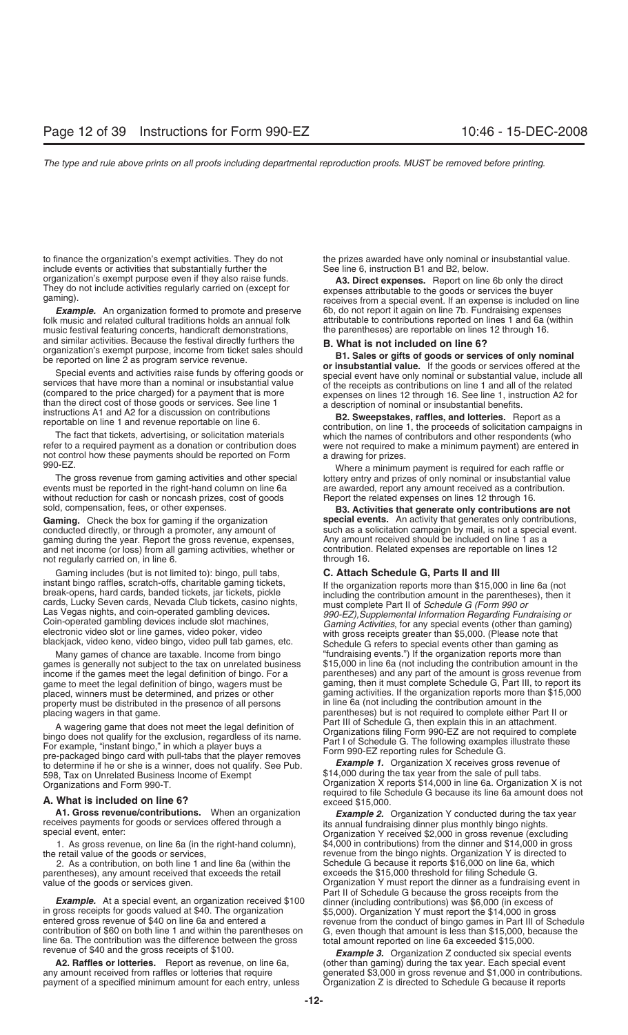to finance the organization's exempt activities. They do not include events or activities that substantially further the organization's exempt purpose even if they also raise funds. They do not include activities regularly carried on (except for gaming).

***Example.*** An organization formed to promote and preserve folk music and related cultural traditions holds an annual folk music festival featuring concerts, handicraft demonstrations, and similar activities. Because the festival directly furthers the organization's exempt purpose, income from ticket sales should be reported on line 2 as program service revenue.

Special events and activities raise funds by offering goods or services that have more than a nominal or insubstantial value (compared to the price charged) for a payment that is more than the direct cost of those goods or services. See line 1 instructions A1 and A2 for a discussion on contributions reportable on line 1 and revenue reportable on line 6.

The fact that tickets, advertising, or solicitation materials refer to a required payment as a donation or contribution does not control how these payments should be reported on Form 990-EZ.

The gross revenue from gaming activities and other special events must be reported in the right-hand column on line 6a without reduction for cash or noncash prizes, cost of goods sold, compensation, fees, or other expenses.

**Gaming.** Check the box for gaming if the organization conducted directly, or through a promoter, any amount of gaming during the year. Report the gross revenue, expenses, and net income (or loss) from all gaming activities, whether or not regularly carried on, in line 6.

Gaming includes (but is not limited to): bingo, pull tabs, instant bingo raffles, scratch-offs, charitable gaming tickets, break-opens, hard cards, banded tickets, jar tickets, pickle cards, Lucky Seven cards, Nevada Club tickets, casino nights, Las Vegas nights, and coin-operated gambling devices. Coin-operated gambling devices include slot machines, electronic video slot or line games, video poker, video blackjack, video keno, video bingo, video pull tab games, etc.

Many games of chance are taxable. Income from bingo games is generally not subject to the tax on unrelated business income if the games meet the legal definition of bingo. For a game to meet the legal definition of bingo, wagers must be placed, winners must be determined, and prizes or other property must be distributed in the presence of all persons placing wagers in that game.

A wagering game that does not meet the legal definition of bingo does not qualify for the exclusion, regardless of its name. For example, "instant bingo," in which a player buys a pre-packaged bingo card with pull-tabs that the player removes to determine if he or she is a winner, does not qualify. See Pub. 598, Tax on Unrelated Business Income of Exempt Organizations and Form 990-T.

## A. What is included on line 6?

**A1. Gross revenue/contributions.** When an organization receives payments for goods or services offered through a special event, enter:

1. As gross revenue, on line 6a (in the right-hand column), the retail value of the goods or services,
2. As a contribution, on both line 1 and line 6a (within the parentheses), any amount received that exceeds the retail value of the goods or services given.

***Example.*** At a special event, an organization received $100 in gross receipts for goods valued at $40. The organization entered gross revenue of $40 on line 6a and entered a contribution of $60 on both line 1 and within the parentheses on line 6a. The contribution was the difference between the gross revenue of $40 and the gross receipts of $100.

**A2. Raffles or lotteries.** Report as revenue, on line 6a, any amount received from raffles or lotteries that require payment of a specified minimum amount for each entry, unless the prizes awarded have only nominal or insubstantial value. See line 6, instruction B1 and B2, below.

**A3. Direct expenses.** Report on line 6b only the direct expenses attributable to the goods or services the buyer receives from a special event. If an expense is included on line 6b, do not report it again on line 7b. Fundraising expenses attributable to contributions reported on lines 1 and 6a (within the parentheses) are reportable on lines 12 through 16.

## B. What is not included on line 6?

**B1. Sales or gifts of goods or services of only nominal or insubstantial value.** If the goods or services offered at the special event have only nominal or substantial value, include all of the receipts as contributions on line 1 and all of the related expenses on lines 12 through 16. See line 1, instruction A2 for a description of nominal or insubstantial benefits.

**B2. Sweepstakes, raffles, and lotteries.** Report as a contribution, on line 1, the proceeds of solicitation campaigns in which the names of contributors and other respondents (who were not required to make a minimum payment) are entered in a drawing for prizes.

Where a minimum payment is required for each raffle or lottery entry and prizes of only nominal or insubstantial value are awarded, report any amount received as a contribution. Report the related expenses on lines 12 through 16.

**B3. Activities that generate only contributions are not special events.** An activity that generates only contributions, such as a solicitation campaign by mail, is not a special event. Any amount received should be included on line 1 as a contribution. Related expenses are reportable on lines 12 through 16.

## C. Attach Schedule G, Parts II and III

If the organization reports more than $15,000 in line 6a (not including the contribution amount in the parentheses), then it must complete Part II of *Schedule G (Form 990 or 990-EZ),Supplemental Information Regarding Fundraising or Gaming Activities*, for any special events (other than gaming) with gross receipts greater than $5,000. (Please note that Schedule G refers to special events other than gaming as "fundraising events.") If the organization reports more than $15,000 in line 6a (not including the contribution amount in the parentheses) and any part of the amount is gross revenue from gaming, then it must complete Schedule G, Part III, to report its gaming activities. If the organization reports more than $15,000 in line 6a (not including the contribution amount in the parentheses) but is not required to complete either Part II or Part III of Schedule G, then explain this in an attachment. Organizations filing Form 990-EZ are not required to complete Part I of Schedule G. The following examples illustrate these Form 990-EZ reporting rules for Schedule G.

***Example 1.*** Organization X receives gross revenue of $14,000 during the tax year from the sale of pull tabs. Organization X reports $14,000 in line 6a. Organization X is not required to file Schedule G because its line 6a amount does not exceed $15,000.

***Example 2.*** Organization Y conducted during the tax year its annual fundraising dinner plus monthly bingo nights. Organization Y received $2,000 in gross revenue (excluding $4,000 in contributions) from the dinner and $14,000 in gross revenue from the bingo nights. Organization Y is directed to Schedule G because it reports $16,000 on line 6a, which exceeds the $15,000 threshold for filing Schedule G. Organization Y must report the dinner as a fundraising event in Part II of Schedule G because the gross receipts from the dinner (including contributions) was $6,000 (in excess of $5,000). Organization Y must report the $14,000 in gross revenue from the conduct of bingo games in Part III of Schedule G, even though that amount is less than $15,000, because the total amount reported on line 6a exceeded $15,000.

***Example 3.*** Organization Z conducted six special events (other than gaming) during the tax year. Each special event generated $3,000 in gross revenue and $1,000 in contributions. Organization Z is directed to Schedule G because it reports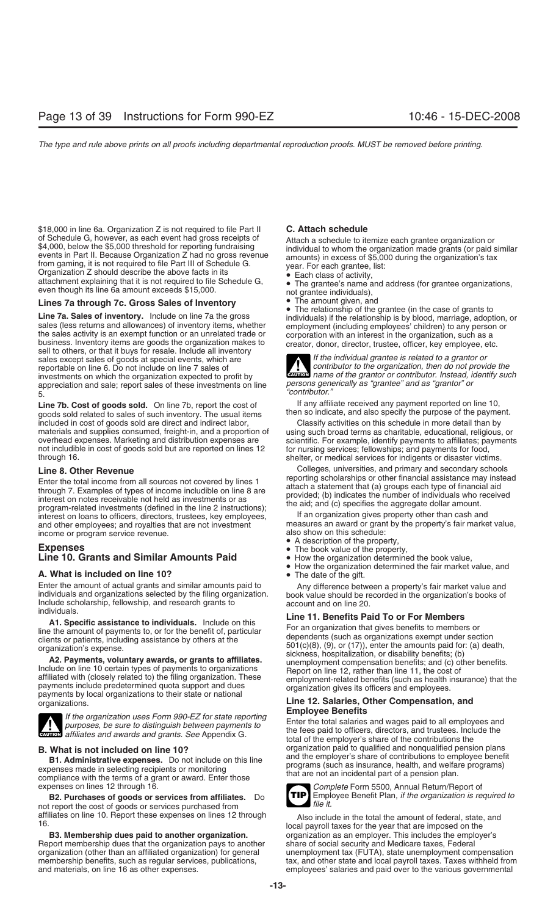$18,000 in line 6a. Organization Z is not required to file Part II of Schedule G, however, as each event had gross receipts of $4,000, below the $5,000 threshold for reporting fundraising events in Part II. Because Organization Z had no gross revenue from gaming, it is not required to file Part III of Schedule G. Organization Z should describe the above facts in its attachment explaining that it is not required to file Schedule G, even though its line 6a amount exceeds $15,000.

### Lines 7a through 7c. Gross Sales of Inventory

**Line 7a. Sales of inventory.** Include on line 7a the gross sales (less returns and allowances) of inventory items, whether the sales activity is an exempt function or an unrelated trade or business. Inventory items are goods the organization makes to sell to others, or that it buys for resale. Include all inventory sales except sales of goods at special events, which are reportable on line 6. Do not include on line 7 sales of investments on which the organization expected to profit by appreciation and sale; report sales of these investments on line 5.

**Line 7b. Cost of goods sold.** On line 7b, report the cost of goods sold related to sales of such inventory. The usual items included in cost of goods sold are direct and indirect labor, materials and supplies consumed, freight-in, and a proportion of overhead expenses. Marketing and distribution expenses are not includible in cost of goods sold but are reported on lines 12 through 16.

### Line 8. Other Revenue

Enter the total income from all sources not covered by lines 1 through 7. Examples of types of income includible on line 8 are interest on notes receivable not held as investments or as program-related investments (defined in the line 2 instructions); interest on loans to officers, directors, trustees, key employees, and other employees; and royalties that are not investment income or program service revenue.

## Expenses

### Line 10. Grants and Similar Amounts Paid

#### A. What is included on line 10?

Enter the amount of actual grants and similar amounts paid to individuals and organizations selected by the filing organization. Include scholarship, fellowship, and research grants to individuals.

**A1. Specific assistance to individuals.** Include on this line the amount of payments to, or for the benefit of, particular clients or patients, including assistance by others at the organization's expense.

**A2. Payments, voluntary awards, or grants to affiliates.** Include on line 10 certain types of payments to organizations affiliated with (closely related to) the filing organization. These payments include predetermined quota support and dues payments by local organizations to their state or national organizations.

**CAUTION:** *If the organization uses Form 990-EZ for state reporting purposes, be sure to distinguish between payments to affiliates and awards and grants. See* Appendix G.

#### B. What is not included on line 10?

**B1. Administrative expenses.** Do not include on this line expenses made in selecting recipients or monitoring compliance with the terms of a grant or award. Enter those expenses on lines 12 through 16.

**B2. Purchases of goods or services from affiliates.** Do not report the cost of goods or services purchased from affiliates on line 10. Report these expenses on lines 12 through 16.

**B3. Membership dues paid to another organization.** Report membership dues that the organization pays to another organization (other than an affiliated organization) for general membership benefits, such as regular services, publications, and materials, on line 16 as other expenses.

#### C. Attach schedule

Attach a schedule to itemize each grantee organization or individual to whom the organization made grants (or paid similar amounts) in excess of $5,000 during the organization's tax year. For each grantee, list:

- Each class of activity,
- The grantee's name and address (for grantee organizations, not grantee individuals),
- The amount given, and
- The relationship of the grantee (in the case of grants to individuals) if the relationship is by blood, marriage, adoption, or employment (including employees' children) to any person or corporation with an interest in the organization, such as a creator, donor, director, trustee, officer, key employee, etc.

**CAUTION:** *If the individual grantee is related to a grantor or contributor to the organization, then do not provide the name of the grantor or contributor. Instead, identify such persons generically as "grantee" and as "grantor" or "contributor."*

If any affiliate received any payment reported on line 10, then so indicate, and also specify the purpose of the payment.

Classify activities on this schedule in more detail than by using such broad terms as charitable, educational, religious, or scientific. For example, identify payments to affiliates; payments for nursing services; fellowships; and payments for food, shelter, or medical services for indigents or disaster victims.

Colleges, universities, and primary and secondary schools reporting scholarships or other financial assistance may instead attach a statement that (a) groups each type of financial aid provided; (b) indicates the number of individuals who received the aid; and (c) specifies the aggregate dollar amount.

If an organization gives property other than cash and measures an award or grant by the property's fair market value, also show on this schedule:

- A description of the property,
- The book value of the property,
- How the organization determined the book value,
- How the organization determined the fair market value, and
- The date of the gift.

Any difference between a property's fair market value and book value should be recorded in the organization's books of account and on line 20.

### Line 11. Benefits Paid To or For Members

For an organization that gives benefits to members or dependents (such as organizations exempt under section 501(c)(8), (9), or (17)), enter the amounts paid for: (a) death, sickness, hospitalization, or disability benefits; (b) unemployment compensation benefits; and (c) other benefits. Report on line 12, rather than line 11, the cost of employment-related benefits (such as health insurance) that the organization gives its officers and employees.

### Line 12. Salaries, Other Compensation, and Employee Benefits

Enter the total salaries and wages paid to all employees and the fees paid to officers, directors, and trustees. Include the total of the employer's share of the contributions the organization paid to qualified and nonqualified pension plans and the employer's share of contributions to employee benefit programs (such as insurance, health, and welfare programs) that are not an incidental part of a pension plan.

**TIP:** *Complete* Form 5500, Annual Return/Report of Employee Benefit Plan, *if the organization is required to file it.*

Also include in the total the amount of federal, state, and local payroll taxes for the year that are imposed on the organization as an employer. This includes the employer's share of social security and Medicare taxes, Federal unemployment tax (FUTA), state unemployment compensation tax, and other state and local payroll taxes. Taxes withheld from employees' salaries and paid over to the various governmental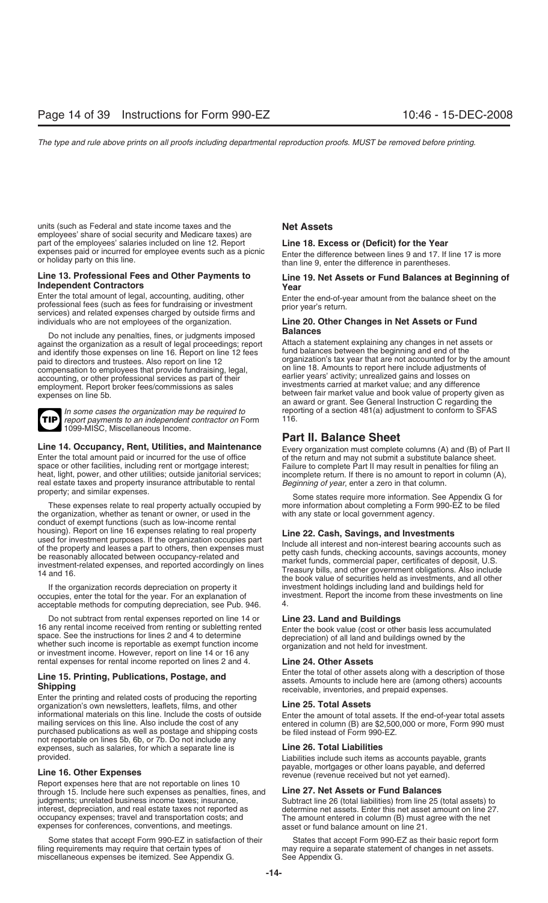units (such as Federal and state income taxes and the employees' share of social security and Medicare taxes) are part of the employees' salaries included on line 12. Report expenses paid or incurred for employee events such as a picnic or holiday party on this line.

### Line 13. Professional Fees and Other Payments to Independent Contractors

Enter the total amount of legal, accounting, auditing, other professional fees (such as fees for fundraising or investment services) and related expenses charged by outside firms and individuals who are not employees of the organization.

Do not include any penalties, fines, or judgments imposed against the organization as a result of legal proceedings; report and identify those expenses on line 16. Report on line 12 fees paid to directors and trustees. Also report on line 12 compensation to employees that provide fundraising, legal, accounting, or other professional services as part of their employment. Report broker fees/commissions as sales expenses on line 5b.

**TIP** *In some cases the organization may be required to report payments to an independent contractor on* Form 1099-MISC, Miscellaneous Income.

### Line 14. Occupancy, Rent, Utilities, and Maintenance

Enter the total amount paid or incurred for the use of office space or other facilities, including rent or mortgage interest; heat, light, power, and other utilities; outside janitorial services; real estate taxes and property insurance attributable to rental property; and similar expenses.

These expenses relate to real property actually occupied by the organization, whether as tenant or owner, or used in the conduct of exempt functions (such as low-income rental housing). Report on line 16 expenses relating to real property used for investment purposes. If the organization occupies part of the property and leases a part to others, then expenses must be reasonably allocated between occupancy-related and investment-related expenses, and reported accordingly on lines 14 and 16.

If the organization records depreciation on property it occupies, enter the total for the year. For an explanation of acceptable methods for computing depreciation, see Pub. 946.

Do not subtract from rental expenses reported on line 14 or 16 any rental income received from renting or subletting rented space. See the instructions for lines 2 and 4 to determine whether such income is reportable as exempt function income or investment income. However, report on line 14 or 16 any rental expenses for rental income reported on lines 2 and 4.

### Line 15. Printing, Publications, Postage, and Shipping

Enter the printing and related costs of producing the reporting organization's own newsletters, leaflets, films, and other informational materials on this line. Include the costs of outside mailing services on this line. Also include the cost of any purchased publications as well as postage and shipping costs not reportable on lines 5b, 6b, or 7b. Do not include any expenses, such as salaries, for which a separate line is provided.

### Line 16. Other Expenses

Report expenses here that are not reportable on lines 10 through 15. Include here such expenses as penalties, fines, and judgments; unrelated business income taxes; insurance, interest, depreciation, and real estate taxes not reported as occupancy expenses; travel and transportation costs; and expenses for conferences, conventions, and meetings.

Some states that accept Form 990-EZ in satisfaction of their filing requirements may require that certain types of miscellaneous expenses be itemized. See Appendix G.

## Net Assets

### Line 18. Excess or (Deficit) for the Year

Enter the difference between lines 9 and 17. If line 17 is more than line 9, enter the difference in parentheses.

### Line 19. Net Assets or Fund Balances at Beginning of Year

Enter the end-of-year amount from the balance sheet on the prior year's return.

### Line 20. Other Changes in Net Assets or Fund Balances

Attach a statement explaining any changes in net assets or fund balances between the beginning and end of the organization's tax year that are not accounted for by the amount on line 18. Amounts to report here include adjustments of earlier years' activity; unrealized gains and losses on investments carried at market value; and any difference between fair market value and book value of property given as an award or grant. See General Instruction C regarding the reporting of a section 481(a) adjustment to conform to SFAS 116.

## Part II. Balance Sheet

Every organization must complete columns (A) and (B) of Part II of the return and may not submit a substitute balance sheet. Failure to complete Part II may result in penalties for filing an incomplete return. If there is no amount to report in column (A), *Beginning of year*, enter a zero in that column.

Some states require more information. See Appendix G for more information about completing a Form 990-EZ to be filed with any state or local government agency.

### Line 22. Cash, Savings, and Investments

Include all interest and non-interest bearing accounts such as petty cash funds, checking accounts, savings accounts, money market funds, commercial paper, certificates of deposit, U.S. Treasury bills, and other government obligations. Also include the book value of securities held as investments, and all other investment holdings including land and buildings held for investment. Report the income from these investments on line 4.

### Line 23. Land and Buildings

Enter the book value (cost or other basis less accumulated depreciation) of all land and buildings owned by the organization and not held for investment.

### Line 24. Other Assets

Enter the total of other assets along with a description of those assets. Amounts to include here are (among others) accounts receivable, inventories, and prepaid expenses.

### Line 25. Total Assets

Enter the amount of total assets. If the end-of-year total assets entered in column (B) are $2,500,000 or more, Form 990 must be filed instead of Form 990-EZ.

### Line 26. Total Liabilities

Liabilities include such items as accounts payable, grants payable, mortgages or other loans payable, and deferred revenue (revenue received but not yet earned).

### Line 27. Net Assets or Fund Balances

Subtract line 26 (total liabilities) from line 25 (total assets) to determine net assets. Enter this net asset amount on line 27. The amount entered in column (B) must agree with the net asset or fund balance amount on line 21.

States that accept Form 990-EZ as their basic report form may require a separate statement of changes in net assets. See Appendix G.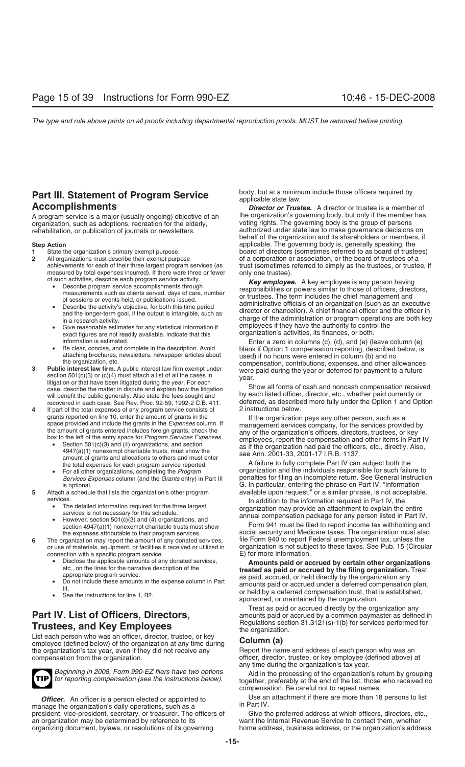## Part III. Statement of Program Service Accomplishments

A program service is a major (usually ongoing) objective of an organization, such as adoptions, recreation for the elderly, rehabilitation, or publication of journals or newsletters.

| Step | Action |
| --- | --- |
| **1** | State the organization's primary exempt purpose. |
| **2** | All organizations must describe their exempt purpose achievements for each of their three largest program services (as measured by total expenses incurred). If there were three or fewer of such activities, describe each program service activity.<br>• Describe program service accomplishments through measurements such as clients served, days of care, number of sessions or events held, or publications issued.<br>• Describe the activity's objective, for both this time period and the longer-term goal, if the output is intangible, such as in a research activity.<br>• Give reasonable estimates for any statistical information if exact figures are not readily available. Indicate that this information is estimated.<br>• Be clear, concise, and complete in the description. Avoid attaching brochures, newsletters, newspaper articles about the organization, etc. |
| **3** | **Public interest law firm.** A public interest law firm exempt under section 501(c)(3) or (c)(4) must attach a list of all the cases in litigation or that have been litigated during the year. For each case, describe the matter in dispute and explain how the litigation will benefit the public generally. Also state the fees sought and recovered in each case. See Rev. Proc. 92-59, 1992-2 C.B. 411. |
| **4** | If part of the total expenses of any program service consists of grants reported on line 10, enter the amount of grants in the space provided and include the grants in the *Expenses* column. If the amount of grants entered includes foreign grants, check the box to the left of the entry space for *Program Services Expenses*.<br>• Section 501(c)(3) and (4) organizations, and section 4947(a)(1) nonexempt charitable trusts, must show the amount of grants and allocations to others and must enter the total expenses for each program service reported.<br>• For all other organizations, completing the *Program Services Expenses* column (and the *Grants* entry) in Part III is optional. |
| **5** | Attach a schedule that lists the organization's other program services.<br>• The detailed information required for the three largest services is not necessary for this schedule.<br>• However, section 501(c)(3) and (4) organizations, and section 4947(a)(1) nonexempt charitable trusts must show the expenses attributable to their program services. |
| **6** | The organization may report the amount of any donated services, or use of materials, equipment, or facilities it received or utilized in connection with a specific program service.<br>• Disclose the applicable amounts of any donated services, etc., on the lines for the narrative description of the appropriate program service.<br>• Do not include these amounts in the expense column in Part III.<br>• See the instructions for line 1, B2. |

## Part IV. List of Officers, Directors, Trustees, and Key Employees

List each person who was an officer, director, trustee, or key employee (defined below) of the organization at any time during the organization's tax year, even if they did not receive any compensation from the organization.

**TIP** *Beginning in 2008, Form 990-EZ filers have two options for reporting compensation (see the instructions below).*

***Officer.*** An officer is a person elected or appointed to manage the organization's daily operations, such as a president, vice-president, secretary, or treasurer. The officers of an organization may be determined by reference to its organizing document, bylaws, or resolutions of its governing body, but at a minimum include those officers required by applicable state law.

***Director or Trustee.*** A director or trustee is a member of the organization's governing body, but only if the member has voting rights. The governing body is the group of persons authorized under state law to make governance decisions on behalf of the organization and its shareholders or members, if applicable. The governing body is, generally speaking, the board of directors (sometimes referred to as board of trustees) of a corporation or association, or the board of trustees of a trust (sometimes referred to simply as the trustees, or trustee, if only one trustee).

***Key employee.*** A key employee is any person having responsibilities or powers similar to those of officers, directors, or trustees. The term includes the chief management and administrative officials of an organization (such as an executive director or chancellor). A chief financial officer and the officer in charge of the administration or program operations are both key employees if they have the authority to control the organization's activities, its finances, or both.

Enter a zero in columns (c), (d), and (e) (leave column (e) blank if Option 1 compensation reporting, described below, is used) if no hours were entered in column (b) and no compensation, contributions, expenses, and other allowances were paid during the year or deferred for payment to a future year.

Show all forms of cash and noncash compensation received by each listed officer, director, etc., whether paid currently or deferred, as described more fully under the Option 1 and Option 2 instructions below.

If the organization pays any other person, such as a management services company, for the services provided by any of the organization's officers, directors, trustees, or key employees, report the compensation and other items in Part IV as if the organization had paid the officers, etc., directly. Also, see Ann. 2001-33, 2001-17 I.R.B. 1137.

A failure to fully complete Part IV can subject both the organization and the individuals responsible for such failure to penalties for filing an incomplete return. See General Instruction G. In particular, entering the phrase on Part IV, "Information available upon request," or a similar phrase, is not acceptable.

In addition to the information required in Part IV, the organization may provide an attachment to explain the entire annual compensation package for any person listed in Part IV.

Form 941 must be filed to report income tax withholding and social security and Medicare taxes. The organization must also file Form 940 to report Federal unemployment tax, unless the organization is not subject to these taxes. See Pub. 15 (Circular E) for more information.

**Amounts paid or accrued by certain other organizations treated as paid or accrued by the filing organization.** Treat as paid, accrued, or held directly by the organization any amounts paid or accrued under a deferred compensation plan, or held by a deferred compensation trust, that is established, sponsored, or maintained by the organization.

Treat as paid or accrued directly by the organization any amounts paid or accrued by a common paymaster as defined in Regulations section 31.3121(s)-1(b) for services performed for the organization.

### Column (a)

Report the name and address of each person who was an officer, director, trustee, or key employee (defined above) at any time during the organization's tax year.

Aid in the processing of the organization's return by grouping together, preferably at the end of the list, those who received no compensation. Be careful not to repeat names.

Use an attachment if there are more than 18 persons to list in Part IV.

Give the preferred address at which officers, directors, etc., want the Internal Revenue Service to contact them, whether home address, business address, or the organization's address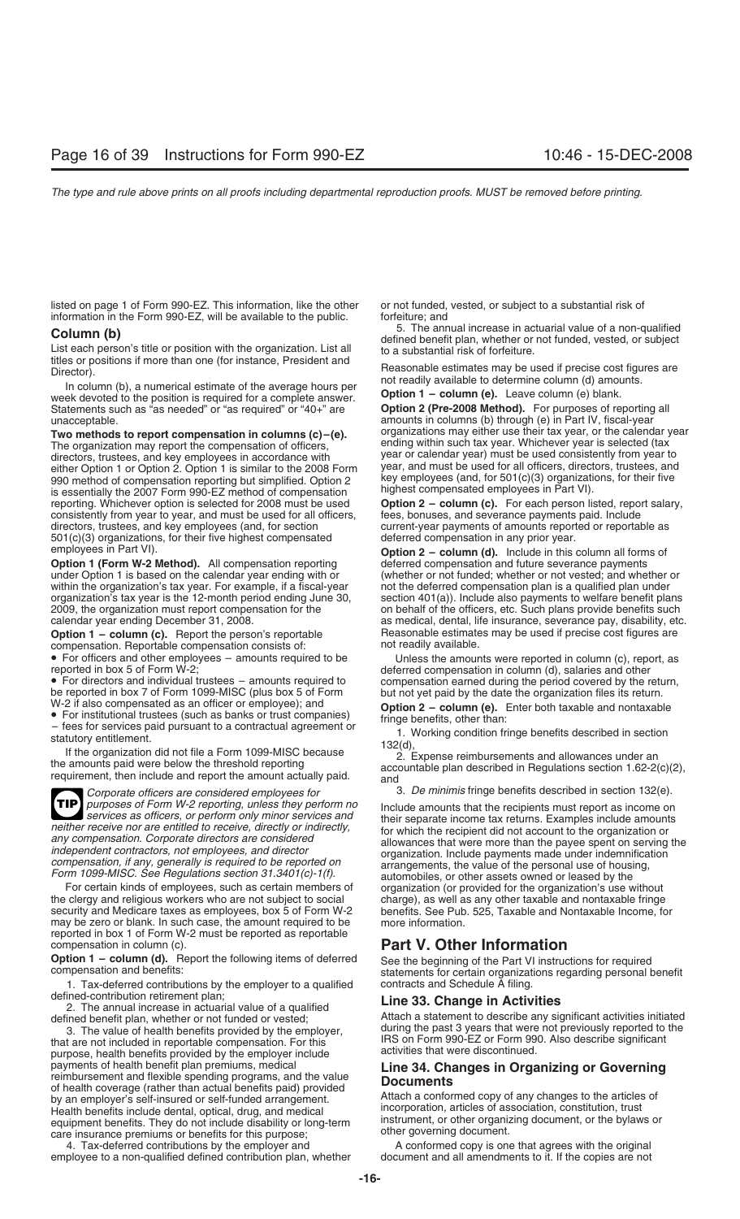listed on page 1 of Form 990-EZ. This information, like the other information in the Form 990-EZ, will be available to the public.

### Column (b)

List each person's title or position with the organization. List all titles or positions if more than one (for instance, President and Director).

In column (b), a numerical estimate of the average hours per week devoted to the position is required for a complete answer. Statements such as "as needed" or "as required" or "40+" are unacceptable.

**Two methods to report compensation in columns (c)–(e).** The organization may report the compensation of officers, directors, trustees, and key employees in accordance with either Option 1 or Option 2. Option 1 is similar to the 2008 Form 990 method of compensation reporting but simplified. Option 2 is essentially the 2007 Form 990-EZ method of compensation reporting. Whichever option is selected for 2008 must be used consistently from year to year, and must be used for all officers, directors, trustees, and key employees (and, for section 501(c)(3) organizations, for their five highest compensated employees in Part VI).

**Option 1 (Form W-2 Method).** All compensation reporting under Option 1 is based on the calendar year ending with or within the organization's tax year. For example, if a fiscal-year organization's tax year is the 12-month period ending June 30, 2009, the organization must report compensation for the calendar year ending December 31, 2008.

**Option 1 – column (c).** Report the person's reportable compensation. Reportable compensation consists of:

- For officers and other employees – amounts required to be reported in box 5 of Form W-2;
- For directors and individual trustees – amounts required to be reported in box 7 of Form 1099-MISC (plus box 5 of Form W-2 if also compensated as an officer or employee); and
- For institutional trustees (such as banks or trust companies) – fees for services paid pursuant to a contractual agreement or statutory entitlement.

If the organization did not file a Form 1099-MISC because the amounts paid were below the threshold reporting requirement, then include and report the amount actually paid.

> **TIP** *Corporate officers are considered employees for purposes of Form W-2 reporting, unless they perform no services as officers, or perform only minor services and neither receive nor are entitled to receive, directly or indirectly, any compensation. Corporate directors are considered independent contractors, not employees, and director compensation, if any, generally is required to be reported on Form 1099-MISC. See Regulations section 31.3401(c)-1(f).*

For certain kinds of employees, such as certain members of the clergy and religious workers who are not subject to social security and Medicare taxes as employees, box 5 of Form W-2 may be zero or blank. In such case, the amount required to be reported in box 1 of Form W-2 must be reported as reportable compensation in column (c).

**Option 1 – column (d).** Report the following items of deferred compensation and benefits:

1. Tax-deferred contributions by the employer to a qualified defined-contribution retirement plan;
2. The annual increase in actuarial value of a qualified defined benefit plan, whether or not funded or vested;
3. The value of health benefits provided by the employer, that are not included in reportable compensation. For this purpose, health benefits provided by the employer include payments of health benefit plan premiums, medical reimbursement and flexible spending programs, and the value of health coverage (rather than actual benefits paid) provided by an employer's self-insured or self-funded arrangement. Health benefits include dental, optical, drug, and medical equipment benefits. They do not include disability or long-term care insurance premiums or benefits for this purpose;
4. Tax-deferred contributions by the employer and employee to a non-qualified defined contribution plan, whether or not funded, vested, or subject to a substantial risk of forfeiture; and
5. The annual increase in actuarial value of a non-qualified defined benefit plan, whether or not funded, vested, or subject to a substantial risk of forfeiture.

Reasonable estimates may be used if precise cost figures are not readily available to determine column (d) amounts.

**Option 1 – column (e).** Leave column (e) blank.

**Option 2 (Pre-2008 Method).** For purposes of reporting all amounts in columns (b) through (e) in Part IV, fiscal-year organizations may either use their tax year, or the calendar year ending within such tax year. Whichever year is selected (tax year or calendar year) must be used consistently from year to year, and must be used for all officers, directors, trustees, and key employees (and, for 501(c)(3) organizations, for their five highest compensated employees in Part VI).

**Option 2 – column (c).** For each person listed, report salary, fees, bonuses, and severance payments paid. Include current-year payments of amounts reported or reportable as deferred compensation in any prior year.

**Option 2 – column (d).** Include in this column all forms of deferred compensation and future severance payments (whether or not funded; whether or not vested; and whether or not the deferred compensation plan is a qualified plan under section 401(a)). Include also payments to welfare benefit plans on behalf of the officers, etc. Such plans provide benefits such as medical, dental, life insurance, severance pay, disability, etc. Reasonable estimates may be used if precise cost figures are not readily available.

Unless the amounts were reported in column (c), report, as deferred compensation in column (d), salaries and other compensation earned during the period covered by the return, but not yet paid by the date the organization files its return.

**Option 2 – column (e).** Enter both taxable and nontaxable fringe benefits, other than:

1. Working condition fringe benefits described in section 132(d),
2. Expense reimbursements and allowances under an accountable plan described in Regulations section 1.62-2(c)(2), and
3. *De minimis* fringe benefits described in section 132(e).

Include amounts that the recipients must report as income on their separate income tax returns. Examples include amounts for which the recipient did not account to the organization or allowances that were more than the payee spent on serving the organization. Include payments made under indemnification arrangements, the value of the personal use of housing, automobiles, or other assets owned or leased by the organization (or provided for the organization's use without charge), as well as any other taxable and nontaxable fringe benefits. See Pub. 525, Taxable and Nontaxable Income, for more information.

## Part V. Other Information

See the beginning of the Part VI instructions for required statements for certain organizations regarding personal benefit contracts and Schedule A filing.

### Line 33. Change in Activities

Attach a statement to describe any significant activities initiated during the past 3 years that were not previously reported to the IRS on Form 990-EZ or Form 990. Also describe significant activities that were discontinued.

### Line 34. Changes in Organizing or Governing Documents

Attach a conformed copy of any changes to the articles of incorporation, articles of association, constitution, trust instrument, or other organizing document, or the bylaws or other governing document.

A conformed copy is one that agrees with the original document and all amendments to it. If the copies are not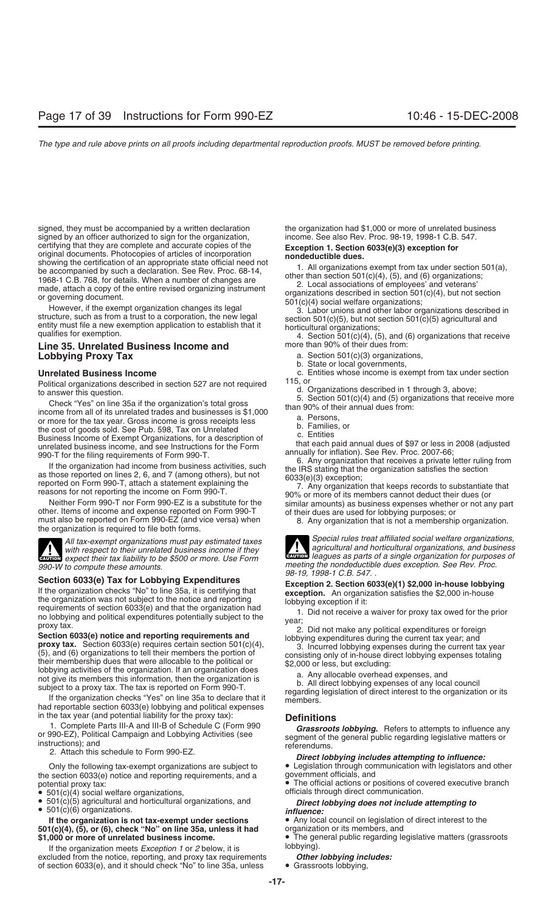signed, they must be accompanied by a written declaration signed by an officer authorized to sign for the organization, certifying that they are complete and accurate copies of the original documents. Photocopies of articles of incorporation showing the certification of an appropriate state official need not be accompanied by such a declaration. See Rev. Proc. 68-14, 1968-1 C.B. 768, for details. When a number of changes are made, attach a copy of the entire revised organizing instrument or governing document.

However, if the exempt organization changes its legal structure, such as from a trust to a corporation, the new legal entity must file a new exemption application to establish that it qualifies for exemption.

## Line 35. Unrelated Business Income and Lobbying Proxy Tax

### Unrelated Business Income

Political organizations described in section 527 are not required to answer this question.

Check "Yes" on line 35a if the organization's total gross income from all of its unrelated trades and businesses is $1,000 or more for the tax year. Gross income is gross receipts less the cost of goods sold. See Pub. 598, Tax on Unrelated Business Income of Exempt Organizations, for a description of unrelated business income, and see Instructions for the Form 990-T for the filing requirements of Form 990-T.

If the organization had income from business activities, such as those reported on lines 2, 6, and 7 (among others), but not reported on Form 990-T, attach a statement explaining the reasons for not reporting the income on Form 990-T.

Neither Form 990-T nor Form 990-EZ is a substitute for the other. Items of income and expense reported on Form 990-T must also be reported on Form 990-EZ (and vice versa) when the organization is required to file both forms.

**CAUTION** *All tax-exempt organizations must pay estimated taxes with respect to their unrelated business income if they expect their tax liability to be $500 or more. Use Form 990-W to compute these amounts.*

### Section 6033(e) Tax for Lobbying Expenditures

If the organization checks "No" to line 35a, it is certifying that the organization was not subject to the notice and reporting requirements of section 6033(e) and that the organization had no lobbying and political expenditures potentially subject to the proxy tax.

**Section 6033(e) notice and reporting requirements and proxy tax.** Section 6033(e) requires certain section 501(c)(4), (5), and (6) organizations to tell their members the portion of their membership dues that were allocable to the political or lobbying activities of the organization. If an organization does not give its members this information, then the organization is subject to a proxy tax. The tax is reported on Form 990-T.

If the organization checks "Yes" on line 35a to declare that it had reportable section 6033(e) lobbying and political expenses in the tax year (and potential liability for the proxy tax):

1. Complete Parts III-A and III-B of Schedule C (Form 990 or 990-EZ), Political Campaign and Lobbying Activities (see instructions); and
2. Attach this schedule to Form 990-EZ.

Only the following tax-exempt organizations are subject to the section 6033(e) notice and reporting requirements, and a potential proxy tax:

- 501(c)(4) social welfare organizations,
- 501(c)(5) agricultural and horticultural organizations, and
- 501(c)(6) organizations.

**If the organization is not tax-exempt under sections 501(c)(4), (5), or (6), check "No" on line 35a, unless it had $1,000 or more of unrelated business income.**

If the organization meets *Exception 1* or *2* below, it is excluded from the notice, reporting, and proxy tax requirements of section 6033(e), and it should check "No" to line 35a, unless the organization had $1,000 or more of unrelated business income. See also Rev. Proc. 98-19, 1998-1 C.B. 547.

**Exception 1. Section 6033(e)(3) exception for nondeductible dues.**

1. All organizations exempt from tax under section 501(a), other than section 501(c)(4), (5), and (6) organizations;
2. Local associations of employees' and veterans' organizations described in section 501(c)(4), but not section 501(c)(4) social welfare organizations;
3. Labor unions and other labor organizations described in section 501(c)(5), but not section 501(c)(5) agricultural and horticultural organizations;
4. Section 501(c)(4), (5), and (6) organizations that receive more than 90% of their dues from:
   a. Section 501(c)(3) organizations,
   b. State or local governments,
   c. Entities whose income is exempt from tax under section 115, or
   d. Organizations described in 1 through 3, above;
5. Section 501(c)(4) and (5) organizations that receive more than 90% of their annual dues from:
   a. Persons,
   b. Families, or
   c. Entities

   that each paid annual dues of $97 or less in 2008 (adjusted annually for inflation). See Rev. Proc. 2007-66;
6. Any organization that receives a private letter ruling from the IRS stating that the organization satisfies the section 6033(e)(3) exception;
7. Any organization that keeps records to substantiate that 90% or more of its members cannot deduct their dues (or similar amounts) as business expenses whether or not any part of their dues are used for lobbying purposes; or
8. Any organization that is not a membership organization.

**CAUTION** *Special rules treat affiliated social welfare organizations, agricultural and horticultural organizations, and business leagues as parts of a single organization for purposes of meeting the nondeductible dues exception. See Rev. Proc. 98-19, 1998-1 C.B. 547.*

**Exception 2. Section 6033(e)(1) $2,000 in-house lobbying exception.** An organization satisfies the $2,000 in-house lobbying exception if it:

1. Did not receive a waiver for proxy tax owed for the prior year;
2. Did not make any political expenditures or foreign lobbying expenditures during the current tax year; and
3. Incurred lobbying expenses during the current tax year consisting only of in-house direct lobbying expenses totaling $2,000 or less, but excluding:
   a. Any allocable overhead expenses, and
   b. All direct lobbying expenses of any local council regarding legislation of direct interest to the organization or its members.

### Definitions

***Grassroots lobbying.*** Refers to attempts to influence any segment of the general public regarding legislative matters or referendums.

***Direct lobbying includes attempting to influence:***

- Legislation through communication with legislators and other government officials, and
- The official actions or positions of covered executive branch officials through direct communication.

***Direct lobbying does not include attempting to influence:***

- Any local council on legislation of direct interest to the organization or its members, and
- The general public regarding legislative matters (grassroots lobbying).

***Other lobbying includes:***

- Grassroots lobbying,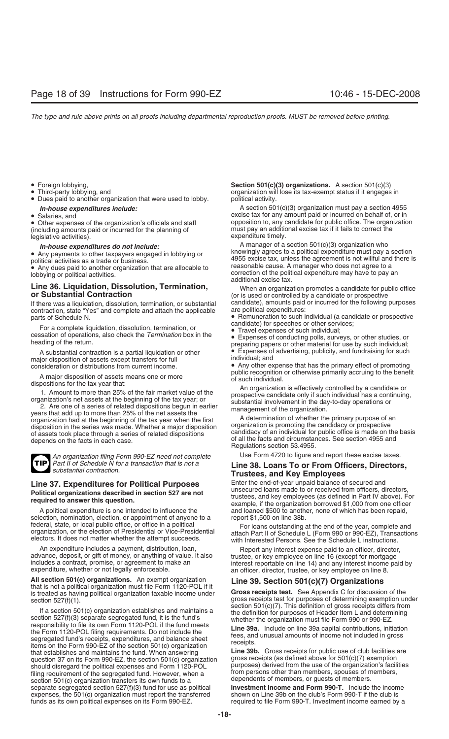- Foreign lobbying,
- Third-party lobbying, and
- Dues paid to another organization that were used to lobby.

***In-house expenditures include:***

- Salaries, and
- Other expenses of the organization's officials and staff (including amounts paid or incurred for the planning of legislative activities).

***In-house expenditures do not include:***

- Any payments to other taxpayers engaged in lobbying or political activities as a trade or business.
- Any dues paid to another organization that are allocable to lobbying or political activities.

## Line 36. Liquidation, Dissolution, Termination, or Substantial Contraction

If there was a liquidation, dissolution, termination, or substantial contraction, state "Yes" and complete and attach the applicable parts of Schedule N.

For a complete liquidation, dissolution, termination, or cessation of operations, also check the *Termination* box in the heading of the return.

A substantial contraction is a partial liquidation or other major disposition of assets except transfers for full consideration or distributions from current income.

A major disposition of assets means one or more dispositions for the tax year that:

1. Amount to more than 25% of the fair market value of the organization's net assets at the beginning of the tax year; or
2. Are one of a series of related dispositions begun in earlier years that add up to more than 25% of the net assets the organization had at the beginning of the tax year when the first disposition in the series was made. Whether a major disposition of assets took place through a series of related dispositions depends on the facts in each case.

**TIP** *An organization filing Form 990-EZ need not complete Part II of Schedule N for a transaction that is not a substantial contraction.*

## Line 37. Expenditures for Political Purposes

**Political organizations described in section 527 are not required to answer this question.**

A political expenditure is one intended to influence the selection, nomination, election, or appointment of anyone to a federal, state, or local public office, or office in a political organization, or the election of Presidential or Vice-Presidential electors. It does not matter whether the attempt succeeds.

An expenditure includes a payment, distribution, loan, advance, deposit, or gift of money, or anything of value. It also includes a contract, promise, or agreement to make an expenditure, whether or not legally enforceable.

**All section 501(c) organizations.** An exempt organization that is not a political organization must file Form 1120-POL if it is treated as having political organization taxable income under section 527(f)(1).

If a section 501(c) organization establishes and maintains a section 527(f)(3) separate segregated fund, it is the fund's responsibility to file its own Form 1120-POL if the fund meets the Form 1120-POL filing requirements. Do not include the segregated fund's receipts, expenditures, and balance sheet items on the Form 990-EZ of the section 501(c) organization that establishes and maintains the fund. When answering question 37 on its Form 990-EZ, the section 501(c) organization should disregard the political expenses and Form 1120-POL filing requirement of the segregated fund. However, when a section 501(c) organization transfers its own funds to a separate segregated section 527(f)(3) fund for use as political expenses, the 501(c) organization must report the transferred funds as its own political expenses on its Form 990-EZ.

**Section 501(c)(3) organizations.** A section 501(c)(3) organization will lose its tax-exempt status if it engages in political activity.

A section 501(c)(3) organization must pay a section 4955 excise tax for any amount paid or incurred on behalf of, or in opposition to, any candidate for public office. The organization must pay an additional excise tax if it fails to correct the expenditure timely.

A manager of a section 501(c)(3) organization who knowingly agrees to a political expenditure must pay a section 4955 excise tax, unless the agreement is not willful and there is reasonable cause. A manager who does not agree to a correction of the political expenditure may have to pay an additional excise tax.

When an organization promotes a candidate for public office (or is used or controlled by a candidate or prospective candidate), amounts paid or incurred for the following purposes are political expenditures:

- Remuneration to such individual (a candidate or prospective candidate) for speeches or other services;
- Travel expenses of such individual;
- Expenses of conducting polls, surveys, or other studies, or preparing papers or other material for use by such individual;
- Expenses of advertising, publicity, and fundraising for such individual; and
- Any other expense that has the primary effect of promoting public recognition or otherwise primarily accruing to the benefit of such individual.

An organization is effectively controlled by a candidate or prospective candidate only if such individual has a continuing, substantial involvement in the day-to-day operations or management of the organization.

A determination of whether the primary purpose of an organization is promoting the candidacy or prospective candidacy of an individual for public office is made on the basis of all the facts and circumstances. See section 4955 and Regulations section 53.4955.

Use Form 4720 to figure and report these excise taxes.

## Line 38. Loans To or From Officers, Directors, Trustees, and Key Employees

Enter the end-of-year unpaid balance of secured and unsecured loans made to or received from officers, directors, trustees, and key employees (as defined in Part IV above). For example, if the organization borrowed $1,000 from one officer and loaned $500 to another, none of which has been repaid, report $1,500 on line 38b.

For loans outstanding at the end of the year, complete and attach Part II of Schedule L (Form 990 or 990-EZ), Transactions with Interested Persons. See the Schedule L instructions.

Report any interest expense paid to an officer, director, trustee, or key employee on line 16 (except for mortgage interest reportable on line 14) and any interest income paid by an officer, director, trustee, or key employee on line 8.

## Line 39. Section 501(c)(7) Organizations

**Gross receipts test.** See Appendix C for discussion of the gross receipts test for purposes of determining exemption under section 501(c)(7). This definition of gross receipts differs from the definition for purposes of Header Item L and determining whether the organization must file Form 990 or 990-EZ.

**Line 39a.** Include on line 39a capital contributions, initiation fees, and unusual amounts of income not included in gross receipts.

**Line 39b.** Gross receipts for public use of club facilities are gross receipts (as defined above for 501(c)(7) exemption purposes) derived from the use of the organization's facilities from persons other than members, spouses of members, dependents of members, or guests of members.

**Investment income and Form 990-T.** Include the income shown on Line 39b on the club's Form 990-T if the club is required to file Form 990-T. Investment income earned by a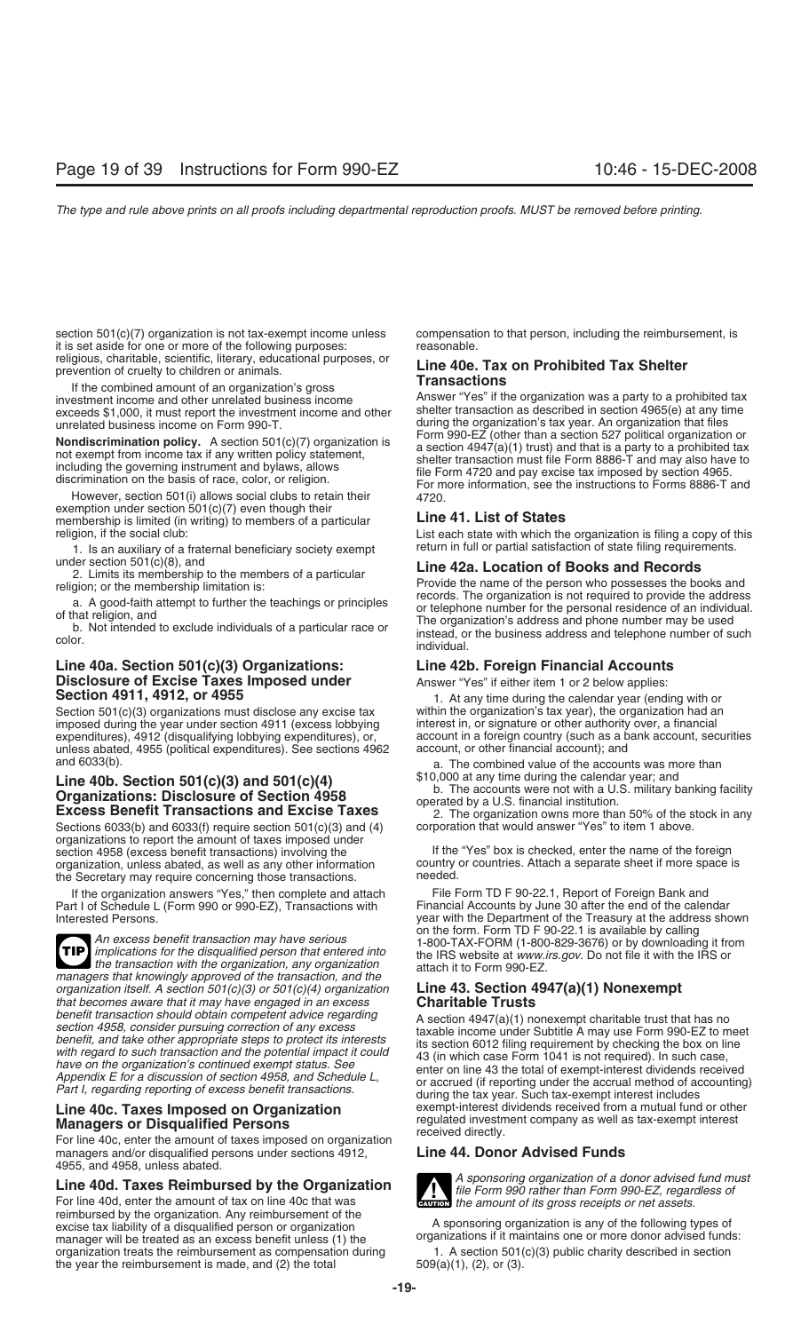section 501(c)(7) organization is not tax-exempt income unless it is set aside for one or more of the following purposes: religious, charitable, scientific, literary, educational purposes, or prevention of cruelty to children or animals.

If the combined amount of an organization's gross investment income and other unrelated business income exceeds $1,000, it must report the investment income and other unrelated business income on Form 990-T.

**Nondiscrimination policy.** A section 501(c)(7) organization is not exempt from income tax if any written policy statement, including the governing instrument and bylaws, allows discrimination on the basis of race, color, or religion.

However, section 501(i) allows social clubs to retain their exemption under section 501(c)(7) even though their membership is limited (in writing) to members of a particular religion, if the social club:

1. Is an auxiliary of a fraternal beneficiary society exempt under section 501(c)(8), and
2. Limits its membership to the members of a particular religion; or the membership limitation is:
   a. A good-faith attempt to further the teachings or principles of that religion, and
   b. Not intended to exclude individuals of a particular race or color.

### Line 40a. Section 501(c)(3) Organizations: Disclosure of Excise Taxes Imposed under Section 4911, 4912, or 4955

Section 501(c)(3) organizations must disclose any excise tax imposed during the year under section 4911 (excess lobbying expenditures), 4912 (disqualifying lobbying expenditures), or, unless abated, 4955 (political expenditures). See sections 4962 and 6033(b).

### Line 40b. Section 501(c)(3) and 501(c)(4) Organizations: Disclosure of Section 4958 Excess Benefit Transactions and Excise Taxes

Sections 6033(b) and 6033(f) require section 501(c)(3) and (4) organizations to report the amount of taxes imposed under section 4958 (excess benefit transactions) involving the organization, unless abated, as well as any other information the Secretary may require concerning those transactions.

If the organization answers "Yes," then complete and attach Part I of Schedule L (Form 990 or 990-EZ), Transactions with Interested Persons.

> **TIP** *An excess benefit transaction may have serious implications for the disqualified person that entered into the transaction with the organization, any organization managers that knowingly approved of the transaction, and the organization itself. A section 501(c)(3) or 501(c)(4) organization that becomes aware that it may have engaged in an excess benefit transaction should obtain competent advice regarding section 4958, consider pursuing correction of any excess benefit, and take other appropriate steps to protect its interests with regard to such transaction and the potential impact it could have on the organization's continued exempt status. See Appendix E for a discussion of section 4958, and Schedule L, Part I, regarding reporting of excess benefit transactions.*

### Line 40c. Taxes Imposed on Organization Managers or Disqualified Persons

For line 40c, enter the amount of taxes imposed on organization managers and/or disqualified persons under sections 4912, 4955, and 4958, unless abated.

### Line 40d. Taxes Reimbursed by the Organization

For line 40d, enter the amount of tax on line 40c that was reimbursed by the organization. Any reimbursement of the excise tax liability of a disqualified person or organization manager will be treated as an excess benefit unless (1) the organization treats the reimbursement as compensation during the year the reimbursement is made, and (2) the total compensation to that person, including the reimbursement, is reasonable.

### Line 40e. Tax on Prohibited Tax Shelter Transactions

Answer "Yes" if the organization was a party to a prohibited tax shelter transaction as described in section 4965(e) at any time during the organization's tax year. An organization that files Form 990-EZ (other than a section 527 political organization or a section 4947(a)(1) trust) and that is a party to a prohibited tax shelter transaction must file Form 8886-T and may also have to file Form 4720 and pay excise tax imposed by section 4965. For more information, see the instructions to Forms 8886-T and 4720.

### Line 41. List of States

List each state with which the organization is filing a copy of this return in full or partial satisfaction of state filing requirements.

### Line 42a. Location of Books and Records

Provide the name of the person who possesses the books and records. The organization is not required to provide the address or telephone number for the personal residence of an individual. The organization's address and phone number may be used instead, or the business address and telephone number of such individual.

### Line 42b. Foreign Financial Accounts

Answer "Yes" if either item 1 or 2 below applies:

1. At any time during the calendar year (ending with or within the organization's tax year), the organization had an interest in, or signature or other authority over, a financial account in a foreign country (such as a bank account, securities account, or other financial account); and
   a. The combined value of the accounts was more than $10,000 at any time during the calendar year; and
   b. The accounts were not with a U.S. military banking facility operated by a U.S. financial institution.
2. The organization owns more than 50% of the stock in any corporation that would answer "Yes" to item 1 above.

If the "Yes" box is checked, enter the name of the foreign country or countries. Attach a separate sheet if more space is needed.

File Form TD F 90-22.1, Report of Foreign Bank and Financial Accounts by June 30 after the end of the calendar year with the Department of the Treasury at the address shown on the form. Form TD F 90-22.1 is available by calling 1-800-TAX-FORM (1-800-829-3676) or by downloading it from the IRS website at *www.irs.gov*. Do not file it with the IRS or attach it to Form 990-EZ.

### Line 43. Section 4947(a)(1) Nonexempt Charitable Trusts

A section 4947(a)(1) nonexempt charitable trust that has no taxable income under Subtitle A may use Form 990-EZ to meet its section 6012 filing requirement by checking the box on line 43 (in which case Form 1041 is not required). In such case, enter on line 43 the total of exempt-interest dividends received or accrued (if reporting under the accrual method of accounting) during the tax year. Such tax-exempt interest includes exempt-interest dividends received from a mutual fund or other regulated investment company as well as tax-exempt interest received directly.

### Line 44. Donor Advised Funds

> **CAUTION** *A sponsoring organization of a donor advised fund must file Form 990 rather than Form 990-EZ, regardless of the amount of its gross receipts or net assets.*

A sponsoring organization is any of the following types of organizations if it maintains one or more donor advised funds:

1. A section 501(c)(3) public charity described in section 509(a)(1), (2), or (3).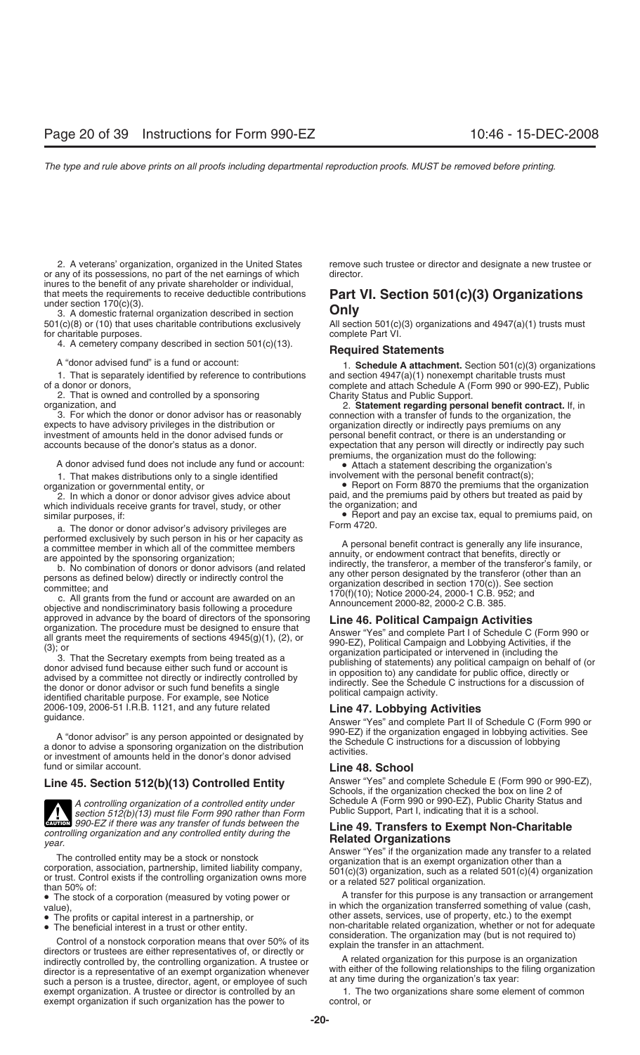2. A veterans' organization, organized in the United States or any of its possessions, no part of the net earnings of which inures to the benefit of any private shareholder or individual, that meets the requirements to receive deductible contributions under section 170(c)(3).

3. A domestic fraternal organization described in section 501(c)(8) or (10) that uses charitable contributions exclusively for charitable purposes.

4. A cemetery company described in section 501(c)(13).

A "donor advised fund" is a fund or account:

1. That is separately identified by reference to contributions of a donor or donors,

2. That is owned and controlled by a sponsoring organization, and

3. For which the donor or donor advisor has or reasonably expects to have advisory privileges in the distribution or investment of amounts held in the donor advised funds or accounts because of the donor's status as a donor.

A donor advised fund does not include any fund or account:

1. That makes distributions only to a single identified organization or governmental entity, or

2. In which a donor or donor advisor gives advice about which individuals receive grants for travel, study, or other similar purposes, if:

a. The donor or donor advisor's advisory privileges are performed exclusively by such person in his or her capacity as a committee member in which all of the committee members are appointed by the sponsoring organization;

b. No combination of donors or donor advisors (and related persons as defined below) directly or indirectly control the committee; and

c. All grants from the fund or account are awarded on an objective and nondiscriminatory basis following a procedure approved in advance by the board of directors of the sponsoring organization. The procedure must be designed to ensure that all grants meet the requirements of sections 4945(g)(1), (2), or (3); or

3. That the Secretary exempts from being treated as a donor advised fund because either such fund or account is advised by a committee not directly or indirectly controlled by the donor or donor advisor or such fund benefits a single identified charitable purpose. For example, see Notice 2006-109, 2006-51 I.R.B. 1121, and any future related guidance.

A "donor advisor" is any person appointed or designated by a donor to advise a sponsoring organization on the distribution or investment of amounts held in the donor's donor advised fund or similar account.

### Line 45. Section 512(b)(13) Controlled Entity

**CAUTION:** *A controlling organization of a controlled entity under section 512(b)(13) must file Form 990 rather than Form 990-EZ if there was any transfer of funds between the controlling organization and any controlled entity during the year.*

The controlled entity may be a stock or nonstock corporation, association, partnership, limited liability company, or trust. Control exists if the controlling organization owns more than 50% of:

- The stock of a corporation (measured by voting power or value),
- The profits or capital interest in a partnership, or
- The beneficial interest in a trust or other entity.

Control of a nonstock corporation means that over 50% of its directors or trustees are either representatives of, or directly or indirectly controlled by, the controlling organization. A trustee or director is a representative of an exempt organization whenever such a person is a trustee, director, agent, or employee of such exempt organization. A trustee or director is controlled by an exempt organization if such organization has the power to remove such trustee or director and designate a new trustee or director.

## Part VI. Section 501(c)(3) Organizations Only

All section 501(c)(3) organizations and 4947(a)(1) trusts must complete Part VI.

### Required Statements

1. **Schedule A attachment.** Section 501(c)(3) organizations and section 4947(a)(1) nonexempt charitable trusts must complete and attach Schedule A (Form 990 or 990-EZ), Public Charity Status and Public Support.

2. **Statement regarding personal benefit contract.** If, in connection with a transfer of funds to the organization, the organization directly or indirectly pays premiums on any personal benefit contract, or there is an understanding or expectation that any person will directly or indirectly pay such premiums, the organization must do the following:

- Attach a statement describing the organization's involvement with the personal benefit contract(s);
- Report on Form 8870 the premiums that the organization paid, and the premiums paid by others but treated as paid by the organization; and
- Report and pay an excise tax, equal to premiums paid, on Form 4720.

A personal benefit contract is generally any life insurance, annuity, or endowment contract that benefits, directly or indirectly, the transferor, a member of the transferor's family, or any other person designated by the transferor (other than an organization described in section 170(c)). See section 170(f)(10); Notice 2000-24, 2000-1 C.B. 952; and Announcement 2000-82, 2000-2 C.B. 385.

### Line 46. Political Campaign Activities

Answer "Yes" and complete Part I of Schedule C (Form 990 or 990-EZ), Political Campaign and Lobbying Activities, if the organization participated or intervened in (including the publishing of statements) any political campaign on behalf of (or in opposition to) any candidate for public office, directly or indirectly. See the Schedule C instructions for a discussion of political campaign activity.

### Line 47. Lobbying Activities

Answer "Yes" and complete Part II of Schedule C (Form 990 or 990-EZ) if the organization engaged in lobbying activities. See the Schedule C instructions for a discussion of lobbying activities.

### Line 48. School

Answer "Yes" and complete Schedule E (Form 990 or 990-EZ), Schools, if the organization checked the box on line 2 of Schedule A (Form 990 or 990-EZ), Public Charity Status and Public Support, Part I, indicating that it is a school.

### Line 49. Transfers to Exempt Non-Charitable Related Organizations

Answer "Yes" if the organization made any transfer to a related organization that is an exempt organization other than a 501(c)(3) organization, such as a related 501(c)(4) organization or a related 527 political organization.

A transfer for this purpose is any transaction or arrangement in which the organization transferred something of value (cash, other assets, services, use of property, etc.) to the exempt non-charitable related organization, whether or not for adequate consideration. The organization may (but is not required to) explain the transfer in an attachment.

A related organization for this purpose is an organization with either of the following relationships to the filing organization at any time during the organization's tax year:

1. The two organizations share some element of common control, or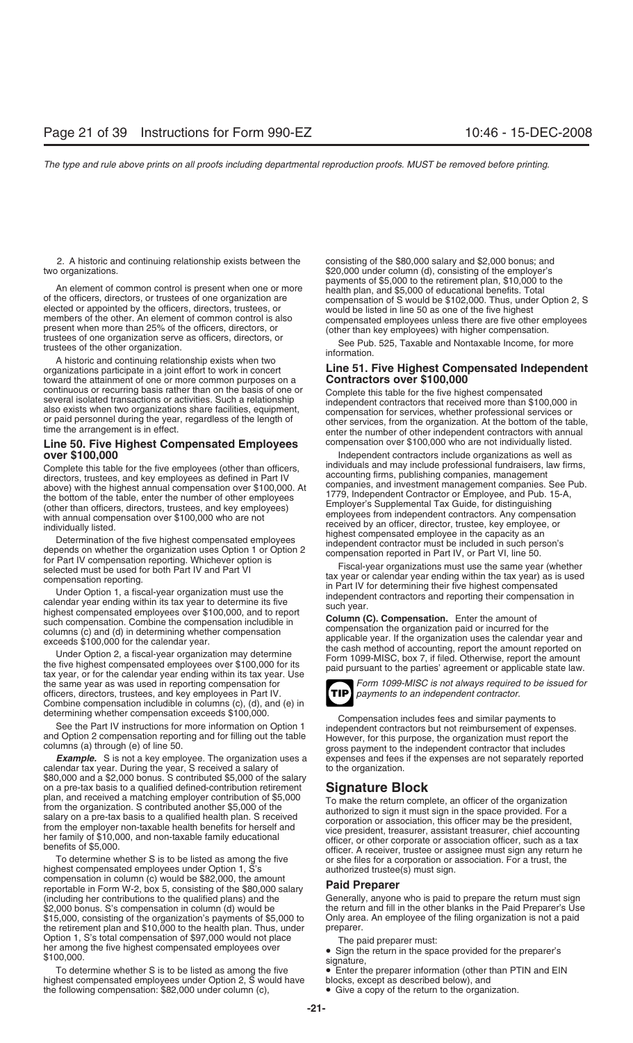2. A historic and continuing relationship exists between the two organizations.

An element of common control is present when one or more of the officers, directors, or trustees of one organization are elected or appointed by the officers, directors, trustees, or members of the other. An element of common control is also present when more than 25% of the officers, directors, or trustees of one organization serve as officers, directors, or trustees of the other organization.

A historic and continuing relationship exists when two organizations participate in a joint effort to work in concert toward the attainment of one or more common purposes on a continuous or recurring basis rather than on the basis of one or several isolated transactions or activities. Such a relationship also exists when two organizations share facilities, equipment, or paid personnel during the year, regardless of the length of time the arrangement is in effect.

## Line 50. Five Highest Compensated Employees over $100,000

Complete this table for the five employees (other than officers, directors, trustees, and key employees as defined in Part IV above) with the highest annual compensation over $100,000. At the bottom of the table, enter the number of other employees (other than officers, directors, trustees, and key employees) with annual compensation over $100,000 who are not individually listed.

Determination of the five highest compensated employees depends on whether the organization uses Option 1 or Option 2 for Part IV compensation reporting. Whichever option is selected must be used for both Part IV and Part VI compensation reporting.

Under Option 1, a fiscal-year organization must use the calendar year ending within its tax year to determine its five highest compensated employees over $100,000, and to report such compensation. Combine the compensation includible in columns (c) and (d) in determining whether compensation exceeds $100,000 for the calendar year.

Under Option 2, a fiscal-year organization may determine the five highest compensated employees over $100,000 for its tax year, or for the calendar year ending within its tax year. Use the same year as was used in reporting compensation for officers, directors, trustees, and key employees in Part IV. Combine compensation includible in columns (c), (d), and (e) in determining whether compensation exceeds $100,000.

See the Part IV instructions for more information on Option 1 and Option 2 compensation reporting and for filling out the table columns (a) through (e) of line 50.

***Example.*** S is not a key employee. The organization uses a calendar tax year. During the year, S received a salary of $80,000 and a $2,000 bonus. S contributed $5,000 of the salary on a pre-tax basis to a qualified defined-contribution retirement plan, and received a matching employer contribution of $5,000 from the organization. S contributed another $5,000 of the salary on a pre-tax basis to a qualified health plan. S received from the employer non-taxable health benefits for herself and her family of $10,000, and non-taxable family educational benefits of $5,000.

To determine whether S is to be listed as among the five highest compensated employees under Option 1, S's compensation in column (c) would be $82,000, the amount reportable in Form W-2, box 5, consisting of the $80,000 salary (including her contributions to the qualified plans) and the $2,000 bonus. S's compensation in column (d) would be $15,000, consisting of the organization's payments of $5,000 to the retirement plan and $10,000 to the health plan. Thus, under Option 1, S's total compensation of $97,000 would not place her among the five highest compensated employees over $100,000.

To determine whether S is to be listed as among the five highest compensated employees under Option 2, S would have the following compensation: $82,000 under column (c), consisting of the $80,000 salary and $2,000 bonus; and $20,000 under column (d), consisting of the employer's payments of $5,000 to the retirement plan, $10,000 to the health plan, and $5,000 of educational benefits. Total compensation of S would be $102,000. Thus, under Option 2, S would be listed in line 50 as one of the five highest compensated employees unless there are five other employees (other than key employees) with higher compensation.

See Pub. 525, Taxable and Nontaxable Income, for more information.

## Line 51. Five Highest Compensated Independent Contractors over $100,000

Complete this table for the five highest compensated independent contractors that received more than $100,000 in compensation for services, whether professional services or other services, from the organization. At the bottom of the table, enter the number of other independent contractors with annual compensation over $100,000 who are not individually listed.

Independent contractors include organizations as well as individuals and may include professional fundraisers, law firms, accounting firms, publishing companies, management companies, and investment management companies. See Pub. 1779, Independent Contractor or Employee, and Pub. 15-A, Employer's Supplemental Tax Guide, for distinguishing employees from independent contractors. Any compensation received by an officer, director, trustee, key employee, or highest compensated employee in the capacity as an independent contractor must be included in such person's compensation reported in Part IV, or Part VI, line 50.

Fiscal-year organizations must use the same year (whether tax year or calendar year ending within the tax year) as is used in Part IV for determining their five highest compensated independent contractors and reporting their compensation in such year.

**Column (C). Compensation.** Enter the amount of compensation the organization paid or incurred for the applicable year. If the organization uses the calendar year and the cash method of accounting, report the amount reported on Form 1099-MISC, box 7, if filed. Otherwise, report the amount paid pursuant to the parties' agreement or applicable state law.

**TIP** *Form 1099-MISC is not always required to be issued for payments to an independent contractor.*

Compensation includes fees and similar payments to independent contractors but not reimbursement of expenses. However, for this purpose, the organization must report the gross payment to the independent contractor that includes expenses and fees if the expenses are not separately reported to the organization.

# Signature Block

To make the return complete, an officer of the organization authorized to sign it must sign in the space provided. For a corporation or association, this officer may be the president, vice president, treasurer, assistant treasurer, chief accounting officer, or other corporate or association officer, such as a tax officer. A receiver, trustee or assignee must sign any return he or she files for a corporation or association. For a trust, the authorized trustee(s) must sign.

## Paid Preparer

Generally, anyone who is paid to prepare the return must sign the return and fill in the other blanks in the Paid Preparer's Use Only area. An employee of the filing organization is not a paid preparer.

The paid preparer must:

- Sign the return in the space provided for the preparer's signature,
- Enter the preparer information (other than PTIN and EIN blocks, except as described below), and
- Give a copy of the return to the organization.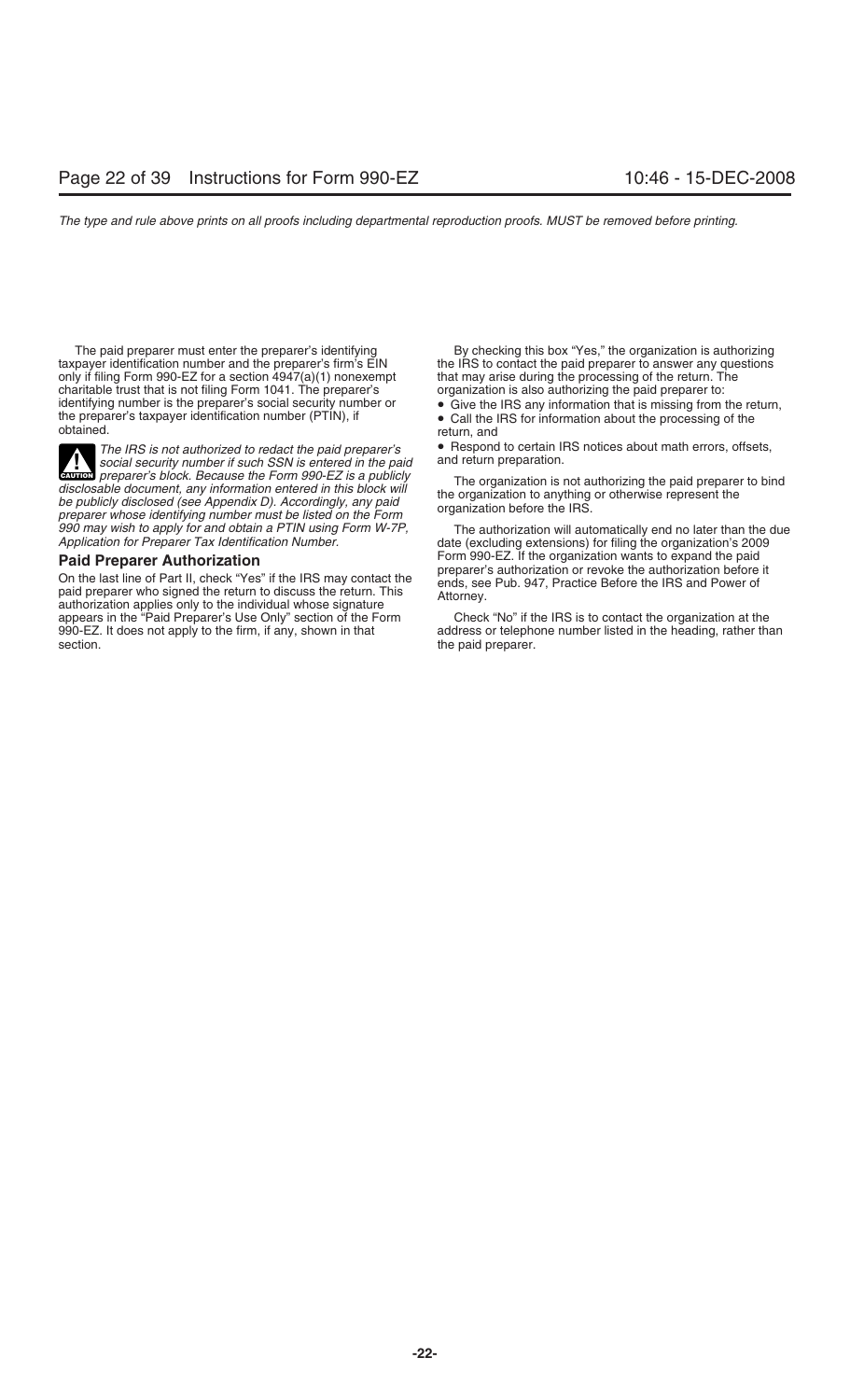The paid preparer must enter the preparer's identifying taxpayer identification number and the preparer's firm's EIN only if filing Form 990-EZ for a section 4947(a)(1) nonexempt charitable trust that is not filing Form 1041. The preparer's identifying number is the preparer's social security number or the preparer's taxpayer identification number (PTIN), if obtained.

*The IRS is not authorized to redact the paid preparer's social security number if such SSN is entered in the paid preparer's block. Because the Form 990-EZ is a publicly disclosable document, any information entered in this block will be publicly disclosed (see Appendix D). Accordingly, any paid preparer whose identifying number must be listed on the Form 990 may wish to apply for and obtain a PTIN using Form W-7P, Application for Preparer Tax Identification Number.*

## Paid Preparer Authorization

On the last line of Part II, check "Yes" if the IRS may contact the paid preparer who signed the return to discuss the return. This authorization applies only to the individual whose signature appears in the "Paid Preparer's Use Only" section of the Form 990-EZ. It does not apply to the firm, if any, shown in that section.

By checking this box "Yes," the organization is authorizing the IRS to contact the paid preparer to answer any questions that may arise during the processing of the return. The organization is also authorizing the paid preparer to:

- Give the IRS any information that is missing from the return,
- Call the IRS for information about the processing of the return, and
- Respond to certain IRS notices about math errors, offsets, and return preparation.

The organization is not authorizing the paid preparer to bind the organization to anything or otherwise represent the organization before the IRS.

The authorization will automatically end no later than the due date (excluding extensions) for filing the organization's 2009 Form 990-EZ. If the organization wants to expand the paid preparer's authorization or revoke the authorization before it ends, see Pub. 947, Practice Before the IRS and Power of Attorney.

Check "No" if the IRS is to contact the organization at the address or telephone number listed in the heading, rather than the paid preparer.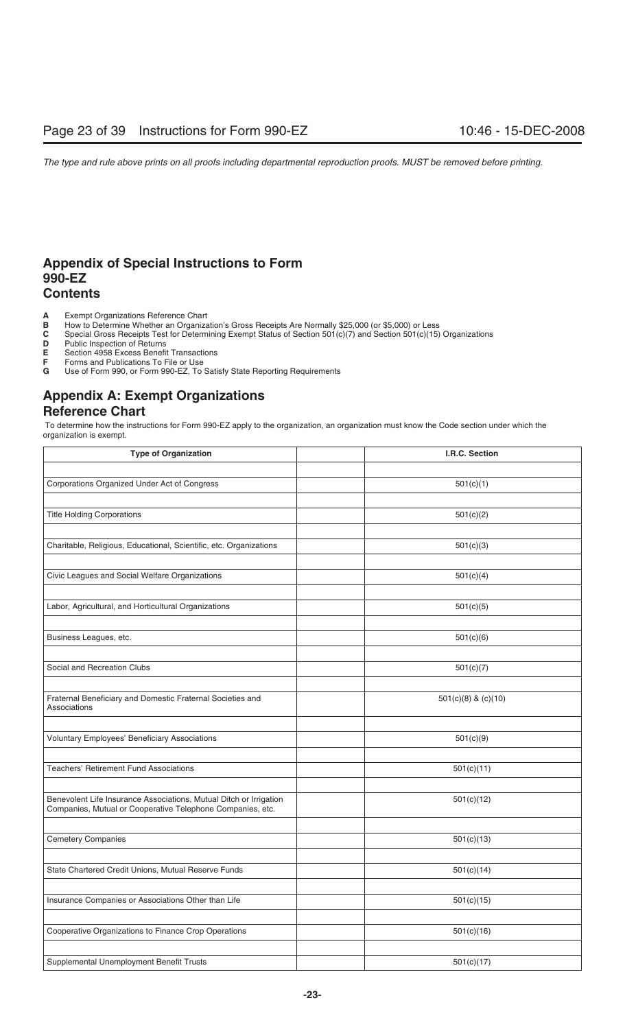## Appendix of Special Instructions to Form 990-EZ
## Contents

- **A** Exempt Organizations Reference Chart
- **B** How to Determine Whether an Organization's Gross Receipts Are Normally $25,000 (or $5,000) or Less
- **C** Special Gross Receipts Test for Determining Exempt Status of Section 501(c)(7) and Section 501(c)(15) Organizations
- **D** Public Inspection of Returns
- **E** Section 4958 Excess Benefit Transactions
- **F** Forms and Publications To File or Use
- **G** Use of Form 990, or Form 990-EZ, To Satisfy State Reporting Requirements

## Appendix A: Exempt Organizations Reference Chart

To determine how the instructions for Form 990-EZ apply to the organization, an organization must know the Code section under which the organization is exempt.

| Type of Organization | | I.R.C. Section |
|---|---|---|
| Corporations Organized Under Act of Congress | | 501(c)(1) |
| Title Holding Corporations | | 501(c)(2) |
| Charitable, Religious, Educational, Scientific, etc. Organizations | | 501(c)(3) |
| Civic Leagues and Social Welfare Organizations | | 501(c)(4) |
| Labor, Agricultural, and Horticultural Organizations | | 501(c)(5) |
| Business Leagues, etc. | | 501(c)(6) |
| Social and Recreation Clubs | | 501(c)(7) |
| Fraternal Beneficiary and Domestic Fraternal Societies and Associations | | 501(c)(8) & (c)(10) |
| Voluntary Employees' Beneficiary Associations | | 501(c)(9) |
| Teachers' Retirement Fund Associations | | 501(c)(11) |
| Benevolent Life Insurance Associations, Mutual Ditch or Irrigation Companies, Mutual or Cooperative Telephone Companies, etc. | | 501(c)(12) |
| Cemetery Companies | | 501(c)(13) |
| State Chartered Credit Unions, Mutual Reserve Funds | | 501(c)(14) |
| Insurance Companies or Associations Other than Life | | 501(c)(15) |
| Cooperative Organizations to Finance Crop Operations | | 501(c)(16) |
| Supplemental Unemployment Benefit Trusts | | 501(c)(17) |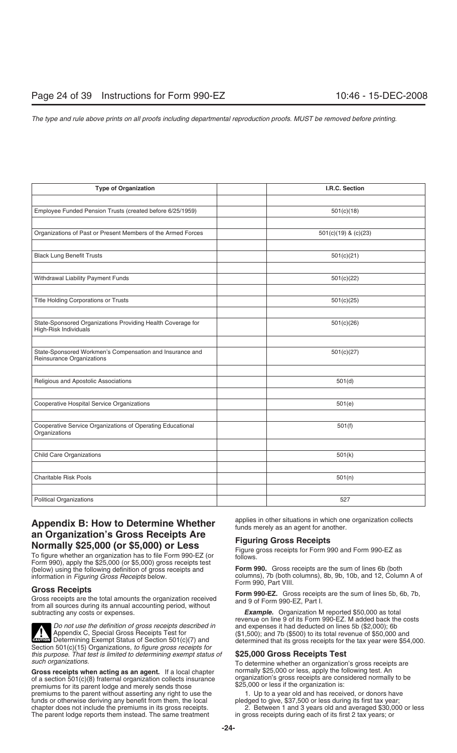| Type of Organization | | I.R.C. Section |
|---|---|---|
| | | |
| Employee Funded Pension Trusts (created before 6/25/1959) | | 501(c)(18) |
| | | |
| Organizations of Past or Present Members of the Armed Forces | | 501(c)(19) & (c)(23) |
| | | |
| Black Lung Benefit Trusts | | 501(c)(21) |
| | | |
| Withdrawal Liability Payment Funds | | 501(c)(22) |
| | | |
| Title Holding Corporations or Trusts | | 501(c)(25) |
| | | |
| State-Sponsored Organizations Providing Health Coverage for High-Risk Individuals | | 501(c)(26) |
| | | |
| State-Sponsored Workmen's Compensation and Insurance and Reinsurance Organizations | | 501(c)(27) |
| | | |
| Religious and Apostolic Associations | | 501(d) |
| | | |
| Cooperative Hospital Service Organizations | | 501(e) |
| | | |
| Cooperative Service Organizations of Operating Educational Organizations | | 501(f) |
| | | |
| Child Care Organizations | | 501(k) |
| | | |
| Charitable Risk Pools | | 501(n) |
| | | |
| Political Organizations | | 527 |

## Appendix B: How to Determine Whether an Organization's Gross Receipts Are Normally $25,000 (or $5,000) or Less

To figure whether an organization has to file Form 990-EZ (or Form 990), apply the $25,000 (or $5,000) gross receipts test (below) using the following definition of gross receipts and information in *Figuring Gross Receipts* below.

### Gross Receipts

Gross receipts are the total amounts the organization received from all sources during its annual accounting period, without subtracting any costs or expenses.

**CAUTION** *Do not use the definition of gross receipts described in* Appendix C, Special Gross Receipts Test for Determining Exempt Status of Section 501(c)(7) and Section 501(c)(15) Organizations, *to figure gross receipts for this purpose. That test is limited to determining exempt status of such organizations.*

**Gross receipts when acting as an agent.** If a local chapter of a section 501(c)(8) fraternal organization collects insurance premiums for its parent lodge and merely sends those premiums to the parent without asserting any right to use the funds or otherwise deriving any benefit from them, the local chapter does not include the premiums in its gross receipts. The parent lodge reports them instead. The same treatment applies in other situations in which one organization collects funds merely as an agent for another.

### Figuring Gross Receipts

Figure gross receipts for Form 990 and Form 990-EZ as follows.

**Form 990.** Gross receipts are the sum of lines 6b (both columns), 7b (both columns), 8b, 9b, 10b, and 12, Column A of Form 990, Part VIII.

**Form 990-EZ.** Gross receipts are the sum of lines 5b, 6b, 7b, and 9 of Form 990-EZ, Part I.

***Example.*** Organization M reported $50,000 as total revenue on line 9 of its Form 990-EZ. M added back the costs and expenses it had deducted on lines 5b ($2,000); 6b ($1,500); and 7b ($500) to its total revenue of $50,000 and determined that its gross receipts for the tax year were $54,000.

### $25,000 Gross Receipts Test

To determine whether an organization's gross receipts are normally $25,000 or less, apply the following test. An organization's gross receipts are considered normally to be $25,000 or less if the organization is:

1. Up to a year old and has received, or donors have pledged to give, $37,500 or less during its first tax year;

2. Between 1 and 3 years old and averaged $30,000 or less in gross receipts during each of its first 2 tax years; or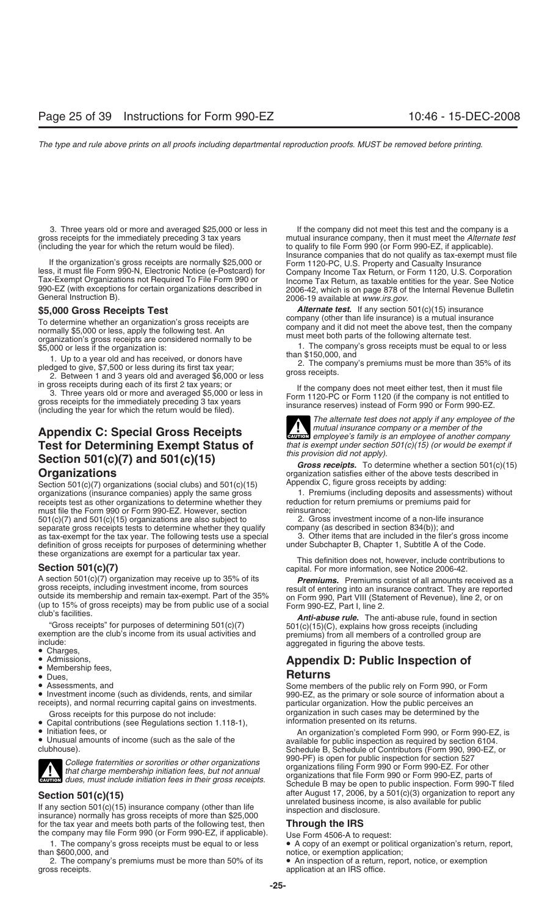3. Three years old or more and averaged $25,000 or less in gross receipts for the immediately preceding 3 tax years (including the year for which the return would be filed).

If the organization's gross receipts are normally $25,000 or less, it must file Form 990-N, Electronic Notice (e-Postcard) for Tax-Exempt Organizations not Required To File Form 990 or 990-EZ (with exceptions for certain organizations described in General Instruction B).

### $5,000 Gross Receipts Test

To determine whether an organization's gross receipts are normally $5,000 or less, apply the following test. An organization's gross receipts are considered normally to be $5,000 or less if the organization is:

1. Up to a year old and has received, or donors have pledged to give, $7,500 or less during its first tax year;
2. Between 1 and 3 years old and averaged $6,000 or less in gross receipts during each of its first 2 tax years; or
3. Three years old or more and averaged $5,000 or less in gross receipts for the immediately preceding 3 tax years (including the year for which the return would be filed).

## Appendix C: Special Gross Receipts Test for Determining Exempt Status of Section 501(c)(7) and 501(c)(15) Organizations

Section 501(c)(7) organizations (social clubs) and 501(c)(15) organizations (insurance companies) apply the same gross receipts test as other organizations to determine whether they must file the Form 990 or Form 990-EZ. However, section 501(c)(7) and 501(c)(15) organizations are also subject to separate gross receipts tests to determine whether they qualify as tax-exempt for the tax year. The following tests use a special definition of gross receipts for purposes of determining whether these organizations are exempt for a particular tax year.

### Section 501(c)(7)

A section 501(c)(7) organization may receive up to 35% of its gross receipts, including investment income, from sources outside its membership and remain tax-exempt. Part of the 35% (up to 15% of gross receipts) may be from public use of a social club's facilities.

"Gross receipts" for purposes of determining 501(c)(7) exemption are the club's income from its usual activities and include:

- Charges,
- Admissions,
- Membership fees,
- Dues,
- Assessments, and
- Investment income (such as dividends, rents, and similar receipts), and normal recurring capital gains on investments.

Gross receipts for this purpose do not include:

- Capital contributions (see Regulations section 1.118-1),
- Initiation fees, or
- Unusual amounts of income (such as the sale of the clubhouse).

**CAUTION:** *College fraternities or sororities or other organizations that charge membership initiation fees, but not annual dues, must include initiation fees in their gross receipts.*

### Section 501(c)(15)

If any section 501(c)(15) insurance company (other than life insurance) normally has gross receipts of more than $25,000 for the tax year and meets both parts of the following test, then the company may file Form 990 (or Form 990-EZ, if applicable).

1. The company's gross receipts must be equal to or less than $600,000, and
2. The company's premiums must be more than 50% of its gross receipts.

If the company did not meet this test and the company is a mutual insurance company, then it must meet the *Alternate test* to qualify to file Form 990 (or Form 990-EZ, if applicable). Insurance companies that do not qualify as tax-exempt must file Form 1120-PC, U.S. Property and Casualty Insurance Company Income Tax Return, or Form 1120, U.S. Corporation Income Tax Return, as taxable entities for the year. See Notice 2006-42, which is on page 878 of the Internal Revenue Bulletin 2006-19 available at *www.irs.gov*.

***Alternate test.*** If any section 501(c)(15) insurance company (other than life insurance) is a mutual insurance company and it did not meet the above test, then the company must meet both parts of the following alternate test.

1. The company's gross receipts must be equal to or less than $150,000, and
2. The company's premiums must be more than 35% of its gross receipts.

If the company does not meet either test, then it must file Form 1120-PC or Form 1120 (if the company is not entitled to insurance reserves) instead of Form 990 or Form 990-EZ.

**CAUTION:** *The alternate test does not apply if any employee of the mutual insurance company or a member of the employee's family is an employee of another company that is exempt under section 501(c)(15) (or would be exempt if this provision did not apply).*

***Gross receipts.*** To determine whether a section 501(c)(15) organization satisfies either of the above tests described in Appendix C, figure gross receipts by adding:

1. Premiums (including deposits and assessments) without reduction for return premiums or premiums paid for reinsurance;
2. Gross investment income of a non-life insurance company (as described in section 834(b)); and
3. Other items that are included in the filer's gross income under Subchapter B, Chapter 1, Subtitle A of the Code.

This definition does not, however, include contributions to capital. For more information, see Notice 2006-42.

***Premiums.*** Premiums consist of all amounts received as a result of entering into an insurance contract. They are reported on Form 990, Part VIII (Statement of Revenue), line 2, or on Form 990-EZ, Part I, line 2.

***Anti-abuse rule.*** The anti-abuse rule, found in section 501(c)(15)(C), explains how gross receipts (including premiums) from all members of a controlled group are aggregated in figuring the above tests.

## Appendix D: Public Inspection of Returns

Some members of the public rely on Form 990, or Form 990-EZ, as the primary or sole source of information about a particular organization. How the public perceives an organization in such cases may be determined by the information presented on its returns.

An organization's completed Form 990, or Form 990-EZ, is available for public inspection as required by section 6104. Schedule B, Schedule of Contributors (Form 990, 990-EZ, or 990-PF) is open for public inspection for section 527 organizations filing Form 990 or Form 990-EZ. For other organizations that file Form 990 or Form 990-EZ, parts of Schedule B may be open to public inspection. Form 990-T filed after August 17, 2006, by a 501(c)(3) organization to report any unrelated business income, is also available for public inspection and disclosure.

### Through the IRS

Use Form 4506-A to request:

- A copy of an exempt or political organization's return, report, notice, or exemption application;
- An inspection of a return, report, notice, or exemption application at an IRS office.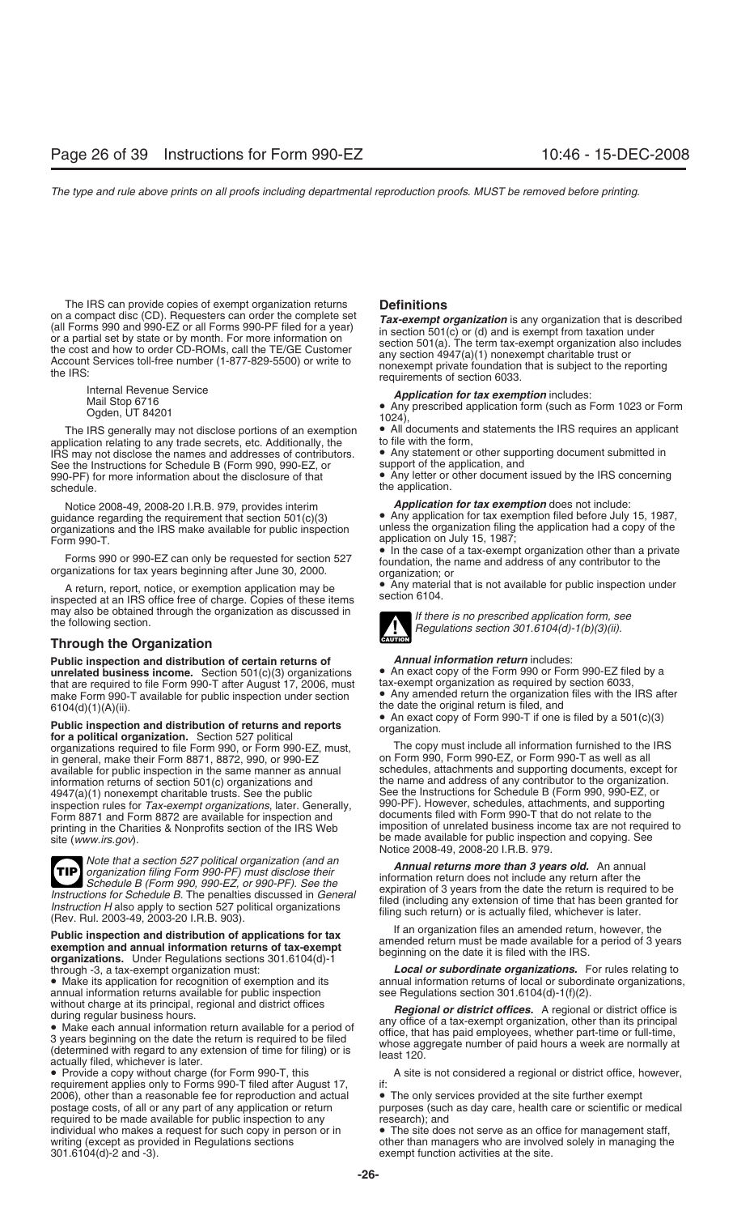The IRS can provide copies of exempt organization returns on a compact disc (CD). Requesters can order the complete set (all Forms 990 and 990-EZ or all Forms 990-PF filed for a year) or a partial set by state or by month. For more information on the cost and how to order CD-ROMs, call the TE/GE Customer Account Services toll-free number (1-877-829-5500) or write to the IRS:

Internal Revenue Service
Mail Stop 6716
Ogden, UT 84201

The IRS generally may not disclose portions of an exemption application relating to any trade secrets, etc. Additionally, the IRS may not disclose the names and addresses of contributors. See the Instructions for Schedule B (Form 990, 990-EZ, or 990-PF) for more information about the disclosure of that schedule.

Notice 2008-49, 2008-20 I.R.B. 979, provides interim guidance regarding the requirement that section 501(c)(3) organizations and the IRS make available for public inspection Form 990-T.

Forms 990 or 990-EZ can only be requested for section 527 organizations for tax years beginning after June 30, 2000.

A return, report, notice, or exemption application may be inspected at an IRS office free of charge. Copies of these items may also be obtained through the organization as discussed in the following section.

## Through the Organization

**Public inspection and distribution of certain returns of unrelated business income.** Section 501(c)(3) organizations that are required to file Form 990-T after August 17, 2006, must make Form 990-T available for public inspection under section 6104(d)(1)(A)(ii).

**Public inspection and distribution of returns and reports for a political organization.** Section 527 political organizations required to file Form 990, or Form 990-EZ, must, in general, make their Form 8871, 8872, 990, or 990-EZ available for public inspection in the same manner as annual information returns of section 501(c) organizations and 4947(a)(1) nonexempt charitable trusts. See the public inspection rules for *Tax-exempt organizations*, later. Generally, Form 8871 and Form 8872 are available for inspection and printing in the Charities & Nonprofits section of the IRS Web site (*www.irs.gov*).

TIP: *Note that a section 527 political organization (and an organization filing Form 990-PF) must disclose their Schedule B (Form 990, 990-EZ, or 990-PF). See the Instructions for Schedule B. The penalties discussed in General Instruction H also apply to section 527 political organizations (Rev. Rul. 2003-49, 2003-20 I.R.B. 903).*

**Public inspection and distribution of applications for tax exemption and annual information returns of tax-exempt organizations.** Under Regulations sections 301.6104(d)-1 through -3, a tax-exempt organization must:

- Make its application for recognition of exemption and its annual information returns available for public inspection without charge at its principal, regional and district offices during regular business hours.
- Make each annual information return available for a period of 3 years beginning on the date the return is required to be filed (determined with regard to any extension of time for filing) or is actually filed, whichever is later.
- Provide a copy without charge (for Form 990-T, this requirement applies only to Forms 990-T filed after August 17, 2006), other than a reasonable fee for reproduction and actual postage costs, of all or any part of any application or return required to be made available for public inspection to any individual who makes a request for such copy in person or in writing (except as provided in Regulations sections 301.6104(d)-2 and -3).

## Definitions

***Tax-exempt organization*** is any organization that is described in section 501(c) or (d) and is exempt from taxation under section 501(a). The term tax-exempt organization also includes any section 4947(a)(1) nonexempt charitable trust or nonexempt private foundation that is subject to the reporting requirements of section 6033.

***Application for tax exemption*** includes:

- Any prescribed application form (such as Form 1023 or Form 1024),
- All documents and statements the IRS requires an applicant to file with the form,
- Any statement or other supporting document submitted in support of the application, and
- Any letter or other document issued by the IRS concerning the application.

***Application for tax exemption*** does not include:

- Any application for tax exemption filed before July 15, 1987, unless the organization filing the application had a copy of the application on July 15, 1987;
- In the case of a tax-exempt organization other than a private foundation, the name and address of any contributor to the organization; or
- Any material that is not available for public inspection under section 6104.

CAUTION: *If there is no prescribed application form, see Regulations section 301.6104(d)-1(b)(3)(ii).*

***Annual information return*** includes:

- An exact copy of the Form 990 or Form 990-EZ filed by a tax-exempt organization as required by section 6033,
- Any amended return the organization files with the IRS after the date the original return is filed, and
- An exact copy of Form 990-T if one is filed by a 501(c)(3) organization.

The copy must include all information furnished to the IRS on Form 990, Form 990-EZ, or Form 990-T as well as all schedules, attachments and supporting documents, except for the name and address of any contributor to the organization. See the Instructions for Schedule B (Form 990, 990-EZ, or 990-PF). However, schedules, attachments, and supporting documents filed with Form 990-T that do not relate to the imposition of unrelated business income tax are not required to be made available for public inspection and copying. See Notice 2008-49, 2008-20 I.R.B. 979.

***Annual returns more than 3 years old.*** An annual information return does not include any return after the expiration of 3 years from the date the return is required to be filed (including any extension of time that has been granted for filing such return) or is actually filed, whichever is later.

If an organization files an amended return, however, the amended return must be made available for a period of 3 years beginning on the date it is filed with the IRS.

***Local or subordinate organizations.*** For rules relating to annual information returns of local or subordinate organizations, see Regulations section 301.6104(d)-1(f)(2).

***Regional or district offices.*** A regional or district office is any office of a tax-exempt organization, other than its principal office, that has paid employees, whether part-time or full-time, whose aggregate number of paid hours a week are normally at least 120.

A site is not considered a regional or district office, however, if:

- The only services provided at the site further exempt purposes (such as day care, health care or scientific or medical research); and
- The site does not serve as an office for management staff, other than managers who are involved solely in managing the exempt function activities at the site.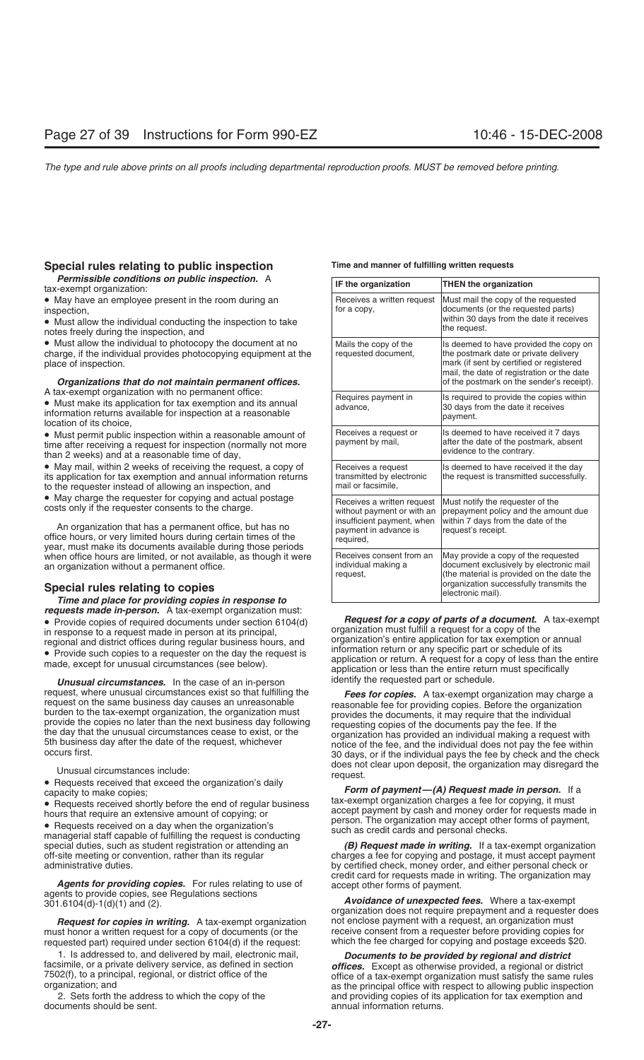## Special rules relating to public inspection

***Permissible conditions on public inspection.*** A tax-exempt organization:

- May have an employee present in the room during an inspection,
- Must allow the individual conducting the inspection to take notes freely during the inspection, and
- Must allow the individual to photocopy the document at no charge, if the individual provides photocopying equipment at the place of inspection.

***Organizations that do not maintain permanent offices.*** A tax-exempt organization with no permanent office:

- Must make its application for tax exemption and its annual information returns available for inspection at a reasonable location of its choice,
- Must permit public inspection within a reasonable amount of time after receiving a request for inspection (normally not more than 2 weeks) and at a reasonable time of day,
- May mail, within 2 weeks of receiving the request, a copy of its application for tax exemption and annual information returns to the requester instead of allowing an inspection, and
- May charge the requester for copying and actual postage costs only if the requester consents to the charge.

An organization that has a permanent office, but has no office hours, or very limited hours during certain times of the year, must make its documents available during those periods when office hours are limited, or not available, as though it were an organization without a permanent office.

## Special rules relating to copies

***Time and place for providing copies in response to requests made in-person.*** A tax-exempt organization must:

- Provide copies of required documents under section 6104(d) in response to a request made in person at its principal, regional and district offices during regular business hours, and
- Provide such copies to a requester on the day the request is made, except for unusual circumstances (see below).

***Unusual circumstances.*** In the case of an in-person request, where unusual circumstances exist so that fulfilling the request on the same business day causes an unreasonable burden to the tax-exempt organization, the organization must provide the copies no later than the next business day following the day that the unusual circumstances cease to exist, or the 5th business day after the date of the request, whichever occurs first.

Unusual circumstances include:

- Requests received that exceed the organization's daily capacity to make copies;
- Requests received shortly before the end of regular business hours that require an extensive amount of copying; or
- Requests received on a day when the organization's managerial staff capable of fulfilling the request is conducting special duties, such as student registration or attending an off-site meeting or convention, rather than its regular administrative duties.

***Agents for providing copies.*** For rules relating to use of agents to provide copies, see Regulations sections 301.6104(d)-1(d)(1) and (2).

***Request for copies in writing.*** A tax-exempt organization must honor a written request for a copy of documents (or the requested part) required under section 6104(d) if the request:

1. Is addressed to, and delivered by mail, electronic mail, facsimile, or a private delivery service, as defined in section 7502(f), to a principal, regional, or district office of the organization; and

2. Sets forth the address to which the copy of the documents should be sent.

**Time and manner of fulfilling written requests**

| IF the organization | THEN the organization |
| --- | --- |
| Receives a written request for a copy, | Must mail the copy of the requested documents (or the requested parts) within 30 days from the date it receives the request. |
| Mails the copy of the requested document, | Is deemed to have provided the copy on the postmark date or private delivery mark (if sent by certified or registered mail, the date of registration or the date of the postmark on the sender's receipt). |
| Requires payment in advance, | Is required to provide the copies within 30 days from the date it receives payment. |
| Receives a request or payment by mail, | Is deemed to have received it 7 days after the date of the postmark, absent evidence to the contrary. |
| Receives a request transmitted by electronic mail or facsimile, | Is deemed to have received it the day the request is transmitted successfully. |
| Receives a written request without payment or with an insufficient payment, when payment in advance is required, | Must notify the requester of the prepayment policy and the amount due within 7 days from the date of the request's receipt. |
| Receives consent from an individual making a request, | May provide a copy of the requested document exclusively by electronic mail (the material is provided on the date the organization successfully transmits the electronic mail). |

***Request for a copy of parts of a document.*** A tax-exempt organization must fulfill a request for a copy of the organization's entire application for tax exemption or annual information return or any specific part or schedule of its application or return. A request for a copy of less than the entire application or less than the entire return must specifically identify the requested part or schedule.

***Fees for copies.*** A tax-exempt organization may charge a reasonable fee for providing copies. Before the organization provides the documents, it may require that the individual requesting copies of the documents pay the fee. If the organization has provided an individual making a request with notice of the fee, and the individual does not pay the fee within 30 days, or if the individual pays the fee by check and the check does not clear upon deposit, the organization may disregard the request.

***Form of payment—(A) Request made in person.*** If a tax-exempt organization charges a fee for copying, it must accept payment by cash and money order for requests made in person. The organization may accept other forms of payment, such as credit cards and personal checks.

***(B) Request made in writing.*** If a tax-exempt organization charges a fee for copying and postage, it must accept payment by certified check, money order, and either personal check or credit card for requests made in writing. The organization may accept other forms of payment.

***Avoidance of unexpected fees.*** Where a tax-exempt organization does not require prepayment and a requester does not enclose payment with a request, an organization must receive consent from a requester before providing copies for which the fee charged for copying and postage exceeds $20.

***Documents to be provided by regional and district offices.*** Except as otherwise provided, a regional or district office of a tax-exempt organization must satisfy the same rules as the principal office with respect to allowing public inspection and providing copies of its application for tax exemption and annual information returns.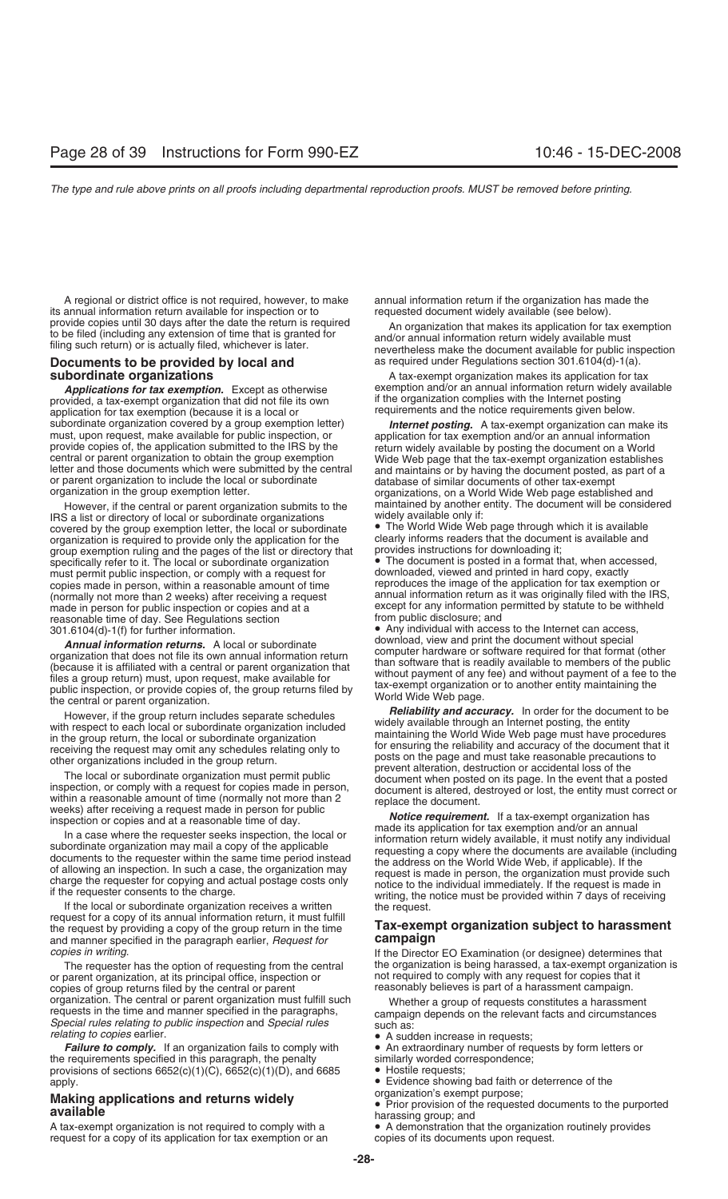A regional or district office is not required, however, to make its annual information return available for inspection or to provide copies until 30 days after the date the return is required to be filed (including any extension of time that is granted for filing such return) or is actually filed, whichever is later.

### Documents to be provided by local and subordinate organizations

***Applications for tax exemption.*** Except as otherwise provided, a tax-exempt organization that did not file its own application for tax exemption (because it is a local or subordinate organization covered by a group exemption letter) must, upon request, make available for public inspection, or provide copies of, the application submitted to the IRS by the central or parent organization to obtain the group exemption letter and those documents which were submitted by the central or parent organization to include the local or subordinate organization in the group exemption letter.

However, if the central or parent organization submits to the IRS a list or directory of local or subordinate organizations covered by the group exemption letter, the local or subordinate organization is required to provide only the application for the group exemption ruling and the pages of the list or directory that specifically refer to it. The local or subordinate organization must permit public inspection, or comply with a request for copies made in person, within a reasonable amount of time (normally not more than 2 weeks) after receiving a request made in person for public inspection or copies and at a reasonable time of day. See Regulations section 301.6104(d)-1(f) for further information.

***Annual information returns.*** A local or subordinate organization that does not file its own annual information return (because it is affiliated with a central or parent organization that files a group return) must, upon request, make available for public inspection, or provide copies of, the group returns filed by the central or parent organization.

However, if the group return includes separate schedules with respect to each local or subordinate organization included in the group return, the local or subordinate organization receiving the request may omit any schedules relating only to other organizations included in the group return.

The local or subordinate organization must permit public inspection, or comply with a request for copies made in person, within a reasonable amount of time (normally not more than 2 weeks) after receiving a request made in person for public inspection or copies and at a reasonable time of day.

In a case where the requester seeks inspection, the local or subordinate organization may mail a copy of the applicable documents to the requester within the same time period instead of allowing an inspection. In such a case, the organization may charge the requester for copying and actual postage costs only if the requester consents to the charge.

If the local or subordinate organization receives a written request for a copy of its annual information return, it must fulfill the request by providing a copy of the group return in the time and manner specified in the paragraph earlier, *Request for copies in writing*.

The requester has the option of requesting from the central or parent organization, at its principal office, inspection or copies of group returns filed by the central or parent organization. The central or parent organization must fulfill such requests in the time and manner specified in the paragraphs, *Special rules relating to public inspection* and *Special rules relating to copies* earlier.

***Failure to comply.*** If an organization fails to comply with the requirements specified in this paragraph, the penalty provisions of sections 6652(c)(1)(C), 6652(c)(1)(D), and 6685 apply.

### Making applications and returns widely available

A tax-exempt organization is not required to comply with a request for a copy of its application for tax exemption or an annual information return if the organization has made the requested document widely available (see below).

An organization that makes its application for tax exemption and/or annual information return widely available must nevertheless make the document available for public inspection as required under Regulations section 301.6104(d)-1(a).

A tax-exempt organization makes its application for tax exemption and/or an annual information return widely available if the organization complies with the Internet posting requirements and the notice requirements given below.

***Internet posting.*** A tax-exempt organization can make its application for tax exemption and/or an annual information return widely available by posting the document on a World Wide Web page that the tax-exempt organization establishes and maintains or by having the document posted, as part of a database of similar documents of other tax-exempt organizations, on a World Wide Web page established and maintained by another entity. The document will be considered widely available only if:

- The World Wide Web page through which it is available clearly informs readers that the document is available and provides instructions for downloading it;
- The document is posted in a format that, when accessed, downloaded, viewed and printed in hard copy, exactly reproduces the image of the application for tax exemption or annual information return as it was originally filed with the IRS, except for any information permitted by statute to be withheld from public disclosure; and
- Any individual with access to the Internet can access, download, view and print the document without special computer hardware or software required for that format (other than software that is readily available to members of the public without payment of any fee) and without payment of a fee to the tax-exempt organization or to another entity maintaining the World Wide Web page.

***Reliability and accuracy.*** In order for the document to be widely available through an Internet posting, the entity maintaining the World Wide Web page must have procedures for ensuring the reliability and accuracy of the document that it posts on the page and must take reasonable precautions to prevent alteration, destruction or accidental loss of the document when posted on its page. In the event that a posted document is altered, destroyed or lost, the entity must correct or replace the document.

***Notice requirement.*** If a tax-exempt organization has made its application for tax exemption and/or an annual information return widely available, it must notify any individual requesting a copy where the documents are available (including the address on the World Wide Web, if applicable). If the request is made in person, the organization must provide such notice to the individual immediately. If the request is made in writing, the notice must be provided within 7 days of receiving the request.

### Tax-exempt organization subject to harassment campaign

If the Director EO Examination (or designee) determines that the organization is being harassed, a tax-exempt organization is not required to comply with any request for copies that it reasonably believes is part of a harassment campaign.

Whether a group of requests constitutes a harassment campaign depends on the relevant facts and circumstances such as:

- A sudden increase in requests;
- An extraordinary number of requests by form letters or similarly worded correspondence;
- Hostile requests;
- Evidence showing bad faith or deterrence of the organization's exempt purpose;
- Prior provision of the requested documents to the purported harassing group; and
- A demonstration that the organization routinely provides copies of its documents upon request.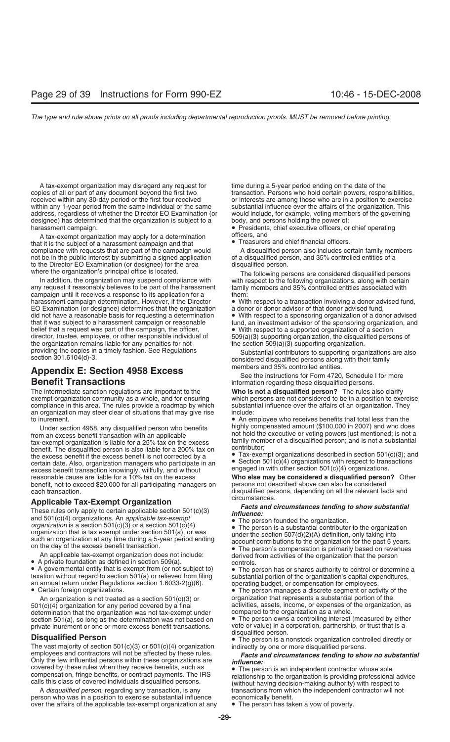A tax-exempt organization may disregard any request for copies of all or part of any document beyond the first two received within any 30-day period or the first four received within any 1-year period from the same individual or the same address, regardless of whether the Director EO Examination (or designee) has determined that the organization is subject to a harassment campaign.

A tax-exempt organization may apply for a determination that it is the subject of a harassment campaign and that compliance with requests that are part of the campaign would not be in the public interest by submitting a signed application to the Director EO Examination (or designee) for the area where the organization's principal office is located.

In addition, the organization may suspend compliance with any request it reasonably believes to be part of the harassment campaign until it receives a response to its application for a harassment campaign determination. However, if the Director EO Examination (or designee) determines that the organization did not have a reasonable basis for requesting a determination that it was subject to a harassment campaign or reasonable belief that a request was part of the campaign, the officer, director, trustee, employee, or other responsible individual of the organization remains liable for any penalties for not providing the copies in a timely fashion. See Regulations section 301.6104(d)-3.

## Appendix E: Section 4958 Excess Benefit Transactions

The intermediate sanction regulations are important to the exempt organization community as a whole, and for ensuring compliance in this area. The rules provide a roadmap by which an organization may steer clear of situations that may give rise to inurement.

Under section 4958, any disqualified person who benefits from an excess benefit transaction with an applicable tax-exempt organization is liable for a 25% tax on the excess benefit. The disqualified person is also liable for a 200% tax on the excess benefit if the excess benefit is not corrected by a certain date. Also, organization managers who participate in an excess benefit transaction knowingly, willfully, and without reasonable cause are liable for a 10% tax on the excess benefit, not to exceed $20,000 for all participating managers on each transaction.

### Applicable Tax-Exempt Organization

These rules only apply to certain applicable section 501(c)(3) and 501(c)(4) organizations. An *applicable tax-exempt organization* is a section 501(c)(3) or a section 501(c)(4) organization that is tax exempt under section 501(a), or was such an organization at any time during a 5-year period ending on the day of the excess benefit transaction.

An applicable tax-exempt organization does not include:

- A private foundation as defined in section 509(a).
- A governmental entity that is exempt from (or not subject to) taxation without regard to section 501(a) or relieved from filing an annual return under Regulations section 1.6033-2(g)(6).
- Certain foreign organizations.

An organization is not treated as a section 501(c)(3) or 501(c)(4) organization for any period covered by a final determination that the organization was not tax-exempt under section 501(a), so long as the determination was not based on private inurement or one or more excess benefit transactions.

### Disqualified Person

The vast majority of section 501(c)(3) or 501(c)(4) organization employees and contractors will not be affected by these rules. Only the few influential persons within these organizations are covered by these rules when they receive benefits, such as compensation, fringe benefits, or contract payments. The IRS calls this class of covered individuals disqualified persons.

A *disqualified person*, regarding any transaction, is any person who was in a position to exercise substantial influence over the affairs of the applicable tax-exempt organization at any time during a 5-year period ending on the date of the transaction. Persons who hold certain powers, responsibilities, or interests are among those who are in a position to exercise substantial influence over the affairs of the organization. This would include, for example, voting members of the governing body, and persons holding the power of:

- Presidents, chief executive officers, or chief operating officers, and
- Treasurers and chief financial officers.

A disqualified person also includes certain family members of a disqualified person, and 35% controlled entities of a disqualified person.

The following persons are considered disqualified persons with respect to the following organizations, along with certain family members and 35% controlled entities associated with them:

- With respect to a transaction involving a donor advised fund, a donor or donor advisor of that donor advised fund,
- With respect to a sponsoring organization of a donor advised fund, an investment advisor of the sponsoring organization, and
- With respect to a supported organization of a section 509(a)(3) supporting organization, the disqualified persons of the section 509(a)(3) supporting organization.

Substantial contributors to supporting organizations are also considered disqualified persons along with their family members and 35% controlled entities.

See the instructions for Form 4720, Schedule I for more information regarding these disqualified persons.

**Who is not a disqualified person?** The rules also clarify which persons are not considered to be in a position to exercise substantial influence over the affairs of an organization. They include:

- An employee who receives benefits that total less than the highly compensated amount ($100,000 in 2007) and who does not hold the executive or voting powers just mentioned; is not a family member of a disqualified person; and is not a substantial contributor;
- Tax-exempt organizations described in section 501(c)(3); and
- Section 501(c)(4) organizations with respect to transactions engaged in with other section 501(c)(4) organizations.

**Who else may be considered a disqualified person?** Other persons not described above can also be considered disqualified persons, depending on all the relevant facts and circumstances.

***Facts and circumstances tending to show substantial influence:***

- The person founded the organization.
- The person is a substantial contributor to the organization under the section 507(d)(2)(A) definition, only taking into account contributions to the organization for the past 5 years.
- The person's compensation is primarily based on revenues derived from activities of the organization that the person controls.
- The person has or shares authority to control or determine a substantial portion of the organization's capital expenditures, operating budget, or compensation for employees.
- The person manages a discrete segment or activity of the organization that represents a substantial portion of the activities, assets, income, or expenses of the organization, as compared to the organization as a whole.
- The person owns a controlling interest (measured by either vote or value) in a corporation, partnership, or trust that is a disqualified person.
- The person is a nonstock organization controlled directly or indirectly by one or more disqualified persons.

***Facts and circumstances tending to show no substantial influence:***

- The person is an independent contractor whose sole relationship to the organization is providing professional advice (without having decision-making authority) with respect to transactions from which the independent contractor will not economically benefit.
- The person has taken a vow of poverty.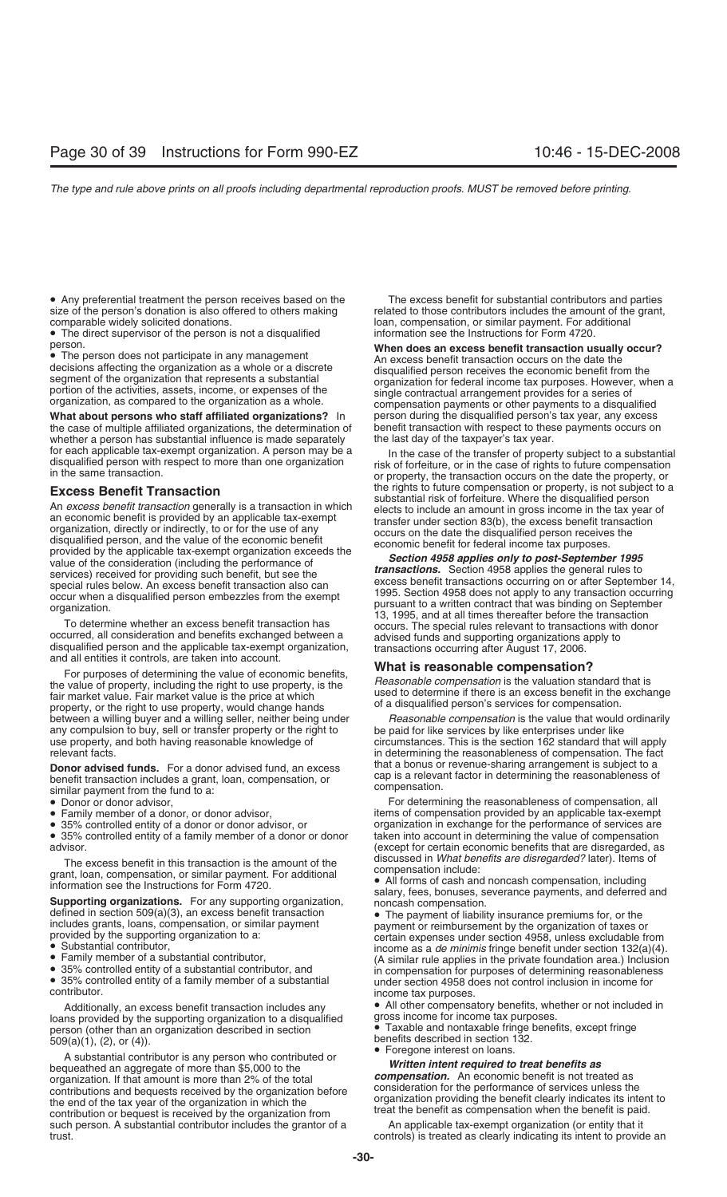- Any preferential treatment the person receives based on the size of the person's donation is also offered to others making comparable widely solicited donations.
- The direct supervisor of the person is not a disqualified person.
- The person does not participate in any management decisions affecting the organization as a whole or a discrete segment of the organization that represents a substantial portion of the activities, assets, income, or expenses of the organization, as compared to the organization as a whole.

**What about persons who staff affiliated organizations?** In the case of multiple affiliated organizations, the determination of whether a person has substantial influence is made separately for each applicable tax-exempt organization. A person may be a disqualified person with respect to more than one organization in the same transaction.

## Excess Benefit Transaction

An *excess benefit transaction* generally is a transaction in which an economic benefit is provided by an applicable tax-exempt organization, directly or indirectly, to or for the use of any disqualified person, and the value of the economic benefit provided by the applicable tax-exempt organization exceeds the value of the consideration (including the performance of services) received for providing such benefit, but see the special rules below. An excess benefit transaction also can occur when a disqualified person embezzles from the exempt organization.

To determine whether an excess benefit transaction has occurred, all consideration and benefits exchanged between a disqualified person and the applicable tax-exempt organization, and all entities it controls, are taken into account.

For purposes of determining the value of economic benefits, the value of property, including the right to use property, is the fair market value. Fair market value is the price at which property, or the right to use property, would change hands between a willing buyer and a willing seller, neither being under any compulsion to buy, sell or transfer property or the right to use property, and both having reasonable knowledge of relevant facts.

**Donor advised funds.** For a donor advised fund, an excess benefit transaction includes a grant, loan, compensation, or similar payment from the fund to a:

- Donor or donor advisor,
- Family member of a donor, or donor advisor,
- 35% controlled entity of a donor or donor advisor, or
- 35% controlled entity of a family member of a donor or donor advisor.

The excess benefit in this transaction is the amount of the grant, loan, compensation, or similar payment. For additional information see the Instructions for Form 4720.

**Supporting organizations.** For any supporting organization, defined in section 509(a)(3), an excess benefit transaction includes grants, loans, compensation, or similar payment provided by the supporting organization to a:

- Substantial contributor,
- Family member of a substantial contributor,
- 35% controlled entity of a substantial contributor, and
- 35% controlled entity of a family member of a substantial contributor.

Additionally, an excess benefit transaction includes any loans provided by the supporting organization to a disqualified person (other than an organization described in section 509(a)(1), (2), or (4)).

A substantial contributor is any person who contributed or bequeathed an aggregate of more than $5,000 to the organization. If that amount is more than 2% of the total contributions and bequests received by the organization before the end of the tax year of the organization in which the contribution or bequest is received by the organization from such person. A substantial contributor includes the grantor of a trust.

The excess benefit for substantial contributors and parties related to those contributors includes the amount of the grant, loan, compensation, or similar payment. For additional information see the Instructions for Form 4720.

**When does an excess benefit transaction usually occur?** An excess benefit transaction occurs on the date the disqualified person receives the economic benefit from the organization for federal income tax purposes. However, when a single contractual arrangement provides for a series of compensation payments or other payments to a disqualified person during the disqualified person's tax year, any excess benefit transaction with respect to these payments occurs on the last day of the taxpayer's tax year.

In the case of the transfer of property subject to a substantial risk of forfeiture, or in the case of rights to future compensation or property, the transaction occurs on the date the property, or the rights to future compensation or property, is not subject to a substantial risk of forfeiture. Where the disqualified person elects to include an amount in gross income in the tax year of transfer under section 83(b), the excess benefit transaction occurs on the date the disqualified person receives the economic benefit for federal income tax purposes.

***Section 4958 applies only to post-September 1995 transactions.*** Section 4958 applies the general rules to excess benefit transactions occurring on or after September 14, 1995. Section 4958 does not apply to any transaction occurring pursuant to a written contract that was binding on September 13, 1995, and at all times thereafter before the transaction occurs. The special rules relevant to transactions with donor advised funds and supporting organizations apply to transactions occurring after August 17, 2006.

## What is reasonable compensation?

*Reasonable compensation* is the valuation standard that is used to determine if there is an excess benefit in the exchange of a disqualified person's services for compensation.

*Reasonable compensation* is the value that would ordinarily be paid for like services by like enterprises under like circumstances. This is the section 162 standard that will apply in determining the reasonableness of compensation. The fact that a bonus or revenue-sharing arrangement is subject to a cap is a relevant factor in determining the reasonableness of compensation.

For determining the reasonableness of compensation, all items of compensation provided by an applicable tax-exempt organization in exchange for the performance of services are taken into account in determining the value of compensation (except for certain economic benefits that are disregarded, as discussed in *What benefits are disregarded?* later). Items of compensation include:

- All forms of cash and noncash compensation, including salary, fees, bonuses, severance payments, and deferred and noncash compensation.
- The payment of liability insurance premiums for, or the payment or reimbursement by the organization of taxes or certain expenses under section 4958, unless excludable from income as a *de minimis* fringe benefit under section 132(a)(4). (A similar rule applies in the private foundation area.) Inclusion in compensation for purposes of determining reasonableness under section 4958 does not control inclusion in income for income tax purposes.
- All other compensatory benefits, whether or not included in gross income for income tax purposes.
- Taxable and nontaxable fringe benefits, except fringe benefits described in section 132.
- Foregone interest on loans.

***Written intent required to treat benefits as compensation.*** An economic benefit is not treated as consideration for the performance of services unless the organization providing the benefit clearly indicates its intent to treat the benefit as compensation when the benefit is paid.

An applicable tax-exempt organization (or entity that it controls) is treated as clearly indicating its intent to provide an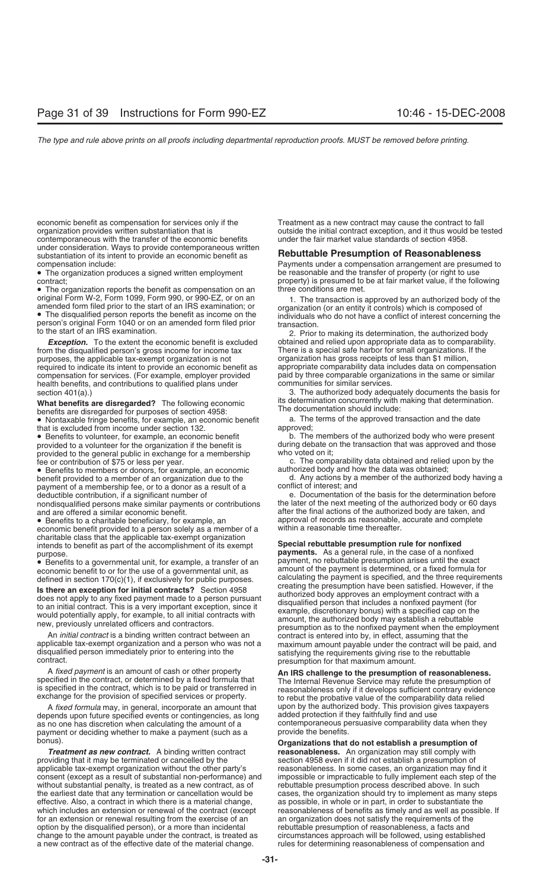economic benefit as compensation for services only if the organization provides written substantiation that is contemporaneous with the transfer of the economic benefits under consideration. Ways to provide contemporaneous written substantiation of its intent to provide an economic benefit as compensation include:

- The organization produces a signed written employment contract;
- The organization reports the benefit as compensation on an original Form W-2, Form 1099, Form 990, or 990-EZ, or on an amended form filed prior to the start of an IRS examination; or
- The disqualified person reports the benefit as income on the person's original Form 1040 or on an amended form filed prior to the start of an IRS examination.

***Exception.*** To the extent the economic benefit is excluded from the disqualified person's gross income for income tax purposes, the applicable tax-exempt organization is not required to indicate its intent to provide an economic benefit as compensation for services. (For example, employer provided health benefits, and contributions to qualified plans under section 401(a).)

**What benefits are disregarded?** The following economic benefits are disregarded for purposes of section 4958:

- Nontaxable fringe benefits, for example, an economic benefit that is excluded from income under section 132.
- Benefits to volunteer, for example, an economic benefit provided to a volunteer for the organization if the benefit is provided to the general public in exchange for a membership fee or contribution of $75 or less per year.
- Benefits to members or donors, for example, an economic benefit provided to a member of an organization due to the payment of a membership fee, or to a donor as a result of a deductible contribution, if a significant number of nondisqualified persons make similar payments or contributions and are offered a similar economic benefit.
- Benefits to a charitable beneficiary, for example, an economic benefit provided to a person solely as a member of a charitable class that the applicable tax-exempt organization intends to benefit as part of the accomplishment of its exempt purpose.
- Benefits to a governmental unit, for example, a transfer of an economic benefit to or for the use of a governmental unit, as defined in section 170(c)(1), if exclusively for public purposes.

**Is there an exception for initial contracts?** Section 4958 does not apply to any fixed payment made to a person pursuant to an initial contract. This is a very important exception, since it would potentially apply, for example, to all initial contracts with new, previously unrelated officers and contractors.

An *initial contract* is a binding written contract between an applicable tax-exempt organization and a person who was not a disqualified person immediately prior to entering into the contract.

A *fixed payment* is an amount of cash or other property specified in the contract, or determined by a fixed formula that is specified in the contract, which is to be paid or transferred in exchange for the provision of specified services or property.

A *fixed formula* may, in general, incorporate an amount that depends upon future specified events or contingencies, as long as no one has discretion when calculating the amount of a payment or deciding whether to make a payment (such as a bonus).

***Treatment as new contract.*** A binding written contract providing that it may be terminated or cancelled by the applicable tax-exempt organization without the other party's consent (except as a result of substantial non-performance) and without substantial penalty, is treated as a new contract, as of the earliest date that any termination or cancellation would be effective. Also, a contract in which there is a material change, which includes an extension or renewal of the contract (except for an extension or renewal resulting from the exercise of an option by the disqualified person), or a more than incidental change to the amount payable under the contract, is treated as a new contract as of the effective date of the material change. Treatment as a new contract may cause the contract to fall outside the initial contract exception, and it thus would be tested under the fair market value standards of section 4958.

## Rebuttable Presumption of Reasonableness

Payments under a compensation arrangement are presumed to be reasonable and the transfer of property (or right to use property) is presumed to be at fair market value, if the following three conditions are met.

1. The transaction is approved by an authorized body of the organization (or an entity it controls) which is composed of individuals who do not have a conflict of interest concerning the transaction.

2. Prior to making its determination, the authorized body obtained and relied upon appropriate data as to comparability. There is a special safe harbor for small organizations. If the organization has gross receipts of less than $1 million, appropriate comparability data includes data on compensation paid by three comparable organizations in the same or similar communities for similar services.

3. The authorized body adequately documents the basis for its determination concurrently with making that determination. The documentation should include:

a. The terms of the approved transaction and the date approved;

b. The members of the authorized body who were present during debate on the transaction that was approved and those who voted on it;

c. The comparability data obtained and relied upon by the authorized body and how the data was obtained;

d. Any actions by a member of the authorized body having a conflict of interest; and

e. Documentation of the basis for the determination before the later of the next meeting of the authorized body or 60 days after the final actions of the authorized body are taken, and approval of records as reasonable, accurate and complete within a reasonable time thereafter.

**Special rebuttable presumption rule for nonfixed payments.** As a general rule, in the case of a nonfixed payment, no rebuttable presumption arises until the exact amount of the payment is determined, or a fixed formula for calculating the payment is specified, and the three requirements creating the presumption have been satisfied. However, if the authorized body approves an employment contract with a disqualified person that includes a nonfixed payment (for example, discretionary bonus) with a specified cap on the amount, the authorized body may establish a rebuttable presumption as to the nonfixed payment when the employment contract is entered into by, in effect, assuming that the maximum amount payable under the contract will be paid, and satisfying the requirements giving rise to the rebuttable presumption for that maximum amount.

**An IRS challenge to the presumption of reasonableness.** The Internal Revenue Service may refute the presumption of reasonableness only if it develops sufficient contrary evidence to rebut the probative value of the comparability data relied upon by the authorized body. This provision gives taxpayers added protection if they faithfully find and use contemporaneous persuasive comparability data when they provide the benefits.

**Organizations that do not establish a presumption of reasonableness.** An organization may still comply with section 4958 even if it did not establish a presumption of reasonableness. In some cases, an organization may find it impossible or impracticable to fully implement each step of the rebuttable presumption process described above. In such cases, the organization should try to implement as many steps as possible, in whole or in part, in order to substantiate the reasonableness of benefits as timely and as well as possible. If an organization does not satisfy the requirements of the rebuttable presumption of reasonableness, a facts and circumstances approach will be followed, using established rules for determining reasonableness of compensation and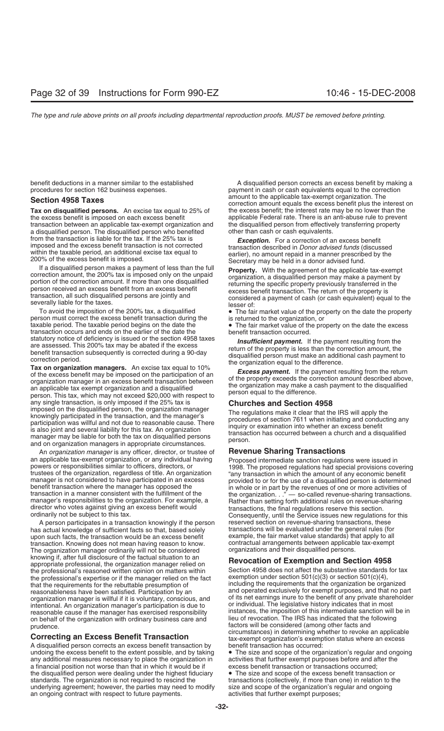benefit deductions in a manner similar to the established procedures for section 162 business expenses.

## Section 4958 Taxes

**Tax on disqualified persons.** An excise tax equal to 25% of the excess benefit is imposed on each excess benefit transaction between an applicable tax-exempt organization and a disqualified person. The disqualified person who benefited from the transaction is liable for the tax. If the 25% tax is imposed and the excess benefit transaction is not corrected within the taxable period, an additional excise tax equal to 200% of the excess benefit is imposed.

If a disqualified person makes a payment of less than the full correction amount, the 200% tax is imposed only on the unpaid portion of the correction amount. If more than one disqualified person received an excess benefit from an excess benefit transaction, all such disqualified persons are jointly and severally liable for the taxes.

To avoid the imposition of the 200% tax, a disqualified person must correct the excess benefit transaction during the taxable period. The taxable period begins on the date the transaction occurs and ends on the earlier of the date the statutory notice of deficiency is issued or the section 4958 taxes are assessed. This 200% tax may be abated if the excess benefit transaction subsequently is corrected during a 90-day correction period.

**Tax on organization managers.** An excise tax equal to 10% of the excess benefit may be imposed on the participation of an organization manager in an excess benefit transaction between an applicable tax exempt organization and a disqualified person. This tax, which may not exceed $20,000 with respect to any single transaction, is only imposed if the 25% tax is imposed on the disqualified person, the organization manager knowingly participated in the transaction, and the manager's participation was willful and not due to reasonable cause. There is also joint and several liability for this tax. An organization manager may be liable for both the tax on disqualified persons and on organization managers in appropriate circumstances.

An *organization manager* is any officer, director, or trustee of an applicable tax-exempt organization, or any individual having powers or responsibilities similar to officers, directors, or trustees of the organization, regardless of title. An organization manager is not considered to have participated in an excess benefit transaction where the manager has opposed the transaction in a manner consistent with the fulfillment of the manager's responsibilities to the organization. For example, a director who votes against giving an excess benefit would ordinarily not be subject to this tax.

A person participates in a transaction knowingly if the person has actual knowledge of sufficient facts so that, based solely upon such facts, the transaction would be an excess benefit transaction. Knowing does not mean having reason to know. The organization manager ordinarily will not be considered knowing if, after full disclosure of the factual situation to an appropriate professional, the organization manager relied on the professional's reasoned written opinion on matters within the professional's expertise or if the manager relied on the fact that the requirements for the rebuttable presumption of reasonableness have been satisfied. Participation by an organization manager is willful if it is voluntary, conscious, and intentional. An organization manager's participation is due to reasonable cause if the manager has exercised responsibility on behalf of the organization with ordinary business care and prudence.

## Correcting an Excess Benefit Transaction

A disqualified person corrects an excess benefit transaction by undoing the excess benefit to the extent possible, and by taking any additional measures necessary to place the organization in a financial position not worse than that in which it would be if the disqualified person were dealing under the highest fiduciary standards. The organization is not required to rescind the underlying agreement; however, the parties may need to modify an ongoing contract with respect to future payments.

A disqualified person corrects an excess benefit by making a payment in cash or cash equivalents equal to the correction amount to the applicable tax-exempt organization. The correction amount equals the excess benefit plus the interest on the excess benefit; the interest rate may be no lower than the applicable Federal rate. There is an anti-abuse rule to prevent the disqualified person from effectively transferring property other than cash or cash equivalents.

***Exception.*** For a correction of an excess benefit transaction described in *Donor advised funds* (discussed earlier), no amount repaid in a manner prescribed by the Secretary may be held in a donor advised fund.

**Property.** With the agreement of the applicable tax-exempt organization, a disqualified person may make a payment by returning the specific property previously transferred in the excess benefit transaction. The return of the property is considered a payment of cash (or cash equivalent) equal to the lesser of:

- The fair market value of the property on the date the property is returned to the organization, or
- The fair market value of the property on the date the excess benefit transaction occurred.

***Insufficient payment.*** If the payment resulting from the return of the property is less than the correction amount, the disqualified person must make an additional cash payment to the organization equal to the difference.

***Excess payment.*** If the payment resulting from the return of the property exceeds the correction amount described above, the organization may make a cash payment to the disqualified person equal to the difference.

## Churches and Section 4958

The regulations make it clear that the IRS will apply the procedures of section 7611 when initiating and conducting any inquiry or examination into whether an excess benefit transaction has occurred between a church and a disqualified person.

## Revenue Sharing Transactions

Proposed intermediate sanction regulations were issued in 1998. The proposed regulations had special provisions covering "any transaction in which the amount of any economic benefit provided to or for the use of a disqualified person is determined in whole or in part by the revenues of one or more activities of the organization. . ." — so-called revenue-sharing transactions. Rather than setting forth additional rules on revenue-sharing transactions, the final regulations reserve this section. Consequently, until the Service issues new regulations for this reserved section on revenue-sharing transactions, these transactions will be evaluated under the general rules (for example, the fair market value standards) that apply to all contractual arrangements between applicable tax-exempt organizations and their disqualified persons.

## Revocation of Exemption and Section 4958

Section 4958 does not affect the substantive standards for tax exemption under section 501(c)(3) or section 501(c)(4), including the requirements that the organization be organized and operated exclusively for exempt purposes, and that no part of its net earnings inure to the benefit of any private shareholder or individual. The legislative history indicates that in most instances, the imposition of this intermediate sanction will be in lieu of revocation. The IRS has indicated that the following factors will be considered (among other facts and circumstances) in determining whether to revoke an applicable tax-exempt organization's exemption status where an excess benefit transaction has occurred:

- The size and scope of the organization's regular and ongoing activities that further exempt purposes before and after the excess benefit transaction or transactions occurred;
- The size and scope of the excess benefit transaction or transactions (collectively, if more than one) in relation to the size and scope of the organization's regular and ongoing activities that further exempt purposes;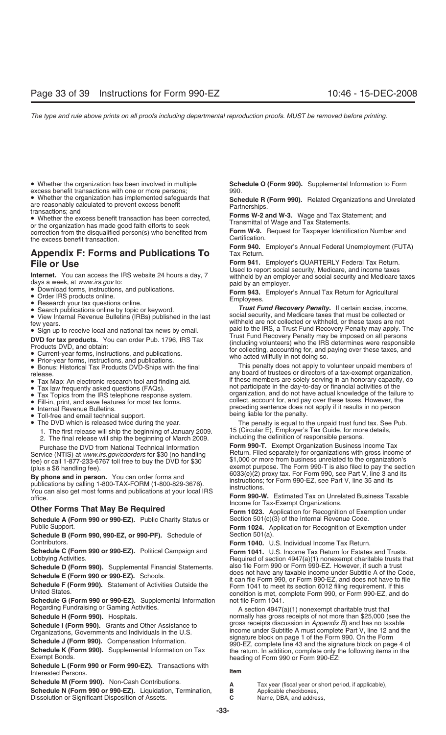- Whether the organization has been involved in multiple excess benefit transactions with one or more persons;
- Whether the organization has implemented safeguards that are reasonably calculated to prevent excess benefit transactions; and
- Whether the excess benefit transaction has been corrected, or the organization has made good faith efforts to seek correction from the disqualified person(s) who benefited from the excess benefit transaction.

## Appendix F: Forms and Publications To File or Use

**Internet.** You can access the IRS website 24 hours a day, 7 days a week, at *www.irs.gov* to:

- Download forms, instructions, and publications.
- Order IRS products online.
- Research your tax questions online.
- Search publications online by topic or keyword.
- View Internal Revenue Bulletins (IRBs) published in the last few years.
- Sign up to receive local and national tax news by email.

**DVD for tax products.** You can order Pub. 1796, IRS Tax Products DVD, and obtain:

- Current-year forms, instructions, and publications.
- Prior-year forms, instructions, and publications.
- Bonus: Historical Tax Products DVD-Ships with the final release.
- Tax Map: An electronic research tool and finding aid.
- Tax law frequently asked questions (FAQs).
- Tax Topics from the IRS telephone response system.
- Fill-in, print, and save features for most tax forms.
- Internal Revenue Bulletins.
- Toll-free and email technical support.
- The DVD which is released twice during the year.
  1. The first release will ship the beginning of January 2009.
  2. The final release will ship the beginning of March 2009.

Purchase the DVD from National Technical Information Service (NTIS) at *www.irs.gov/cdorders* for $30 (no handling fee) or call 1-877-233-6767 toll free to buy the DVD for $30 (plus a $6 handling fee).

**By phone and in person.** You can order forms and publications by calling 1-800-TAX-FORM (1-800-829-3676). You can also get most forms and publications at your local IRS office.

### Other Forms That May Be Required

**Schedule A (Form 990 or 990-EZ).** Public Charity Status or Public Support.

**Schedule B (Form 990, 990-EZ, or 990-PF).** Schedule of Contributors.

**Schedule C (Form 990 or 990-EZ).** Political Campaign and Lobbying Activities.

**Schedule D (Form 990).** Supplemental Financial Statements.

**Schedule E (Form 990 or 990-EZ).** Schools.

**Schedule F (Form 990).** Statement of Activities Outside the United States.

**Schedule G (Form 990 or 990-EZ).** Supplemental Information Regarding Fundraising or Gaming Activities.

**Schedule H (Form 990).** Hospitals.

**Schedule I (Form 990).** Grants and Other Assistance to Organizations, Governments and Individuals in the U.S.

**Schedule J (Form 990).** Compensation Information.

**Schedule K (Form 990).** Supplemental Information on Tax Exempt Bonds.

**Schedule L (Form 990 or Form 990-EZ).** Transactions with Interested Persons.

**Schedule M (Form 990).** Non-Cash Contributions.

**Schedule N (Form 990 or 990-EZ).** Liquidation, Termination, Dissolution or Significant Disposition of Assets.

**Schedule O (Form 990).** Supplemental Information to Form 990.

**Schedule R (Form 990).** Related Organizations and Unrelated Partnerships.

**Forms W-2 and W-3.** Wage and Tax Statement; and Transmittal of Wage and Tax Statements.

**Form W-9.** Request for Taxpayer Identification Number and Certification.

**Form 940.** Employer's Annual Federal Unemployment (FUTA) Tax Return.

**Form 941.** Employer's QUARTERLY Federal Tax Return. Used to report social security, Medicare, and income taxes withheld by an employer and social security and Medicare taxes paid by an employer.

**Form 943.** Employer's Annual Tax Return for Agricultural Employees.

***Trust Fund Recovery Penalty.*** If certain excise, income, social security, and Medicare taxes that must be collected or withheld are not collected or withheld, or these taxes are not paid to the IRS, a Trust Fund Recovery Penalty may apply. The Trust Fund Recovery Penalty may be imposed on all persons (including volunteers) who the IRS determines were responsible for collecting, accounting for, and paying over these taxes, and who acted willfully in not doing so.

This penalty does not apply to volunteer unpaid members of any board of trustees or directors of a tax-exempt organization, if these members are solely serving in an honorary capacity, do not participate in the day-to-day or financial activities of the organization, and do not have actual knowledge of the failure to collect, account for, and pay over these taxes. However, the preceding sentence does not apply if it results in no person being liable for the penalty.

The penalty is equal to the unpaid trust fund tax. See Pub. 15 (Circular E), Employer's Tax Guide, for more details, including the definition of responsible persons.

**Form 990-T.** Exempt Organization Business Income Tax Return. Filed separately for organizations with gross income of $1,000 or more from business unrelated to the organization's exempt purpose. The Form 990-T is also filed to pay the section 6033(e)(2) proxy tax. For Form 990, see Part V, line 3 and its instructions; for Form 990-EZ, see Part V, line 35 and its instructions.

**Form 990-W.** Estimated Tax on Unrelated Business Taxable Income for Tax-Exempt Organizations.

**Form 1023.** Application for Recognition of Exemption under Section 501(c)(3) of the Internal Revenue Code.

**Form 1024.** Application for Recognition of Exemption under Section 501(a).

**Form 1040.** U.S. Individual Income Tax Return.

**Form 1041.** U.S. Income Tax Return for Estates and Trusts. Required of section 4947(a)(1) nonexempt charitable trusts that also file Form 990 or Form 990-EZ. However, if such a trust does not have any taxable income under Subtitle A of the Code, it can file Form 990, or Form 990-EZ, and does not have to file Form 1041 to meet its section 6012 filing requirement. If this condition is met, complete Form 990, or Form 990-EZ, and do not file Form 1041.

A section 4947(a)(1) nonexempt charitable trust that normally has gross receipts of not more than $25,000 (see the gross receipts discussion in *Appendix B*) and has no taxable income under Subtitle A must complete Part V, line 12 and the signature block on page 1 of the Form 990. On the Form 990-EZ, complete line 43 and the signature block on page 4 of the return. In addition, complete only the following items in the heading of Form 990 or Form 990-EZ:

| Item | |
|---|---|
| A | Tax year (fiscal year or short period, if applicable), |
| B | Applicable checkboxes, |
| C | Name, DBA, and address, |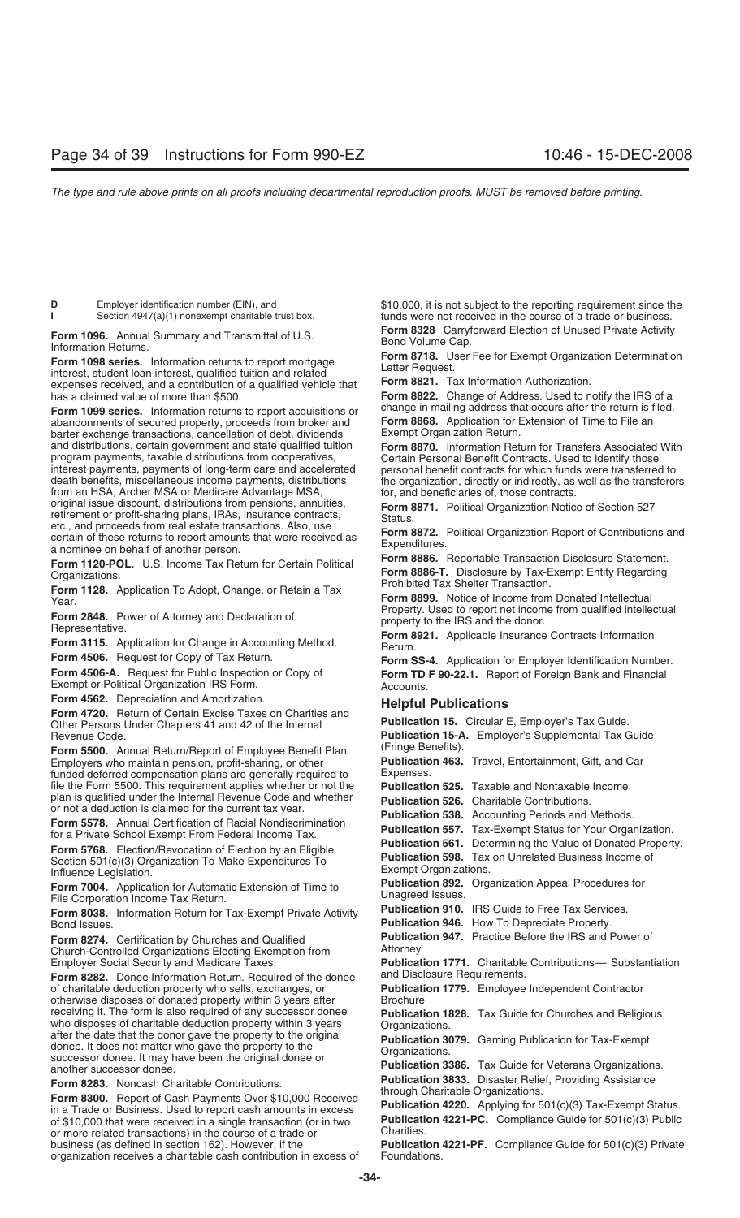**D** Employer identification number (EIN), and
**I** Section 4947(a)(1) nonexempt charitable trust box.

**Form 1096.** Annual Summary and Transmittal of U.S. Information Returns.

**Form 1098 series.** Information returns to report mortgage interest, student loan interest, qualified tuition and related expenses received, and a contribution of a qualified vehicle that has a claimed value of more than $500.

**Form 1099 series.** Information returns to report acquisitions or abandonments of secured property, proceeds from broker and barter exchange transactions, cancellation of debt, dividends and distributions, certain government and state qualified tuition program payments, taxable distributions from cooperatives, interest payments, payments of long-term care and accelerated death benefits, miscellaneous income payments, distributions from an HSA, Archer MSA or Medicare Advantage MSA, original issue discount, distributions from pensions, annuities, retirement or profit-sharing plans, IRAs, insurance contracts, etc., and proceeds from real estate transactions. Also, use certain of these returns to report amounts that were received as a nominee on behalf of another person.

**Form 1120-POL.** U.S. Income Tax Return for Certain Political Organizations.

**Form 1128.** Application To Adopt, Change, or Retain a Tax Year.

**Form 2848.** Power of Attorney and Declaration of Representative.

**Form 3115.** Application for Change in Accounting Method.

**Form 4506.** Request for Copy of Tax Return.

**Form 4506-A.** Request for Public Inspection or Copy of Exempt or Political Organization IRS Form.

**Form 4562.** Depreciation and Amortization.

**Form 4720.** Return of Certain Excise Taxes on Charities and Other Persons Under Chapters 41 and 42 of the Internal Revenue Code.

**Form 5500.** Annual Return/Report of Employee Benefit Plan. Employers who maintain pension, profit-sharing, or other funded deferred compensation plans are generally required to file the Form 5500. This requirement applies whether or not the plan is qualified under the Internal Revenue Code and whether or not a deduction is claimed for the current tax year.

**Form 5578.** Annual Certification of Racial Nondiscrimination for a Private School Exempt From Federal Income Tax.

**Form 5768.** Election/Revocation of Election by an Eligible Section 501(c)(3) Organization To Make Expenditures To Influence Legislation.

**Form 7004.** Application for Automatic Extension of Time to File Corporation Income Tax Return.

**Form 8038.** Information Return for Tax-Exempt Private Activity Bond Issues.

**Form 8274.** Certification by Churches and Qualified Church-Controlled Organizations Electing Exemption from Employer Social Security and Medicare Taxes.

**Form 8282.** Donee Information Return. Required of the donee of charitable deduction property who sells, exchanges, or otherwise disposes of donated property within 3 years after receiving it. The form is also required of any successor donee who disposes of charitable deduction property within 3 years after the date that the donor gave the property to the original donee. It does not matter who gave the property to the successor donee. It may have been the original donee or another successor donee.

**Form 8283.** Noncash Charitable Contributions.

**Form 8300.** Report of Cash Payments Over $10,000 Received in a Trade or Business. Used to report cash amounts in excess of $10,000 that were received in a single transaction (or in two or more related transactions) in the course of a trade or business (as defined in section 162). However, if the organization receives a charitable cash contribution in excess of $10,000, it is not subject to the reporting requirement since the funds were not received in the course of a trade or business.

**Form 8328** Carryforward Election of Unused Private Activity Bond Volume Cap.

**Form 8718.** User Fee for Exempt Organization Determination Letter Request.

**Form 8821.** Tax Information Authorization.

**Form 8822.** Change of Address. Used to notify the IRS of a change in mailing address that occurs after the return is filed.

**Form 8868.** Application for Extension of Time to File an Exempt Organization Return.

**Form 8870.** Information Return for Transfers Associated With Certain Personal Benefit Contracts. Used to identify those personal benefit contracts for which funds were transferred to the organization, directly or indirectly, as well as the transferors for, and beneficiaries of, those contracts.

**Form 8871.** Political Organization Notice of Section 527 Status.

**Form 8872.** Political Organization Report of Contributions and Expenditures.

**Form 8886.** Reportable Transaction Disclosure Statement.

**Form 8886-T.** Disclosure by Tax-Exempt Entity Regarding Prohibited Tax Shelter Transaction.

**Form 8899.** Notice of Income from Donated Intellectual Property. Used to report net income from qualified intellectual property to the IRS and the donor.

**Form 8921.** Applicable Insurance Contracts Information Return.

**Form SS-4.** Application for Employer Identification Number.

**Form TD F 90-22.1.** Report of Foreign Bank and Financial Accounts.

## Helpful Publications

**Publication 15.** Circular E, Employer's Tax Guide.

**Publication 15-A.** Employer's Supplemental Tax Guide (Fringe Benefits).

**Publication 463.** Travel, Entertainment, Gift, and Car Expenses.

**Publication 525.** Taxable and Nontaxable Income.

**Publication 526.** Charitable Contributions.

**Publication 538.** Accounting Periods and Methods.

**Publication 557.** Tax-Exempt Status for Your Organization.

**Publication 561.** Determining the Value of Donated Property.

**Publication 598.** Tax on Unrelated Business Income of Exempt Organizations.

**Publication 892.** Organization Appeal Procedures for Unagreed Issues.

**Publication 910.** IRS Guide to Free Tax Services.

**Publication 946.** How To Depreciate Property.

**Publication 947.** Practice Before the IRS and Power of Attorney

**Publication 1771.** Charitable Contributions— Substantiation and Disclosure Requirements.

**Publication 1779.** Employee Independent Contractor Brochure

**Publication 1828.** Tax Guide for Churches and Religious Organizations.

**Publication 3079.** Gaming Publication for Tax-Exempt Organizations.

**Publication 3386.** Tax Guide for Veterans Organizations.

**Publication 3833.** Disaster Relief, Providing Assistance through Charitable Organizations.

**Publication 4220.** Applying for 501(c)(3) Tax-Exempt Status.

**Publication 4221-PC.** Compliance Guide for 501(c)(3) Public Charities.

**Publication 4221-PF.** Compliance Guide for 501(c)(3) Private Foundations.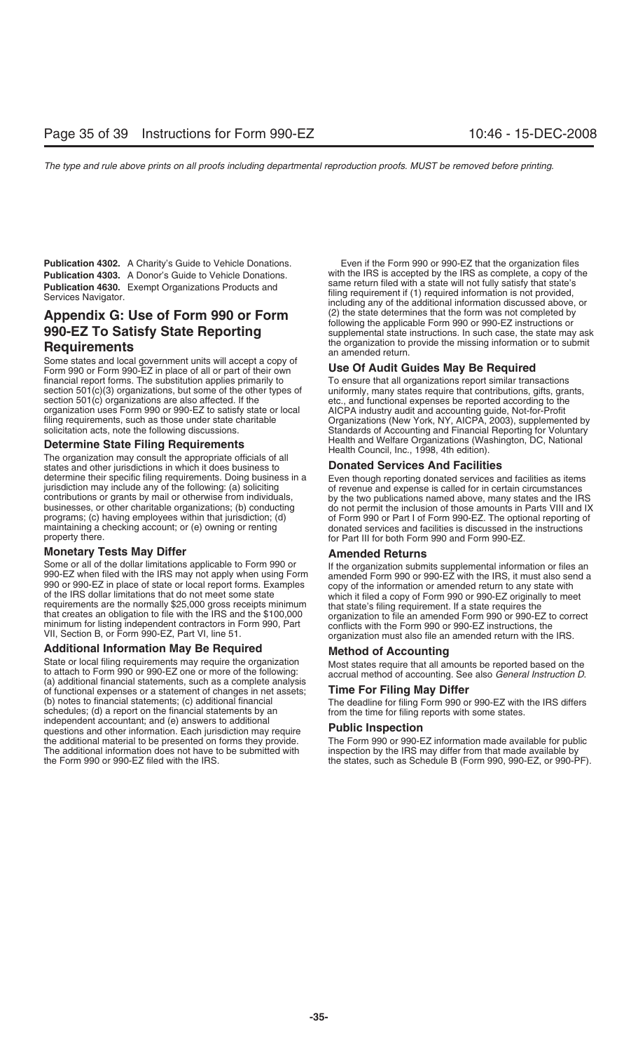**Publication 4302.** A Charity's Guide to Vehicle Donations.

**Publication 4303.** A Donor's Guide to Vehicle Donations.

**Publication 4630.** Exempt Organizations Products and Services Navigator.

## Appendix G: Use of Form 990 or Form 990-EZ To Satisfy State Reporting Requirements

Some states and local government units will accept a copy of Form 990 or Form 990-EZ in place of all or part of their own financial report forms. The substitution applies primarily to section 501(c)(3) organizations, but some of the other types of section 501(c) organizations are also affected. If the organization uses Form 990 or 990-EZ to satisfy state or local filing requirements, such as those under state charitable solicitation acts, note the following discussions.

### Determine State Filing Requirements

The organization may consult the appropriate officials of all states and other jurisdictions in which it does business to determine their specific filing requirements. Doing business in a jurisdiction may include any of the following: (a) soliciting contributions or grants by mail or otherwise from individuals, businesses, or other charitable organizations; (b) conducting programs; (c) having employees within that jurisdiction; (d) maintaining a checking account; or (e) owning or renting property there.

### Monetary Tests May Differ

Some or all of the dollar limitations applicable to Form 990 or 990-EZ when filed with the IRS may not apply when using Form 990 or 990-EZ in place of state or local report forms. Examples of the IRS dollar limitations that do not meet some state requirements are the normally $25,000 gross receipts minimum that creates an obligation to file with the IRS and the $100,000 minimum for listing independent contractors in Form 990, Part VII, Section B, or Form 990-EZ, Part VI, line 51.

### Additional Information May Be Required

State or local filing requirements may require the organization to attach to Form 990 or 990-EZ one or more of the following: (a) additional financial statements, such as a complete analysis of functional expenses or a statement of changes in net assets; (b) notes to financial statements; (c) additional financial schedules; (d) a report on the financial statements by an independent accountant; and (e) answers to additional questions and other information. Each jurisdiction may require the additional material to be presented on forms they provide. The additional information does not have to be submitted with the Form 990 or 990-EZ filed with the IRS.

Even if the Form 990 or 990-EZ that the organization files with the IRS is accepted by the IRS as complete, a copy of the same return filed with a state will not fully satisfy that state's filing requirement if (1) required information is not provided, including any of the additional information discussed above, or (2) the state determines that the form was not completed by following the applicable Form 990 or 990-EZ instructions or supplemental state instructions. In such case, the state may ask the organization to provide the missing information or to submit an amended return.

### Use Of Audit Guides May Be Required

To ensure that all organizations report similar transactions uniformly, many states require that contributions, gifts, grants, etc., and functional expenses be reported according to the AICPA industry audit and accounting guide, Not-for-Profit Organizations (New York, NY, AICPA, 2003), supplemented by Standards of Accounting and Financial Reporting for Voluntary Health and Welfare Organizations (Washington, DC, National Health Council, Inc., 1998, 4th edition).

### Donated Services And Facilities

Even though reporting donated services and facilities as items of revenue and expense is called for in certain circumstances by the two publications named above, many states and the IRS do not permit the inclusion of those amounts in Parts VIII and IX of Form 990 or Part I of Form 990-EZ. The optional reporting of donated services and facilities is discussed in the instructions for Part III for both Form 990 and Form 990-EZ.

### Amended Returns

If the organization submits supplemental information or files an amended Form 990 or 990-EZ with the IRS, it must also send a copy of the information or amended return to any state with which it filed a copy of Form 990 or 990-EZ originally to meet that state's filing requirement. If a state requires the organization to file an amended Form 990 or 990-EZ to correct conflicts with the Form 990 or 990-EZ instructions, the organization must also file an amended return with the IRS.

### Method of Accounting

Most states require that all amounts be reported based on the accrual method of accounting. See also *General Instruction D.*

### Time For Filing May Differ

The deadline for filing Form 990 or 990-EZ with the IRS differs from the time for filing reports with some states.

### Public Inspection

The Form 990 or 990-EZ information made available for public inspection by the IRS may differ from that made available by the states, such as Schedule B (Form 990, 990-EZ, or 990-PF).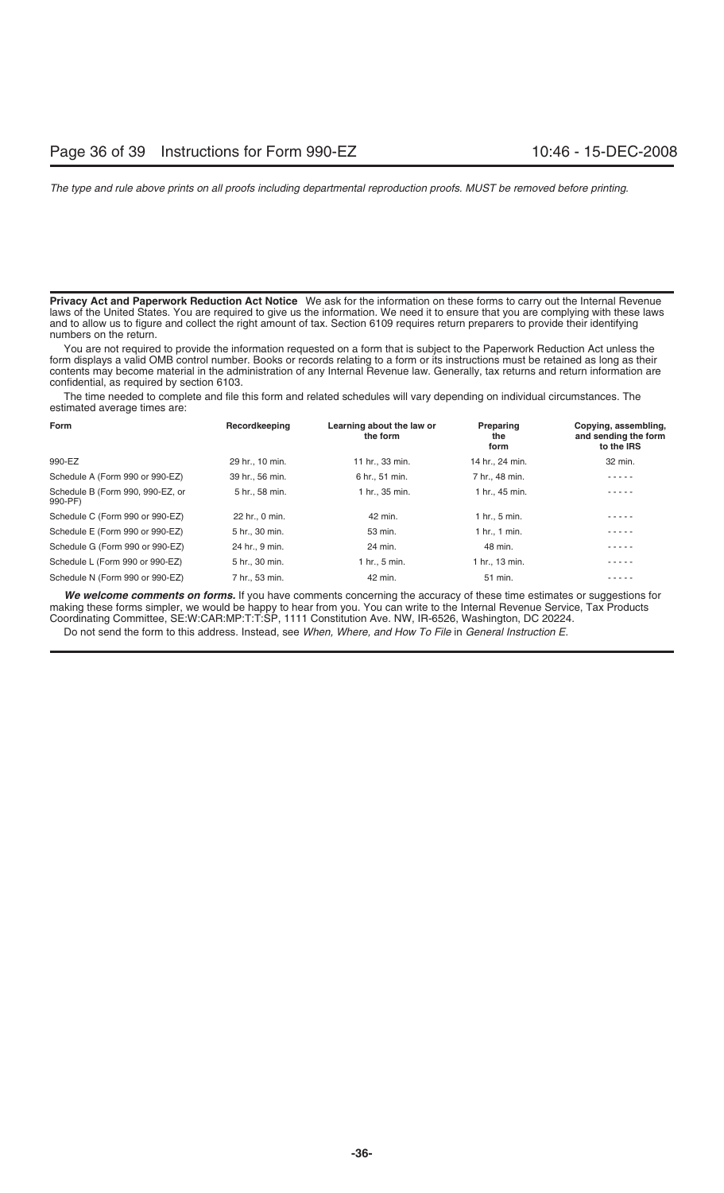**Privacy Act and Paperwork Reduction Act Notice** We ask for the information on these forms to carry out the Internal Revenue laws of the United States. You are required to give us the information. We need it to ensure that you are complying with these laws and to allow us to figure and collect the right amount of tax. Section 6109 requires return preparers to provide their identifying numbers on the return.

You are not required to provide the information requested on a form that is subject to the Paperwork Reduction Act unless the form displays a valid OMB control number. Books or records relating to a form or its instructions must be retained as long as their contents may become material in the administration of any Internal Revenue law. Generally, tax returns and return information are confidential, as required by section 6103.

The time needed to complete and file this form and related schedules will vary depending on individual circumstances. The estimated average times are:

| Form | Recordkeeping | Learning about the law or the form | Preparing the form | Copying, assembling, and sending the form to the IRS |
|---|---|---|---|---|
| 990-EZ | 29 hr., 10 min. | 11 hr., 33 min. | 14 hr., 24 min. | 32 min. |
| Schedule A (Form 990 or 990-EZ) | 39 hr., 56 min. | 6 hr., 51 min. | 7 hr., 48 min. | - - - - - |
| Schedule B (Form 990, 990-EZ, or 990-PF) | 5 hr., 58 min. | 1 hr., 35 min. | 1 hr., 45 min. | - - - - - |
| Schedule C (Form 990 or 990-EZ) | 22 hr., 0 min. | 42 min. | 1 hr., 5 min. | - - - - - |
| Schedule E (Form 990 or 990-EZ) | 5 hr., 30 min. | 53 min. | 1 hr., 1 min. | - - - - - |
| Schedule G (Form 990 or 990-EZ) | 24 hr., 9 min. | 24 min. | 48 min. | - - - - - |
| Schedule L (Form 990 or 990-EZ) | 5 hr., 30 min. | 1 hr., 5 min. | 1 hr., 13 min. | - - - - - |
| Schedule N (Form 990 or 990-EZ) | 7 hr., 53 min. | 42 min. | 51 min. | - - - - - |

***We welcome comments on forms.*** If you have comments concerning the accuracy of these time estimates or suggestions for making these forms simpler, we would be happy to hear from you. You can write to the Internal Revenue Service, Tax Products Coordinating Committee, SE:W:CAR:MP:T:T:SP, 1111 Constitution Ave. NW, IR-6526, Washington, DC 20224.

Do not send the form to this address. Instead, see *When, Where, and How To File* in *General Instruction E.*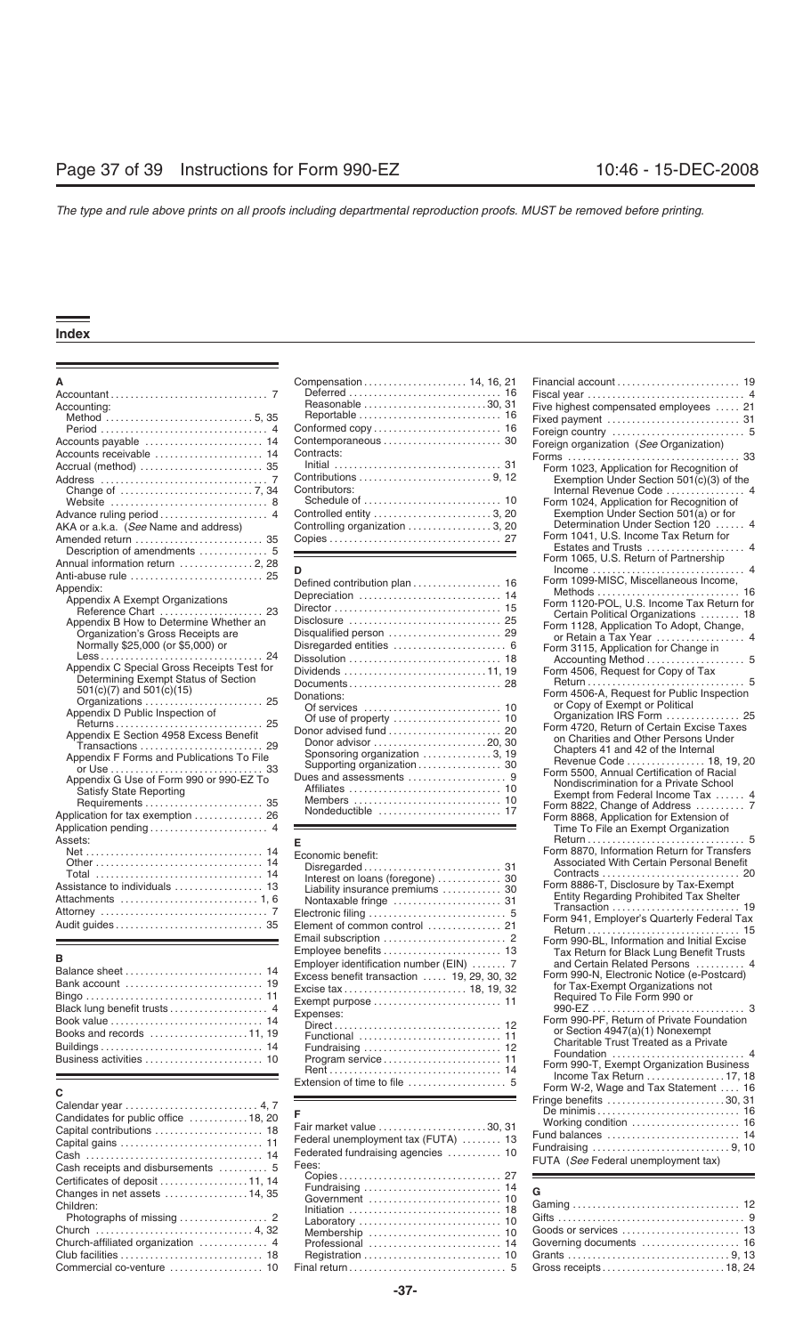# Index

## A

- Accountant . . . . . . . . . . . . . . . . . . . . . . . . . . . . . . . 7
- Accounting:
  - Method . . . . . . . . . . . . . . . . . . . . . . . . . . . . 5, 35
  - Period . . . . . . . . . . . . . . . . . . . . . . . . . . . . . . . 4
- Accounts payable . . . . . . . . . . . . . . . . . . . . . . . 14
- Accounts receivable . . . . . . . . . . . . . . . . . . . . . 14
- Accrual (method) . . . . . . . . . . . . . . . . . . . . . . . . 35
- Address . . . . . . . . . . . . . . . . . . . . . . . . . . . . . . . . 7
  - Change of . . . . . . . . . . . . . . . . . . . . . . . . . . 7, 34
  - Website . . . . . . . . . . . . . . . . . . . . . . . . . . . . . . 8
- Advance ruling period . . . . . . . . . . . . . . . . . . . . . 4
- AKA or a.k.a. (*See* Name and address)
- Amended return . . . . . . . . . . . . . . . . . . . . . . . . . 35
  - Description of amendments . . . . . . . . . . . . . 5
- Annual information return . . . . . . . . . . . . . . . 2, 28
- Anti-abuse rule . . . . . . . . . . . . . . . . . . . . . . . . . . 25
- Appendix:
  - Appendix A Exempt Organizations Reference Chart . . . . . . . . . . . . . . . . . . . . 23
  - Appendix B How to Determine Whether an Organization's Gross Receipts are Normally $25,000 (or $5,000) or Less . . . . . . . . . . . . . . . . . . . . . . . . . . . . . . . . 24
  - Appendix C Special Gross Receipts Test for Determining Exempt Status of Section 501(c)(7) and 501(c)(15) Organizations . . . . . . . . . . . . . . . . . . . . . . . 25
  - Appendix D Public Inspection of Returns . . . . . . . . . . . . . . . . . . . . . . . . . . . . 25
  - Appendix E Section 4958 Excess Benefit Transactions . . . . . . . . . . . . . . . . . . . . . . . . 29
  - Appendix F Forms and Publications To File or Use . . . . . . . . . . . . . . . . . . . . . . . . . . . . . . 33
  - Appendix G Use of Form 990 or 990-EZ To Satisfy State Reporting Requirements . . . . . . . . . . . . . . . . . . . . . . . 35
- Application for tax exemption . . . . . . . . . . . . . 26
- Application pending . . . . . . . . . . . . . . . . . . . . . . . 4
- Assets:
  - Net . . . . . . . . . . . . . . . . . . . . . . . . . . . . . . . . . . 14
  - Other . . . . . . . . . . . . . . . . . . . . . . . . . . . . . . . . 14
  - Total . . . . . . . . . . . . . . . . . . . . . . . . . . . . . . . . 14
- Assistance to individuals . . . . . . . . . . . . . . . . . 13
- Attachments . . . . . . . . . . . . . . . . . . . . . . . . . . . 1, 6
- Attorney . . . . . . . . . . . . . . . . . . . . . . . . . . . . . . . . 7
- Audit guides . . . . . . . . . . . . . . . . . . . . . . . . . . . . 35

## B

- Balance sheet . . . . . . . . . . . . . . . . . . . . . . . . . . . 14
- Bank account . . . . . . . . . . . . . . . . . . . . . . . . . . . 19
- Bingo . . . . . . . . . . . . . . . . . . . . . . . . . . . . . . . . . 11
- Black lung benefit trusts . . . . . . . . . . . . . . . . . . . 4
- Book value . . . . . . . . . . . . . . . . . . . . . . . . . . . . . 14
- Books and records . . . . . . . . . . . . . . . . . . . . 11, 19
- Buildings . . . . . . . . . . . . . . . . . . . . . . . . . . . . . . . 14
- Business activities . . . . . . . . . . . . . . . . . . . . . . . 10

## C

- Calendar year . . . . . . . . . . . . . . . . . . . . . . . . . . 4, 7
- Candidates for public office . . . . . . . . . . . . 18, 20
- Capital contributions . . . . . . . . . . . . . . . . . . . . . 18
- Capital gains . . . . . . . . . . . . . . . . . . . . . . . . . . . 11
- Cash . . . . . . . . . . . . . . . . . . . . . . . . . . . . . . . . . . 14
- Cash receipts and disbursements . . . . . . . . . . 5
- Certificates of deposit . . . . . . . . . . . . . . . . . 11, 14
- Changes in net assets . . . . . . . . . . . . . . . . 14, 35
- Children:
  - Photographs of missing . . . . . . . . . . . . . . . . . 2
- Church . . . . . . . . . . . . . . . . . . . . . . . . . . . . . . . 4, 32
- Church-affiliated organization . . . . . . . . . . . . . 4
- Club facilities . . . . . . . . . . . . . . . . . . . . . . . . . . . 18
- Commercial co-venture . . . . . . . . . . . . . . . . . . 10
- Compensation . . . . . . . . . . . . . . . . . . . . . 14, 16, 21
  - Deferred . . . . . . . . . . . . . . . . . . . . . . . . . . . . . 16
  - Reasonable . . . . . . . . . . . . . . . . . . . . . . . . 30, 31
  - Reportable . . . . . . . . . . . . . . . . . . . . . . . . . . . 16
- Conformed copy . . . . . . . . . . . . . . . . . . . . . . . . . 16
- Contemporaneous . . . . . . . . . . . . . . . . . . . . . . . 30
- Contracts:
  - Initial . . . . . . . . . . . . . . . . . . . . . . . . . . . . . . . . 31
- Contributions . . . . . . . . . . . . . . . . . . . . . . . . . . 9, 12
- Contributors:
  - Schedule of . . . . . . . . . . . . . . . . . . . . . . . . . . 10
- Controlled entity . . . . . . . . . . . . . . . . . . . . . . . 3, 20
- Controlling organization . . . . . . . . . . . . . . . . 3, 20
- Copies . . . . . . . . . . . . . . . . . . . . . . . . . . . . . . . . . 27

## D

- Defined contribution plan . . . . . . . . . . . . . . . . . 16
- Depreciation . . . . . . . . . . . . . . . . . . . . . . . . . . . . 14
- Director . . . . . . . . . . . . . . . . . . . . . . . . . . . . . . . . 15
- Disclosure . . . . . . . . . . . . . . . . . . . . . . . . . . . . . . 25
- Disqualified person . . . . . . . . . . . . . . . . . . . . . . 29
- Disregarded entities . . . . . . . . . . . . . . . . . . . . . . 6
- Dissolution . . . . . . . . . . . . . . . . . . . . . . . . . . . . . 18
- Dividends . . . . . . . . . . . . . . . . . . . . . . . . . . . . 11, 19
- Documents . . . . . . . . . . . . . . . . . . . . . . . . . . . . . 28
- Donations:
  - Of services . . . . . . . . . . . . . . . . . . . . . . . . . . . 10
  - Of use of property . . . . . . . . . . . . . . . . . . . . . 10
- Donor advised fund . . . . . . . . . . . . . . . . . . . . . . 20
  - Donor advisor . . . . . . . . . . . . . . . . . . . . . . 20, 30
  - Sponsoring organization . . . . . . . . . . . . . . 3, 19
  - Supporting organization . . . . . . . . . . . . . . . . 30
- Dues and assessments . . . . . . . . . . . . . . . . . . . . 9
  - Affiliates . . . . . . . . . . . . . . . . . . . . . . . . . . . . . 10
  - Members . . . . . . . . . . . . . . . . . . . . . . . . . . . . 10
  - Nondeductible . . . . . . . . . . . . . . . . . . . . . . . . 17

## E

- Economic benefit:
  - Disregarded . . . . . . . . . . . . . . . . . . . . . . . . . . 31
  - Interest on loans (foregone) . . . . . . . . . . . . 30
  - Liability insurance premiums . . . . . . . . . . . 30
  - Nontaxable fringe . . . . . . . . . . . . . . . . . . . . . 31
- Electronic filing . . . . . . . . . . . . . . . . . . . . . . . . . . 5
- Element of common control . . . . . . . . . . . . . . . 21
- Email subscription . . . . . . . . . . . . . . . . . . . . . . . . 2
- Employee benefits . . . . . . . . . . . . . . . . . . . . . . . 13
- Employer identification number (EIN) . . . . . . . 7
- Excess benefit transaction . . . . . . 19, 29, 30, 32
- Excise tax . . . . . . . . . . . . . . . . . . . . . . . . 18, 19, 32
- Exempt purpose . . . . . . . . . . . . . . . . . . . . . . . . . 11
- Expenses:
  - Direct . . . . . . . . . . . . . . . . . . . . . . . . . . . . . . . . 12
  - Functional . . . . . . . . . . . . . . . . . . . . . . . . . . . . 11
  - Fundraising . . . . . . . . . . . . . . . . . . . . . . . . . . . 12
  - Program service . . . . . . . . . . . . . . . . . . . . . . . 11
  - Rent . . . . . . . . . . . . . . . . . . . . . . . . . . . . . . . . . 14
- Extension of time to file . . . . . . . . . . . . . . . . . . . 5

## F

- Fair market value . . . . . . . . . . . . . . . . . . . . . . 30, 31
- Federal unemployment tax (FUTA) . . . . . . . . 13
- Federated fundraising agencies . . . . . . . . . . . 10
- Fees:
  - Copies . . . . . . . . . . . . . . . . . . . . . . . . . . . . . . . 27
  - Fundraising . . . . . . . . . . . . . . . . . . . . . . . . . . . 14
  - Government . . . . . . . . . . . . . . . . . . . . . . . . . . 10
  - Initiation . . . . . . . . . . . . . . . . . . . . . . . . . . . . . 18
  - Laboratory . . . . . . . . . . . . . . . . . . . . . . . . . . . 10
  - Membership . . . . . . . . . . . . . . . . . . . . . . . . . . 10
  - Professional . . . . . . . . . . . . . . . . . . . . . . . . . . 14
  - Registration . . . . . . . . . . . . . . . . . . . . . . . . . . 10
- Final return . . . . . . . . . . . . . . . . . . . . . . . . . . . . . . 5
- Financial account . . . . . . . . . . . . . . . . . . . . . . . . 19
- Fiscal year . . . . . . . . . . . . . . . . . . . . . . . . . . . . . . . 4
- Five highest compensated employees . . . . . 21
- Fixed payment . . . . . . . . . . . . . . . . . . . . . . . . . . 31
- Foreign country . . . . . . . . . . . . . . . . . . . . . . . . . . 5
- Foreign organization (*See* Organization)
- Forms . . . . . . . . . . . . . . . . . . . . . . . . . . . . . . . . . 33
  - Form 1023, Application for Recognition of Exemption Under Section 501(c)(3) of the Internal Revenue Code . . . . . . . . . . . . . . . 4
  - Form 1024, Application for Recognition of Exemption Under Section 501(a) or for Determination Under Section 120 . . . . . . 4
  - Form 1041, U.S. Income Tax Return for Estates and Trusts . . . . . . . . . . . . . . . . . . . 4
  - Form 1065, U.S. Return of Partnership Income . . . . . . . . . . . . . . . . . . . . . . . . . . . . . . 4
  - Form 1099-MISC, Miscellaneous Income, Methods . . . . . . . . . . . . . . . . . . . . . . . . . . . 16
  - Form 1120-POL, U.S. Income Tax Return for Certain Political Organizations . . . . . . . . 18
  - Form 1128, Application To Adopt, Change, or Retain a Tax Year . . . . . . . . . . . . . . . . . 4
  - Form 3115, Application for Change in Accounting Method . . . . . . . . . . . . . . . . . . . 5
  - Form 4506, Request for Copy of Tax Return . . . . . . . . . . . . . . . . . . . . . . . . . . . . . . 5
  - Form 4506-A, Request for Public Inspection or Copy of Exempt or Political Organization IRS Form . . . . . . . . . . . . . . 25
  - Form 4720, Return of Certain Excise Taxes on Charities and Other Persons Under Chapters 41 and 42 of the Internal Revenue Code . . . . . . . . . . . . . . . . 18, 19, 20
  - Form 5500, Annual Certification of Racial Nondiscrimination for a Private School Exempt from Federal Income Tax . . . . . . 4
  - Form 8822, Change of Address . . . . . . . . . . 7
  - Form 8868, Application for Extension of Time To File an Exempt Organization Return . . . . . . . . . . . . . . . . . . . . . . . . . . . . . . 5
  - Form 8870, Information Return for Transfers Associated With Certain Personal Benefit Contracts . . . . . . . . . . . . . . . . . . . . . . . . . . 20
  - Form 8886-T, Disclosure by Tax-Exempt Entity Regarding Prohibited Tax Shelter Transaction . . . . . . . . . . . . . . . . . . . . . . . . . 19
  - Form 941, Employer's Quarterly Federal Tax Return . . . . . . . . . . . . . . . . . . . . . . . . . . . . . 15
  - Form 990-BL, Information and Initial Excise Tax Return for Black Lung Benefit Trusts and Certain Related Persons . . . . . . . . . . 4
  - Form 990-N, Electronic Notice (e-Postcard) for Tax-Exempt Organizations not Required To File Form 990 or 990-EZ . . . . . . . . . . . . . . . . . . . . . . . . . . . . . 3
  - Form 990-PF, Return of Private Foundation or Section 4947(a)(1) Nonexempt Charitable Trust Treated as a Private Foundation . . . . . . . . . . . . . . . . . . . . . . . . . . 4
  - Form 990-T, Exempt Organization Business Income Tax Return . . . . . . . . . . . . . . . 17, 18
  - Form W-2, Wage and Tax Statement . . . . 16
- Fringe benefits . . . . . . . . . . . . . . . . . . . . . . . . 30, 31
  - De minimis . . . . . . . . . . . . . . . . . . . . . . . . . . . 16
  - Working condition . . . . . . . . . . . . . . . . . . . . . 16
- Fund balances . . . . . . . . . . . . . . . . . . . . . . . . . . 14
- Fundraising . . . . . . . . . . . . . . . . . . . . . . . . . . . 9, 10
- FUTA (*See* Federal unemployment tax)

## G

- Gaming . . . . . . . . . . . . . . . . . . . . . . . . . . . . . . . . . 12
- Gifts . . . . . . . . . . . . . . . . . . . . . . . . . . . . . . . . . . . . 9
- Goods or services . . . . . . . . . . . . . . . . . . . . . . . . 13
- Governing documents . . . . . . . . . . . . . . . . . . . . 16
- Grants . . . . . . . . . . . . . . . . . . . . . . . . . . . . . . . . 9, 13
- Gross receipts . . . . . . . . . . . . . . . . . . . . . . . . 18, 24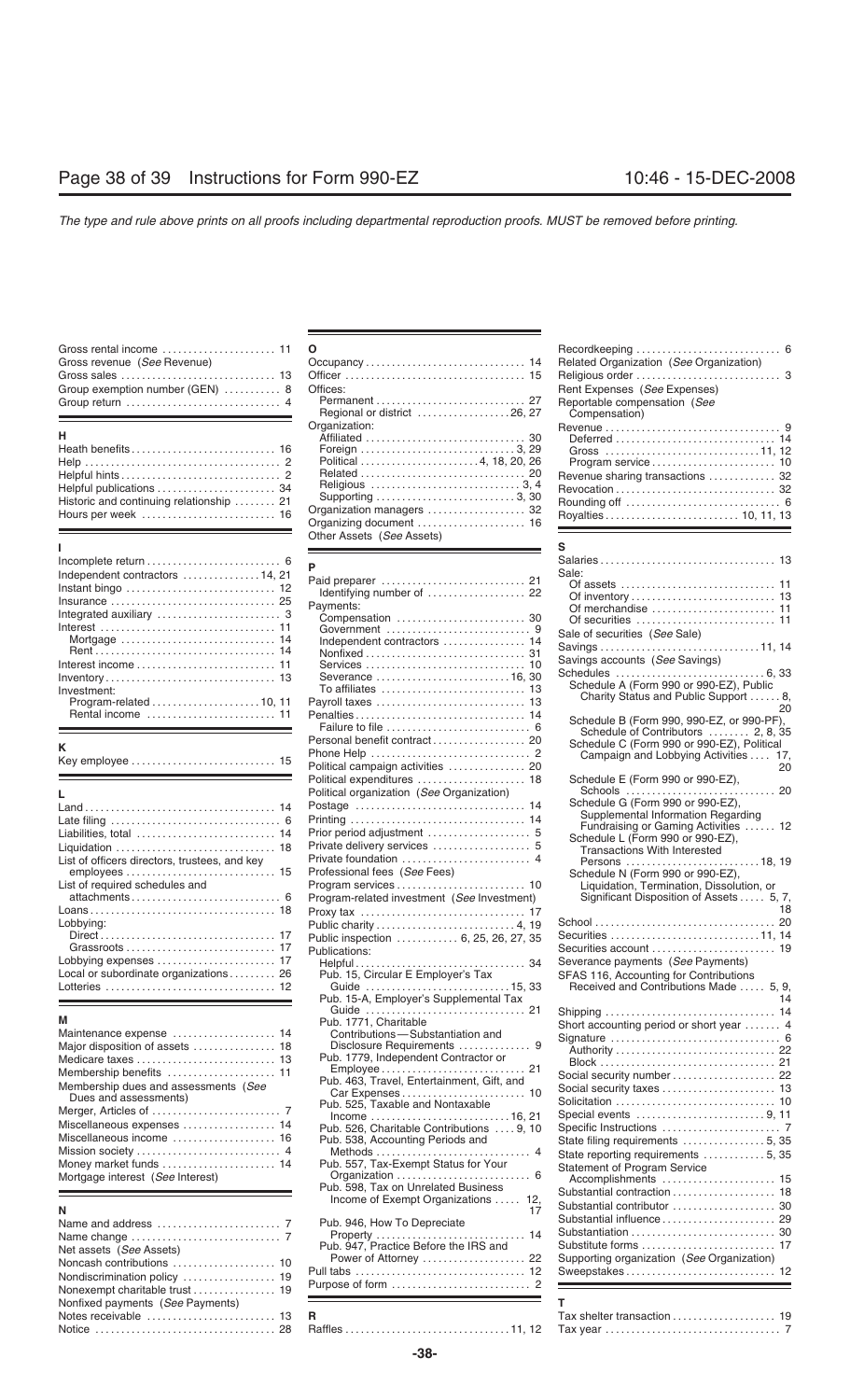Gross rental income ..................... 11
Gross revenue (*See* Revenue)
Gross sales ............................. 13
Group exemption number (GEN) ........... 8
Group return ............................ 4

**H**

Heath benefits ........................... 16
Help ..................................... 2
Helpful hints ............................. 2
Helpful publications ..................... 34
Historic and continuing relationship ........ 21
Hours per week .......................... 16

**I**

Incomplete return ......................... 6
Independent contractors ............... 14, 21
Instant bingo ............................ 12
Insurance ............................... 25
Integrated auxiliary ...................... 3
Interest ................................. 11
  Mortgage ............................. 14
  Rent ................................. 14
Interest income .......................... 11
Inventory ............................... 13
Investment:
  Program-related .................... 10, 11
  Rental income ........................ 11

**K**

Key employee ........................... 15

**L**

Land .................................... 14
Late filing ............................... 6
Liabilities, total ......................... 14
Liquidation .............................. 18
List of officers directors, trustees, and key employees ............................ 15
List of required schedules and attachments ............................ 6
Loans ................................... 18
Lobbying:
  Direct ................................ 17
  Grassroots ........................... 17
Lobbying expenses ...................... 17
Local or subordinate organizations ......... 26
Lotteries ................................ 12

**M**

Maintenance expense .................... 14
Major disposition of assets ............... 18
Medicare taxes .......................... 13
Membership benefits ..................... 11
Membership dues and assessments (*See* Dues and assessments)
Merger, Articles of ........................ 7
Miscellaneous expenses .................. 14
Miscellaneous income .................... 16
Mission society ........................... 4
Money market funds ...................... 14
Mortgage interest (*See* Interest)

**N**

Name and address ........................ 7
Name change ............................ 7
Net assets (*See* Assets)
Noncash contributions .................... 10
Nondiscrimination policy .................. 19
Nonexempt charitable trust ................ 19
Nonfixed payments (*See* Payments)
Notes receivable ......................... 13
Notice .................................. 28

**O**

Occupancy .............................. 14
Officer .................................. 15
Offices:
  Permanent ........................... 27
  Regional or district ................. 26, 27
Organization:
  Affiliated ............................ 30
  Foreign ............................ 3, 29
  Political ..................... 4, 18, 20, 26
  Related ............................. 20
  Religious ........................... 3, 4
  Supporting ......................... 3, 30
Organization managers ................... 32
Organizing document ..................... 16
Other Assets (*See* Assets)

**P**

Paid preparer ........................... 21
  Identifying number of ................. 22
Payments:
  Compensation ........................ 30
  Government ........................... 9
  Independent contractors ............... 14
  Nonfixed ............................ 31
  Services ............................. 10
  Severance ........................ 16, 30
  To affiliates ......................... 13
Payroll taxes ............................ 13
Penalties ............................... 14
  Failure to file .......................... 6
Personal benefit contract ................. 20
Phone Help .............................. 2
Political campaign activities .............. 20
Political expenditures .................... 18
Political organization (*See* Organization)
Postage ................................ 14
Printing ................................ 14
Prior period adjustment ................... 5
Private delivery services .................. 5
Private foundation ........................ 4
Professional fees (*See* Fees)
Program services ........................ 10
Program-related investment (*See* Investment)
Proxy tax ............................... 17
Public charity .......................... 4, 19
Public inspection ........... 6, 25, 26, 27, 35
Publications:
  Helpful .............................. 34
  Pub. 15, Circular E Employer's Tax Guide ........................... 15, 33
  Pub. 15-A, Employer's Supplemental Tax Guide ............................... 21
  Pub. 1771, Charitable Contributions—Substantiation and Disclosure Requirements ............. 9
  Pub. 1779, Independent Contractor or Employee ........................... 21
  Pub. 463, Travel, Entertainment, Gift, and Car Expenses ....................... 10
  Pub. 525, Taxable and Nontaxable Income .......................... 16, 21
  Pub. 526, Charitable Contributions .... 9, 10
  Pub. 538, Accounting Periods and Methods ............................. 4
  Pub. 557, Tax-Exempt Status for Your Organization ......................... 6
  Pub. 598, Tax on Unrelated Business Income of Exempt Organizations ..... 12, 17
  Pub. 946, How To Depreciate Property ............................ 14
  Pub. 947, Practice Before the IRS and Power of Attorney ................... 22
Pull tabs ................................ 12
Purpose of form .......................... 2

**R**

Raffles .............................. 11, 12
Recordkeeping ............................ 6
Related Organization (*See* Organization)
Religious order ........................... 3
Rent Expenses (*See* Expenses)
Reportable compensation (*See* Compensation)
Revenue ................................. 9
  Deferred ............................. 14
  Gross ............................ 11, 12
  Program service ...................... 10
Revenue sharing transactions ............. 32
Revocation .............................. 32
Rounding off ............................. 6
Royalties ........................ 10, 11, 13

**S**

Salaries ................................ 13
Sale:
  Of assets ............................ 11
  Of inventory .......................... 13
  Of merchandise ....................... 11
  Of securities ......................... 11
Sale of securities (*See* Sale)
Savings ............................. 11, 14
Savings accounts (*See* Savings)
Schedules ............................ 6, 33
  Schedule A (Form 990 or 990-EZ), Public Charity Status and Public Support ...... 8, 20
  Schedule B (Form 990, 990-EZ, or 990-PF), Schedule of Contributors ........ 2, 8, 35
  Schedule C (Form 990 or 990-EZ), Political Campaign and Lobbying Activities .... 17, 20
  Schedule E (Form 990 or 990-EZ), Schools ............................ 20
  Schedule G (Form 990 or 990-EZ), Supplemental Information Regarding Fundraising or Gaming Activities ...... 12
  Schedule L (Form 990 or 990-EZ), Transactions With Interested Persons ......................... 18, 19
  Schedule N (Form 990 or 990-EZ), Liquidation, Termination, Dissolution, or Significant Disposition of Assets ..... 5, 7, 18
School .................................. 20
Securities ........................... 11, 14
Securities account ....................... 19
Severance payments (*See* Payments)
SFAS 116, Accounting for Contributions Received and Contributions Made ..... 5, 9, 14
Shipping ................................ 14
Short accounting period or short year ....... 4
Signature ................................ 6
  Authority ............................. 22
  Block ................................ 21
Social security number ................... 22
Social security taxes ..................... 13
Solicitation .............................. 10
Special events ......................... 9, 11
Specific Instructions ...................... 7
State filing requirements ................ 5, 35
State reporting requirements ............ 5, 35
Statement of Program Service Accomplishments ..................... 15
Substantial contraction ................... 18
Substantial contributor ................... 30
Substantial influence ..................... 29
Substantiation ........................... 30
Substitute forms ......................... 17
Supporting organization (*See* Organization)
Sweepstakes ............................ 12

**T**

Tax shelter transaction ................... 19
Tax year ................................. 7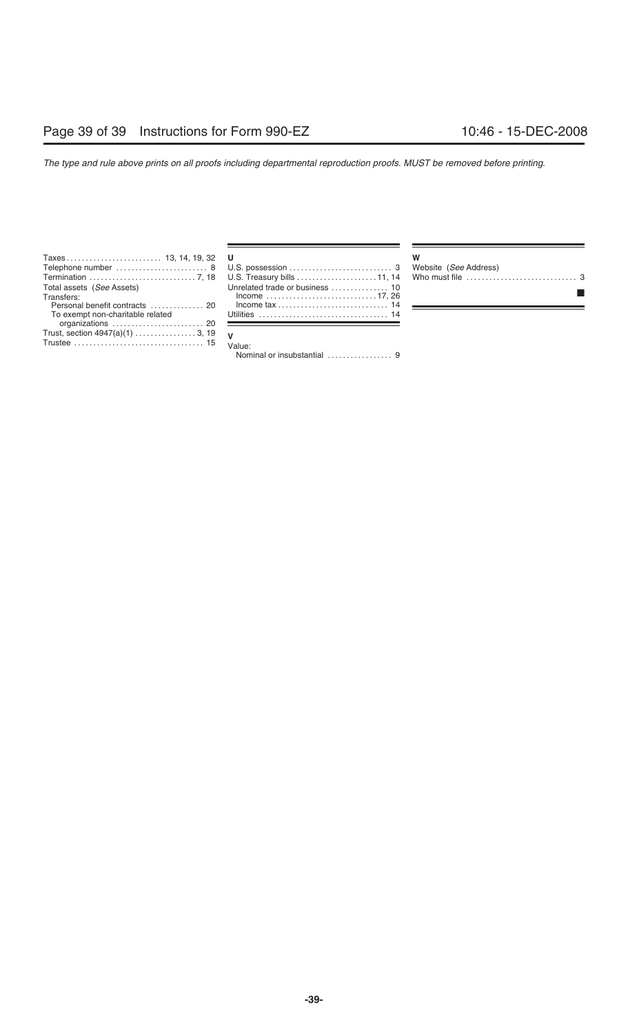Taxes ........................ 13, 14, 19, 32
Telephone number ....................... 8
Termination ........................... 7, 18
Total assets (*See* Assets)
Transfers:
  Personal benefit contracts ............. 20
  To exempt non-charitable related organizations ....................... 20
Trust, section 4947(a)(1) ................ 3, 19
Trustee ................................. 15

**U**

U.S. possession .......................... 3
U.S. Treasury bills ..................... 11, 14
Unrelated trade or business ............... 10
  Income ............................ 17, 26
  Income tax ............................ 14
Utilities ................................. 14

**V**

Value:
  Nominal or insubstantial ................. 9

**W**

Website (*See* Address)
Who must file ............................ 3

■